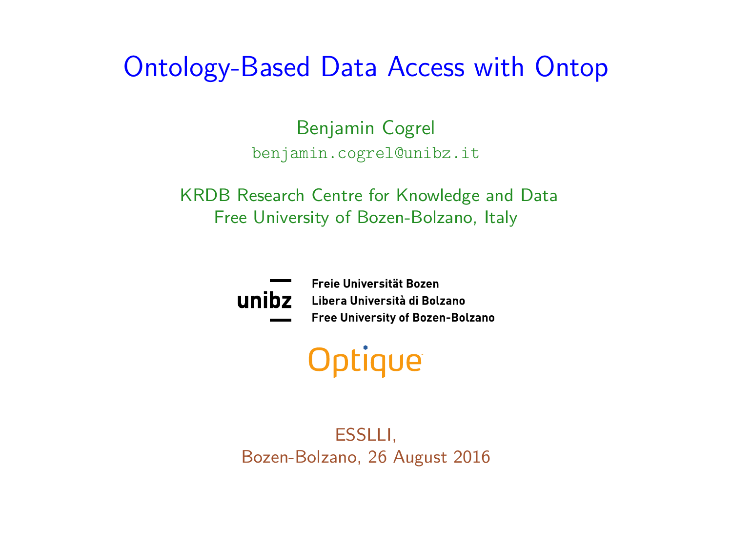# Ontology-Based Data Access with Ontop

Benjamin Cogrel

benjamin.cogrel@unibz.it

KRDB Research Centre for Knowledge and Data
Free University of Bozen-Bolzano, Italy

unibz

Freie Universität Bozen
Libera Università di Bolzano
Free University of Bozen-Bolzano

Optique

ESSLLI,
Bozen-Bolzano, 26 August 2016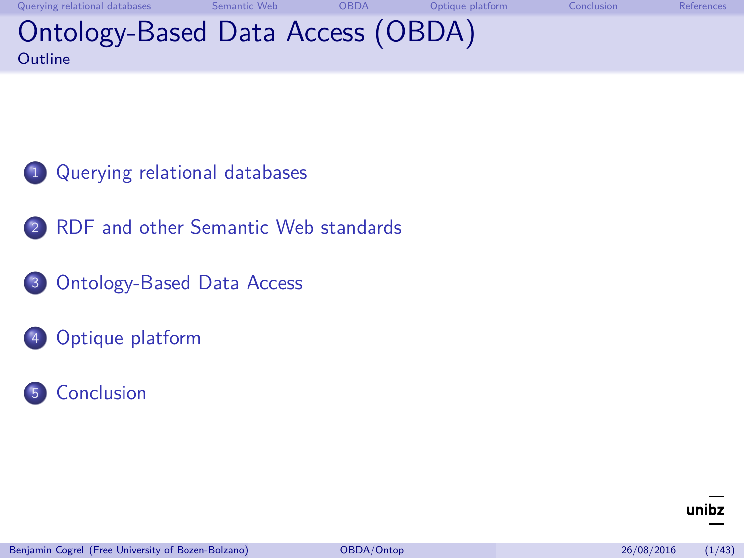# Ontology-Based Data Access (OBDA)

## Outline

1. Querying relational databases
2. RDF and other Semantic Web standards
3. Ontology-Based Data Access
4. Optique platform
5. Conclusion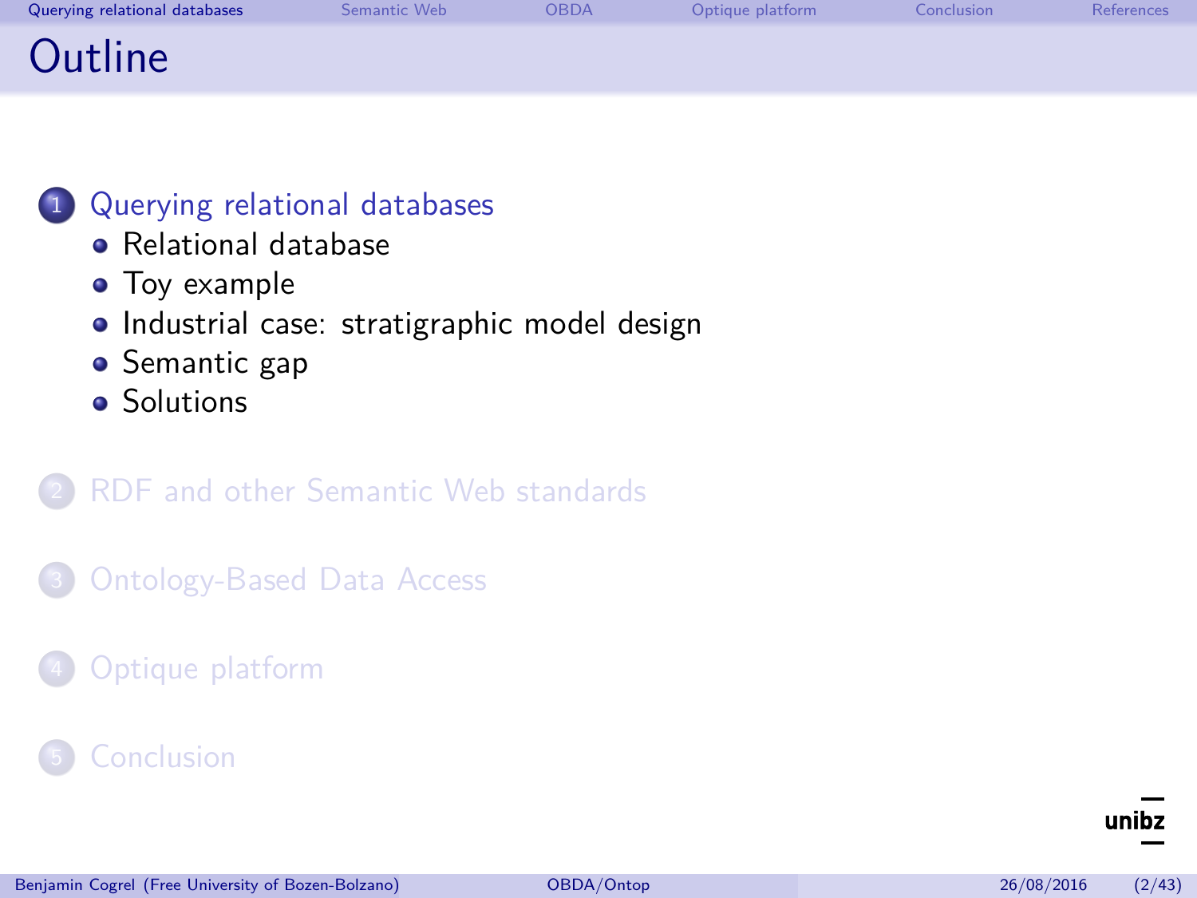# Outline

1. Querying relational databases
   - Relational database
   - Toy example
   - Industrial case: stratigraphic model design
   - Semantic gap
   - Solutions
2. RDF and other Semantic Web standards
3. Ontology-Based Data Access
4. Optique platform
5. Conclusion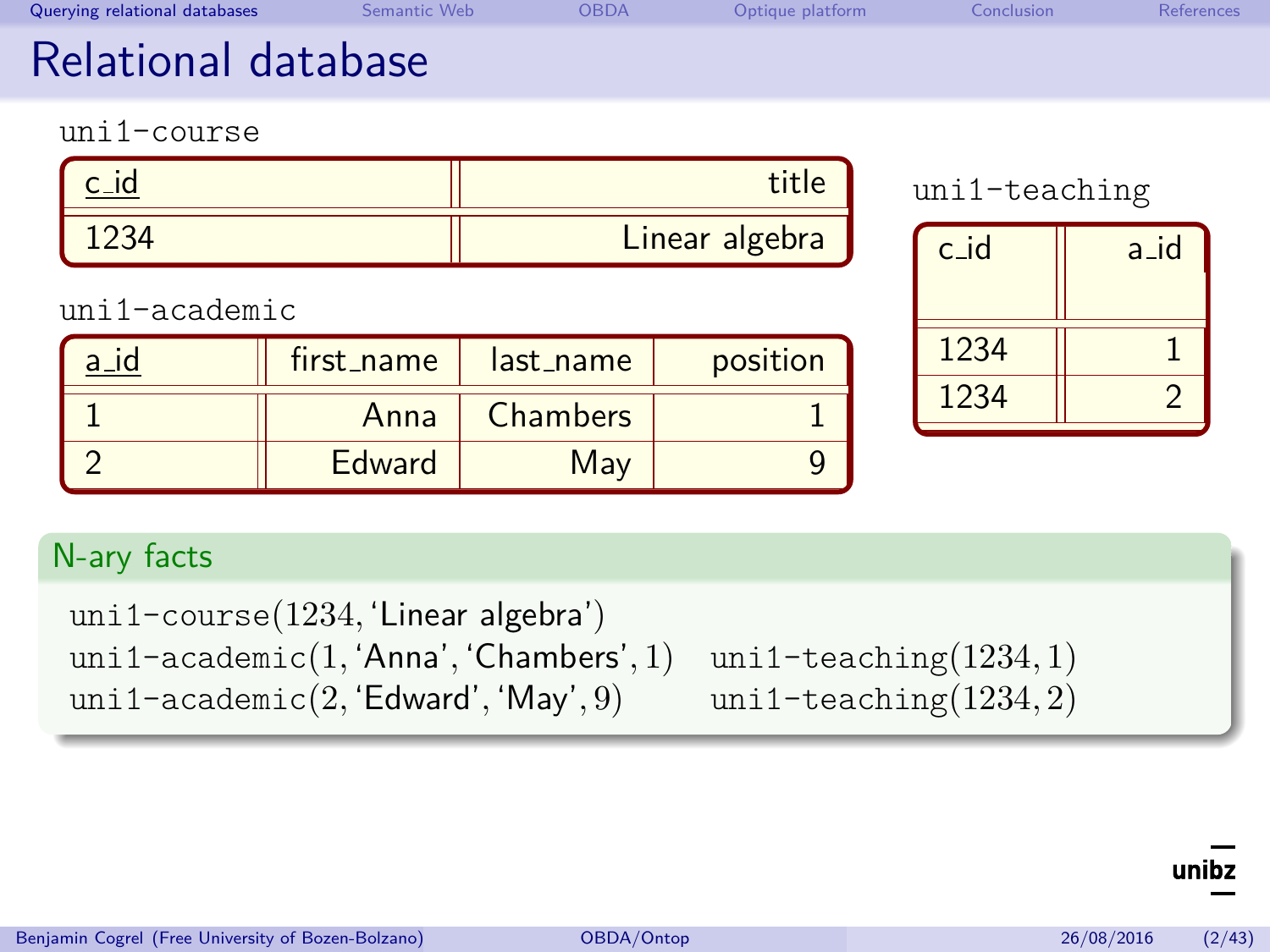# Relational database

uni1-course

| c_id | title |
|---|---|
| 1234 | Linear algebra |

uni1-academic

| a_id | first_name | last_name | position |
|---|---|---|---|
| 1 | Anna | Chambers | 1 |
| 2 | Edward | May | 9 |

uni1-teaching

| c_id | a_id |
|---|---|
| 1234 | 1 |
| 1234 | 2 |

## N-ary facts

uni1-course(1234, 'Linear algebra')

uni1-academic(1, 'Anna', 'Chambers', 1)

uni1-academic(2, 'Edward', 'May', 9)

uni1-teaching(1234, 1)

uni1-teaching(1234, 2)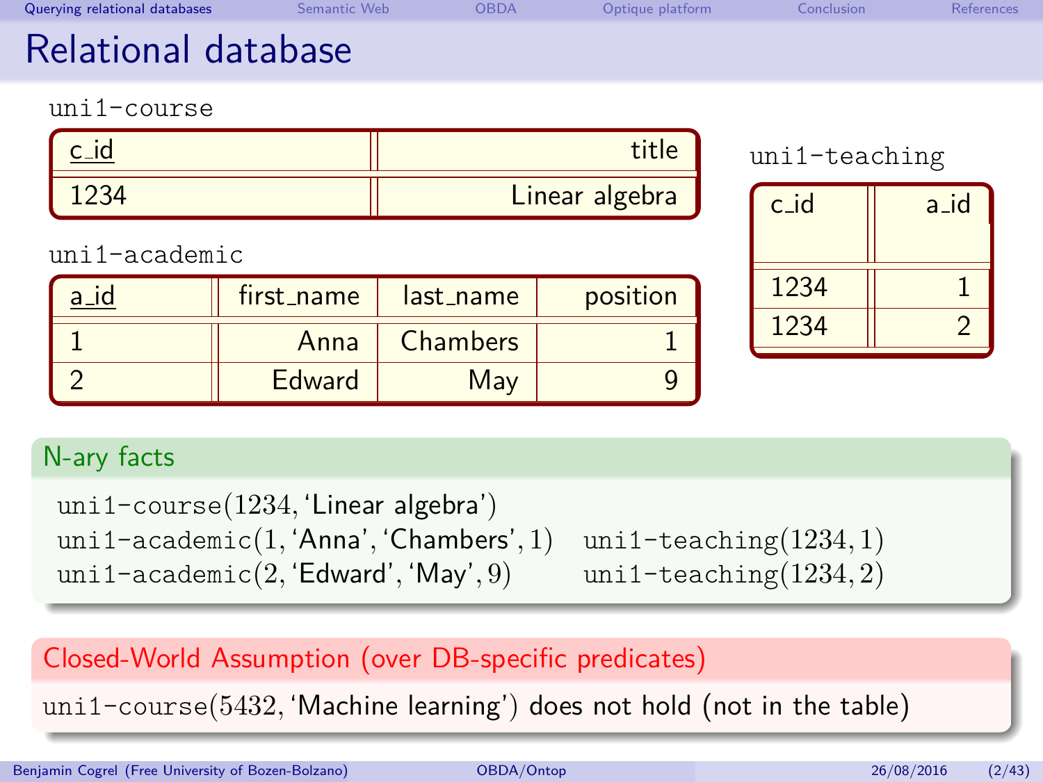# Relational database

uni1-course

| c_id | title |
|---|---|
| 1234 | Linear algebra |

uni1-academic

| a_id | first_name | last_name | position |
|---|---|---|---|
| 1 | Anna | Chambers | 1 |
| 2 | Edward | May | 9 |

uni1-teaching

| c_id | a_id |
|---|---|
| 1234 | 1 |
| 1234 | 2 |

**N-ary facts**

uni1-course(1234, 'Linear algebra')
uni1-academic(1, 'Anna', 'Chambers', 1)
uni1-academic(2, 'Edward', 'May', 9)
uni1-teaching(1234, 1)
uni1-teaching(1234, 2)

**Closed-World Assumption (over DB-specific predicates)**

uni1-course(5432, 'Machine learning') does not hold (not in the table)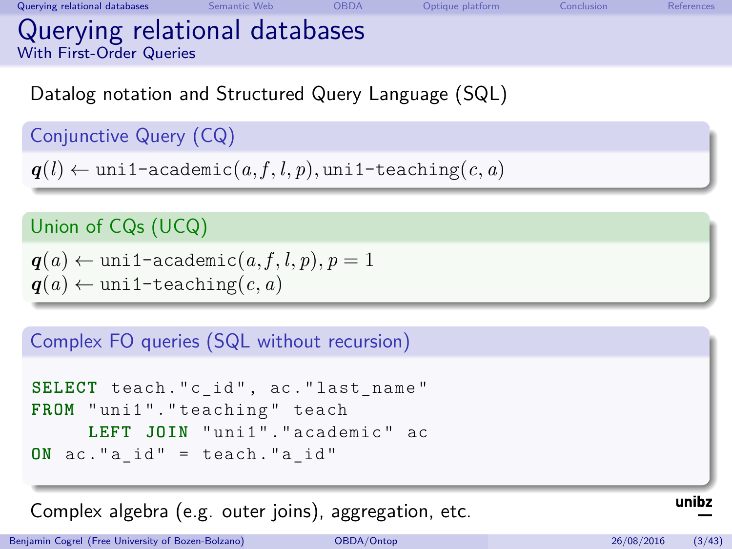# Querying relational databases
## With First-Order Queries

Datalog notation and Structured Query Language (SQL)

### Conjunctive Query (CQ)

$\boldsymbol{q}(l) \leftarrow \texttt{uni1-academic}(a, f, l, p), \texttt{uni1-teaching}(c, a)$

### Union of CQs (UCQ)

$\boldsymbol{q}(a) \leftarrow \texttt{uni1-academic}(a, f, l, p), p = 1$
$\boldsymbol{q}(a) \leftarrow \texttt{uni1-teaching}(c, a)$

### Complex FO queries (SQL without recursion)

```
SELECT teach."c_id", ac."last_name"
FROM "uni1"."teaching" teach
     LEFT JOIN "uni1"."academic" ac
ON ac."a_id" = teach."a_id"
```

Complex algebra (e.g. outer joins), aggregation, etc.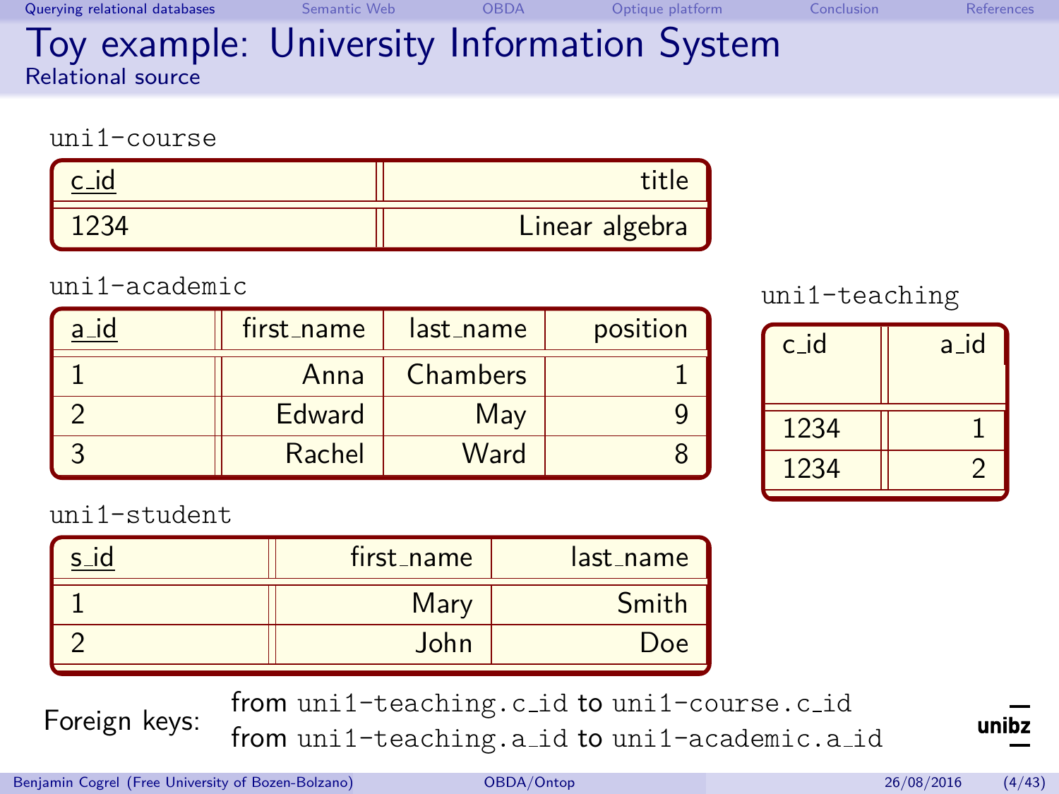# Toy example: University Information System

## Relational source

uni1-course

| c_id | title |
|---|---|
| 1234 | Linear algebra |

uni1-academic

| a_id | first_name | last_name | position |
|---|---|---|---|
| 1 | Anna | Chambers | 1 |
| 2 | Edward | May | 9 |
| 3 | Rachel | Ward | 8 |

uni1-student

| s_id | first_name | last_name |
|---|---|---|
| 1 | Mary | Smith |
| 2 | John | Doe |

uni1-teaching

| c_id | a_id |
|---|---|
| 1234 | 1 |
| 1234 | 2 |

Foreign keys:
from `uni1-teaching.c_id` to `uni1-course.c_id`
from `uni1-teaching.a_id` to `uni1-academic.a_id`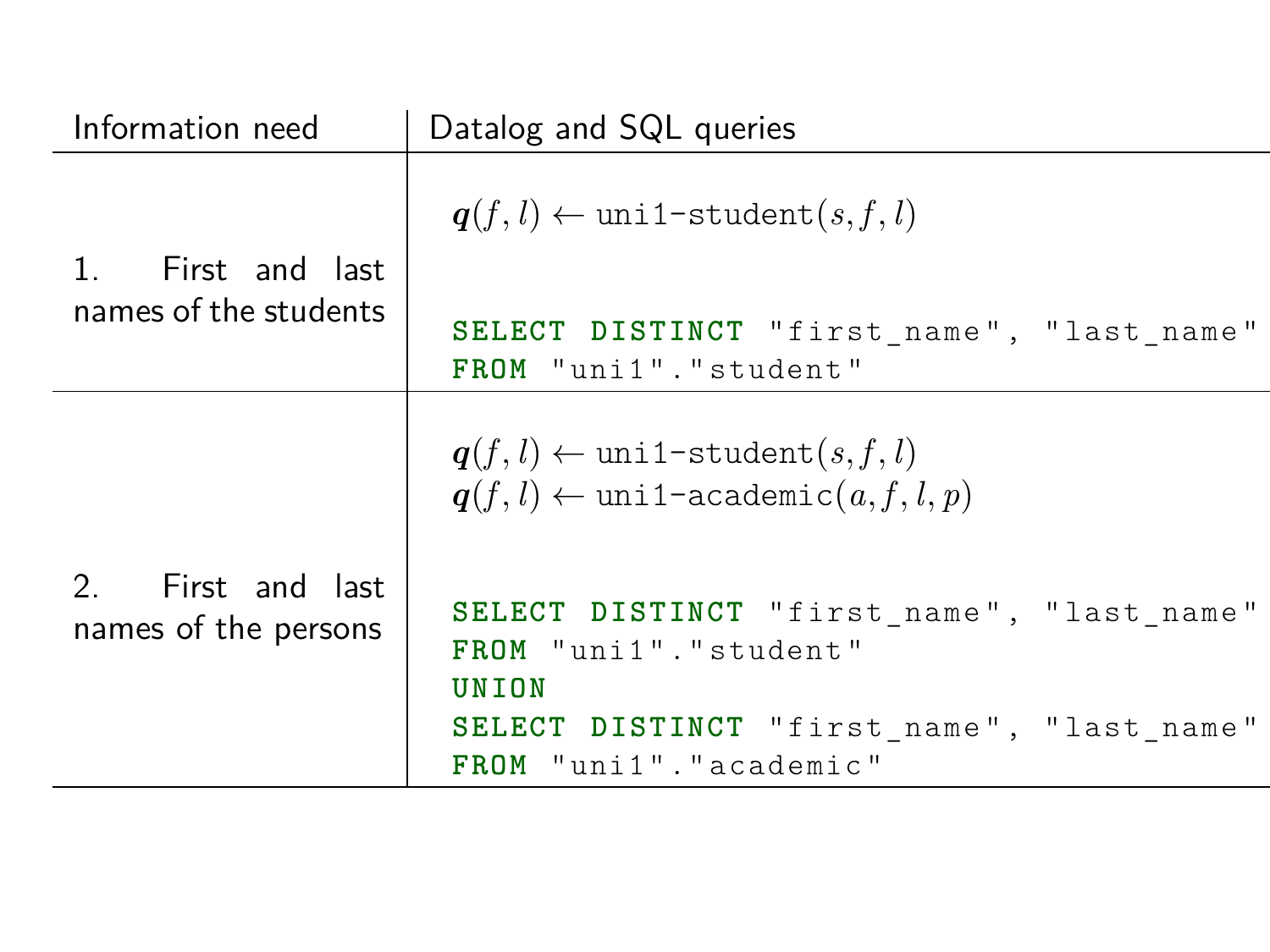| Information need | Datalog and SQL queries |
| --- | --- |
| 1. First and last names of the students | $\boldsymbol{q}(f, l) \leftarrow \texttt{uni1-student}(s, f, l)$<br><br>`SELECT DISTINCT "first_name", "last_name"`<br>`FROM "uni1"."student"` |
| 2. First and last names of the persons | $\boldsymbol{q}(f, l) \leftarrow \texttt{uni1-student}(s, f, l)$<br>$\boldsymbol{q}(f, l) \leftarrow \texttt{uni1-academic}(a, f, l, p)$<br><br>`SELECT DISTINCT "first_name", "last_name"`<br>`FROM "uni1"."student"`<br>`UNION`<br>`SELECT DISTINCT "first_name", "last_name"`<br>`FROM "uni1"."academic"` |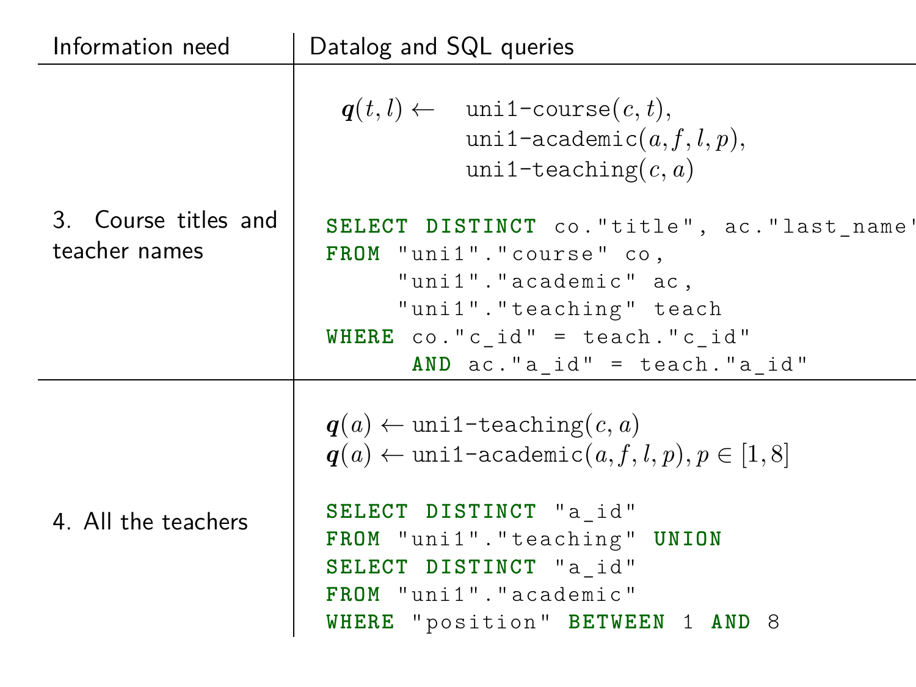| Information need | Datalog and SQL queries |
| --- | --- |
| 3. Course titles and teacher names | $\boldsymbol{q}(t,l) \leftarrow$ uni1-course$(c,t)$, uni1-academic$(a,f,l,p)$, uni1-teaching$(c,a)$<br><br>`SELECT DISTINCT co."title", ac."last_name"`<br>`FROM "uni1"."course" co,`<br>`"uni1"."academic" ac,`<br>`"uni1"."teaching" teach`<br>`WHERE co."c_id" = teach."c_id"`<br>`AND ac."a_id" = teach."a_id"` |
| 4. All the teachers | $\boldsymbol{q}(a) \leftarrow$ uni1-teaching$(c,a)$<br>$\boldsymbol{q}(a) \leftarrow$ uni1-academic$(a,f,l,p), p \in [1,8]$<br><br>`SELECT DISTINCT "a_id"`<br>`FROM "uni1"."teaching" UNION`<br>`SELECT DISTINCT "a_id"`<br>`FROM "uni1"."academic"`<br>`WHERE "position" BETWEEN 1 AND 8` |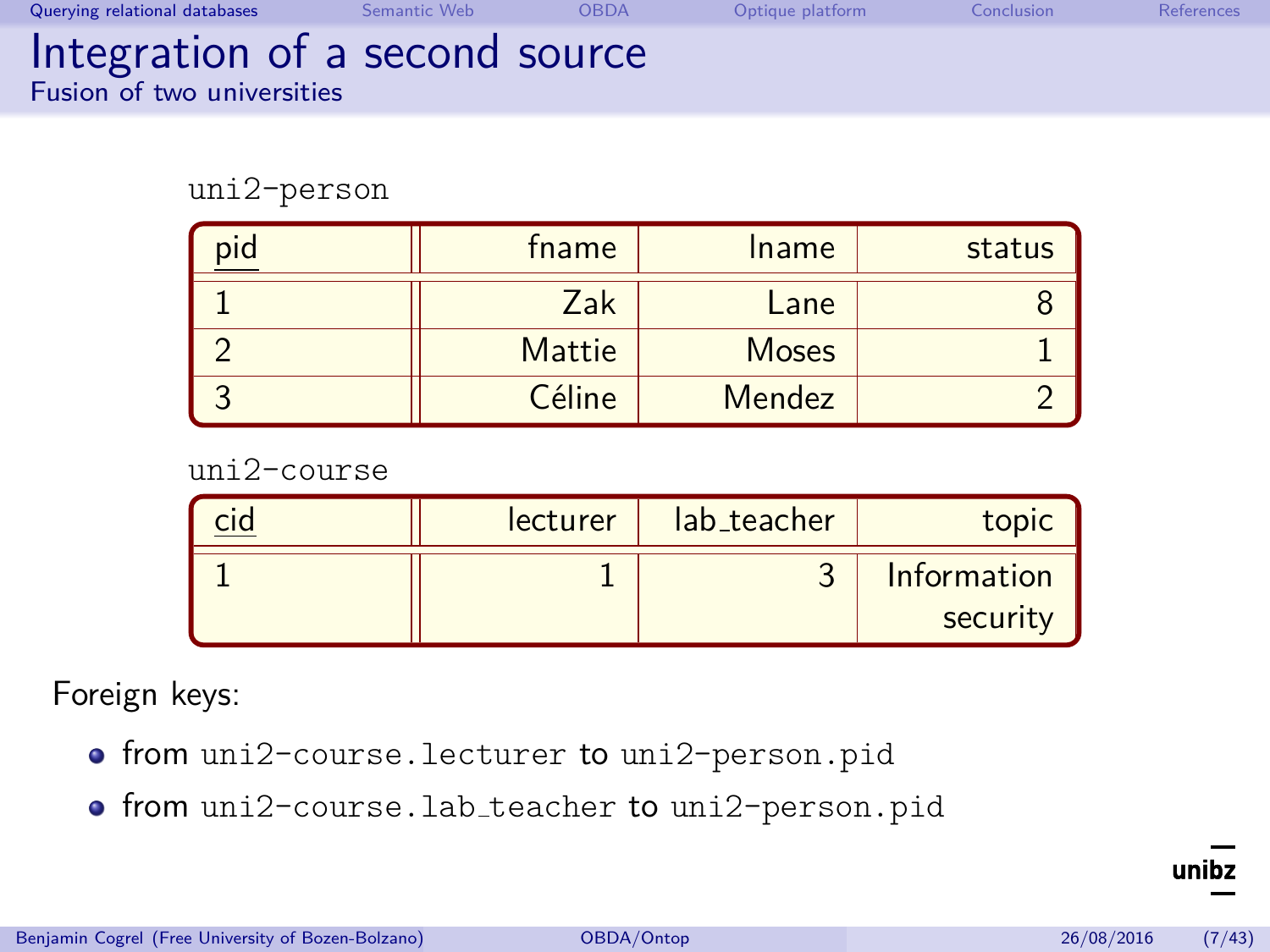# Integration of a second source

## Fusion of two universities

uni2-person

| pid | fname | lname | status |
|---|---|---|---|
| 1 | Zak | Lane | 8 |
| 2 | Mattie | Moses | 1 |
| 3 | Céline | Mendez | 2 |

uni2-course

| cid | lecturer | lab_teacher | topic |
|---|---|---|---|
| 1 | 1 | 3 | Information security |

Foreign keys:

- from `uni2-course.lecturer` to `uni2-person.pid`
- from `uni2-course.lab_teacher` to `uni2-person.pid`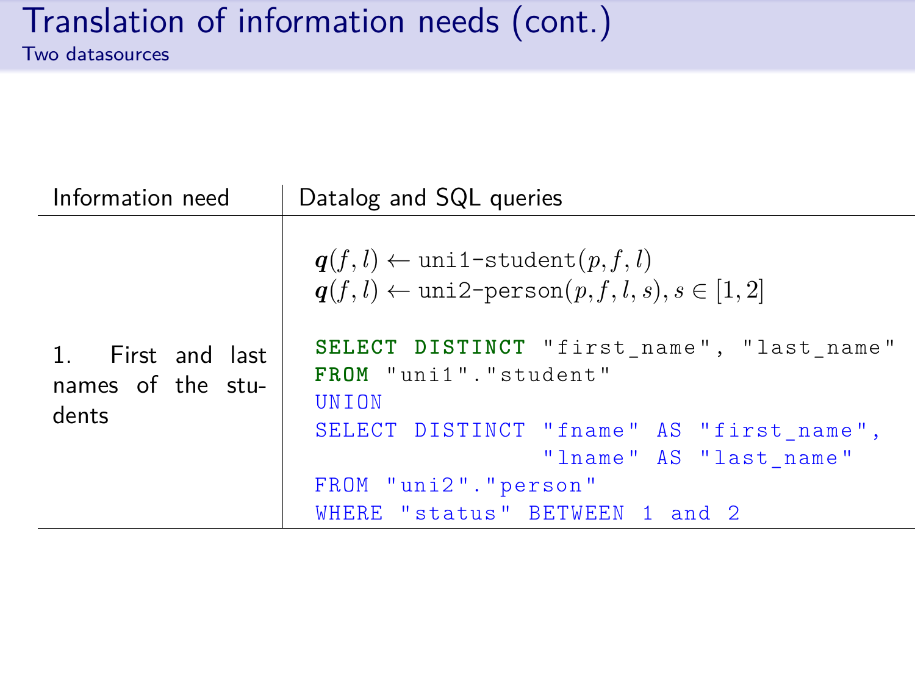# Translation of information needs (cont.)

Two datasources

| Information need | Datalog and SQL queries |
|---|---|
| 1. First and last names of the students | $\boldsymbol{q}(f, l) \leftarrow \texttt{uni1-student}(p, f, l)$<br>$\boldsymbol{q}(f, l) \leftarrow \texttt{uni2-person}(p, f, l, s), s \in [1, 2]$<br><br>`SELECT DISTINCT "first_name", "last_name"`<br>`FROM "uni1"."student"`<br>`UNION`<br>`SELECT DISTINCT "fname" AS "first_name",`<br>`                "lname" AS "last_name"`<br>`FROM "uni2"."person"`<br>`WHERE "status" BETWEEN 1 and 2` |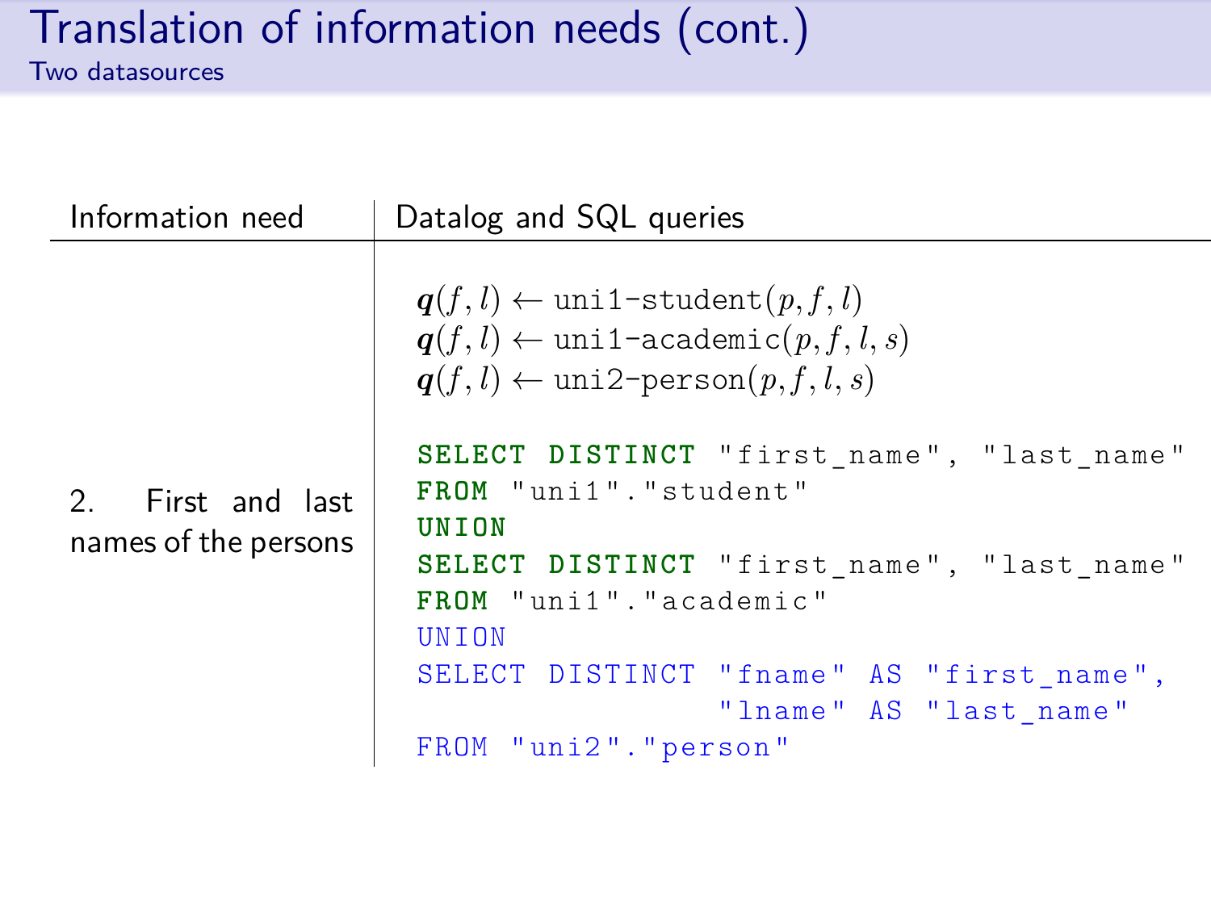# Translation of information needs (cont.)

## Two datasources

| Information need | Datalog and SQL queries |
|---|---|
| 2. First and last names of the persons | $\boldsymbol{q}(f, l) \leftarrow \texttt{uni1-student}(p, f, l)$<br>$\boldsymbol{q}(f, l) \leftarrow \texttt{uni1-academic}(p, f, l, s)$<br>$\boldsymbol{q}(f, l) \leftarrow \texttt{uni2-person}(p, f, l, s)$<br><br>`SELECT DISTINCT "first_name", "last_name"`<br>`FROM "uni1"."student"`<br>`UNION`<br>`SELECT DISTINCT "first_name", "last_name"`<br>`FROM "uni1"."academic"`<br>`UNION`<br>`SELECT DISTINCT "fname" AS "first_name",`<br>`                "lname" AS "last_name"`<br>`FROM "uni2"."person"` |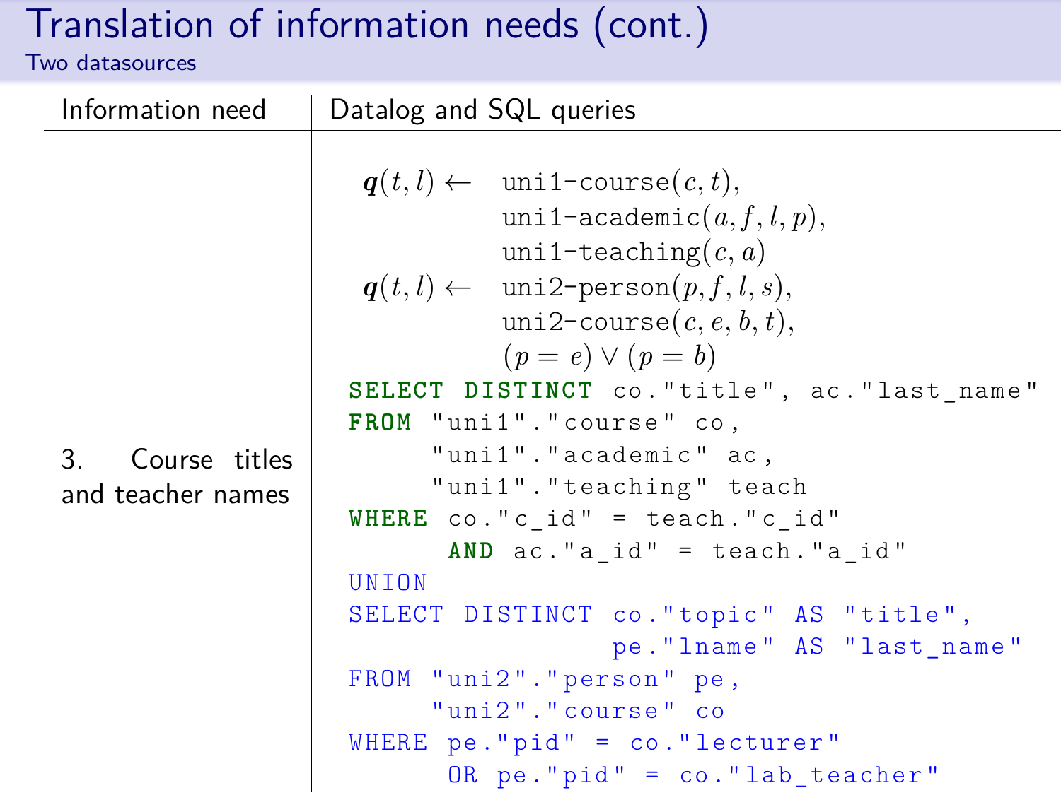# Translation of information needs (cont.)

## Two datasources

| Information need | Datalog and SQL queries |
| --- | --- |
| 3. Course titles and teacher names | see below |

$$
\begin{aligned}
\boldsymbol{q}(t, l) \leftarrow\ & \texttt{uni1-course}(c, t),\\
& \texttt{uni1-academic}(a, f, l, p),\\
& \texttt{uni1-teaching}(c, a)\\
\boldsymbol{q}(t, l) \leftarrow\ & \texttt{uni2-person}(p, f, l, s),\\
& \texttt{uni2-course}(c, e, b, t),\\
& (p = e) \vee (p = b)
\end{aligned}
$$

```sql
SELECT DISTINCT co."title", ac."last_name"
FROM "uni1"."course" co,
     "uni1"."academic" ac,
     "uni1"."teaching" teach
WHERE co."c_id" = teach."c_id"
      AND ac."a_id" = teach."a_id"
UNION
SELECT DISTINCT co."topic" AS "title",
                pe."lname" AS "last_name"
FROM "uni2"."person" pe,
     "uni2"."course" co
WHERE pe."pid" = co."lecturer"
      OR pe."pid" = co."lab_teacher"
```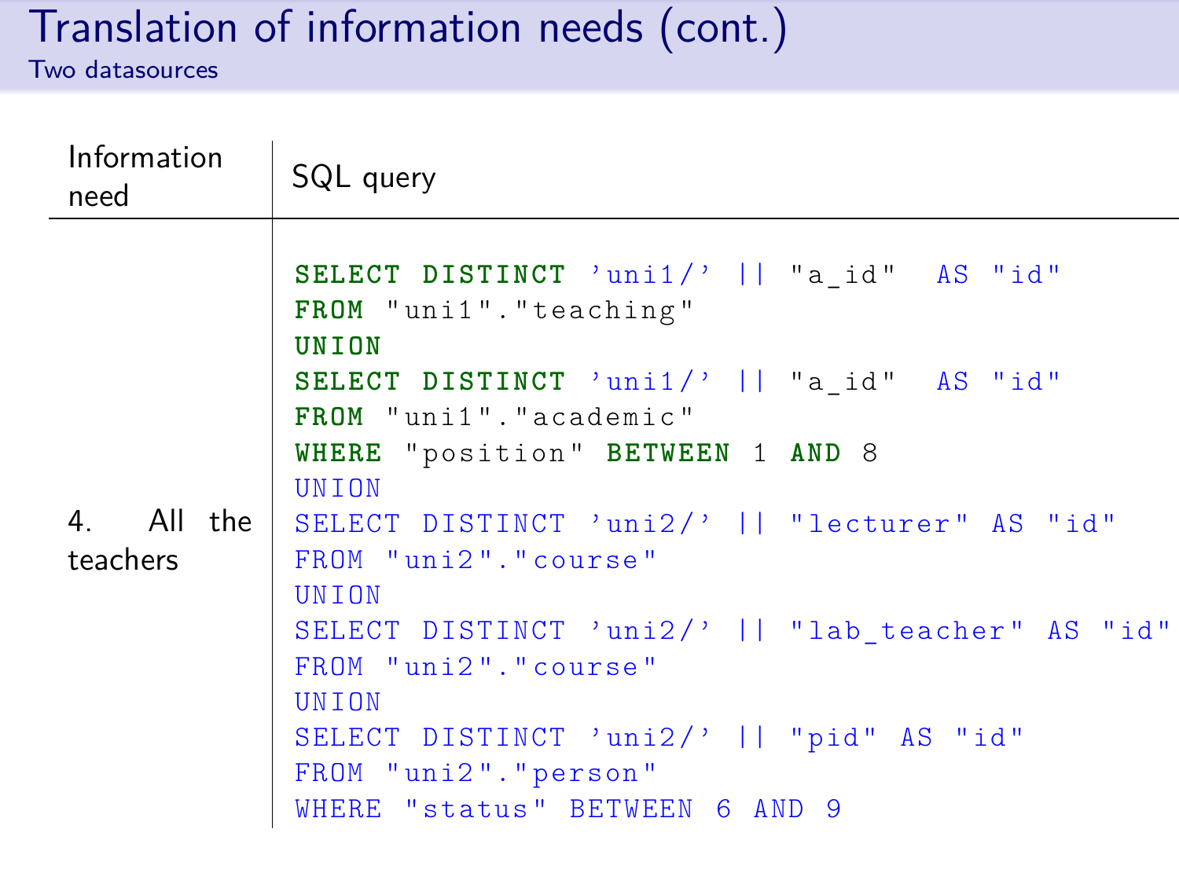# Translation of information needs (cont.)

## Two datasources

| Information need | SQL query |
|---|---|
| 4. All the teachers | `SELECT DISTINCT 'uni1/' \|\| "a_id" AS "id" FROM "uni1"."teaching" UNION SELECT DISTINCT 'uni1/' \|\| "a_id" AS "id" FROM "uni1"."academic" WHERE "position" BETWEEN 1 AND 8 UNION SELECT DISTINCT 'uni2/' \|\| "lecturer" AS "id" FROM "uni2"."course" UNION SELECT DISTINCT 'uni2/' \|\| "lab_teacher" AS "id" FROM "uni2"."course" UNION SELECT DISTINCT 'uni2/' \|\| "pid" AS "id" FROM "uni2"."person" WHERE "status" BETWEEN 6 AND 9` |

```sql
SELECT DISTINCT 'uni1/' || "a_id"  AS "id"
FROM "uni1"."teaching"
UNION
SELECT DISTINCT 'uni1/' || "a_id"  AS "id"
FROM "uni1"."academic"
WHERE "position" BETWEEN 1 AND 8
UNION
SELECT DISTINCT 'uni2/' || "lecturer" AS "id"
FROM "uni2"."course"
UNION
SELECT DISTINCT 'uni2/' || "lab_teacher" AS "id"
FROM "uni2"."course"
UNION
SELECT DISTINCT 'uni2/' || "pid" AS "id"
FROM "uni2"."person"
WHERE "status" BETWEEN 6 AND 9
```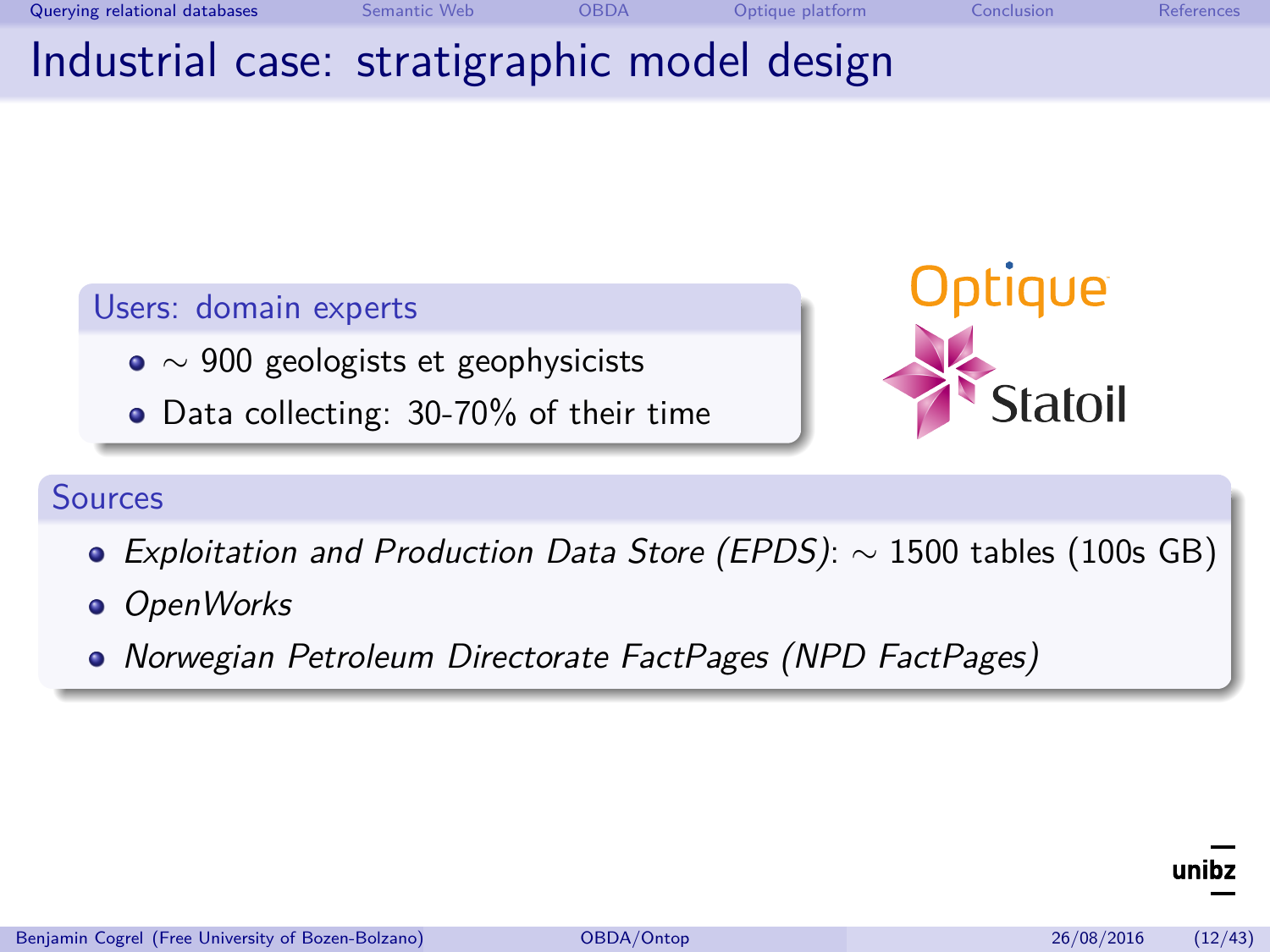# Industrial case: stratigraphic model design

## Users: domain experts

- $\sim$ 900 geologists et geophysicists
- Data collecting: 30-70% of their time

Optique

Statoil

## Sources

- *Exploitation and Production Data Store (EPDS)*: $\sim$ 1500 tables (100s GB)
- *OpenWorks*
- *Norwegian Petroleum Directorate FactPages (NPD FactPages)*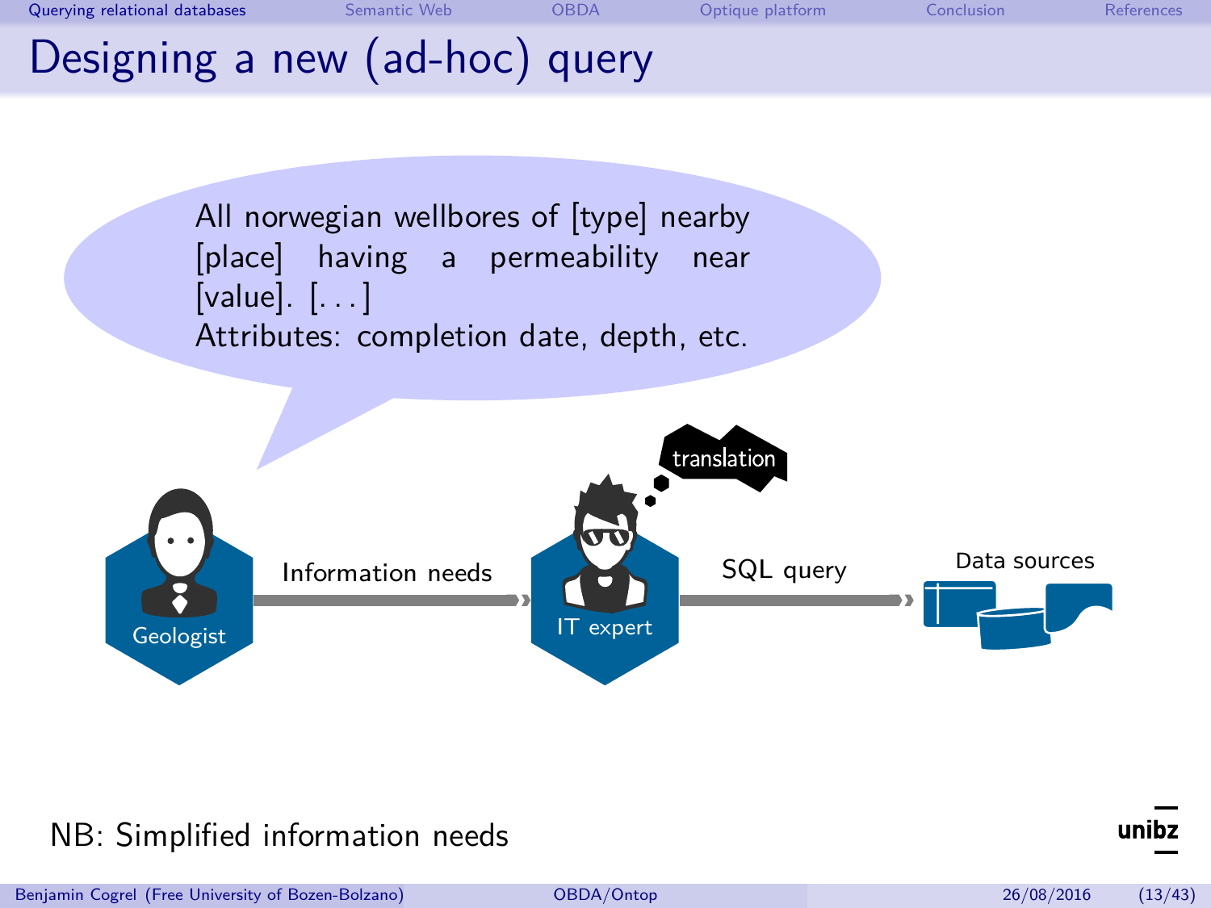# Designing a new (ad-hoc) query

All norwegian wellbores of [type] nearby [place] having a permeability near [value]. [...]
Attributes: completion date, depth, etc.

translation

Geologist — Information needs → IT expert — SQL query → Data sources

NB: Simplified information needs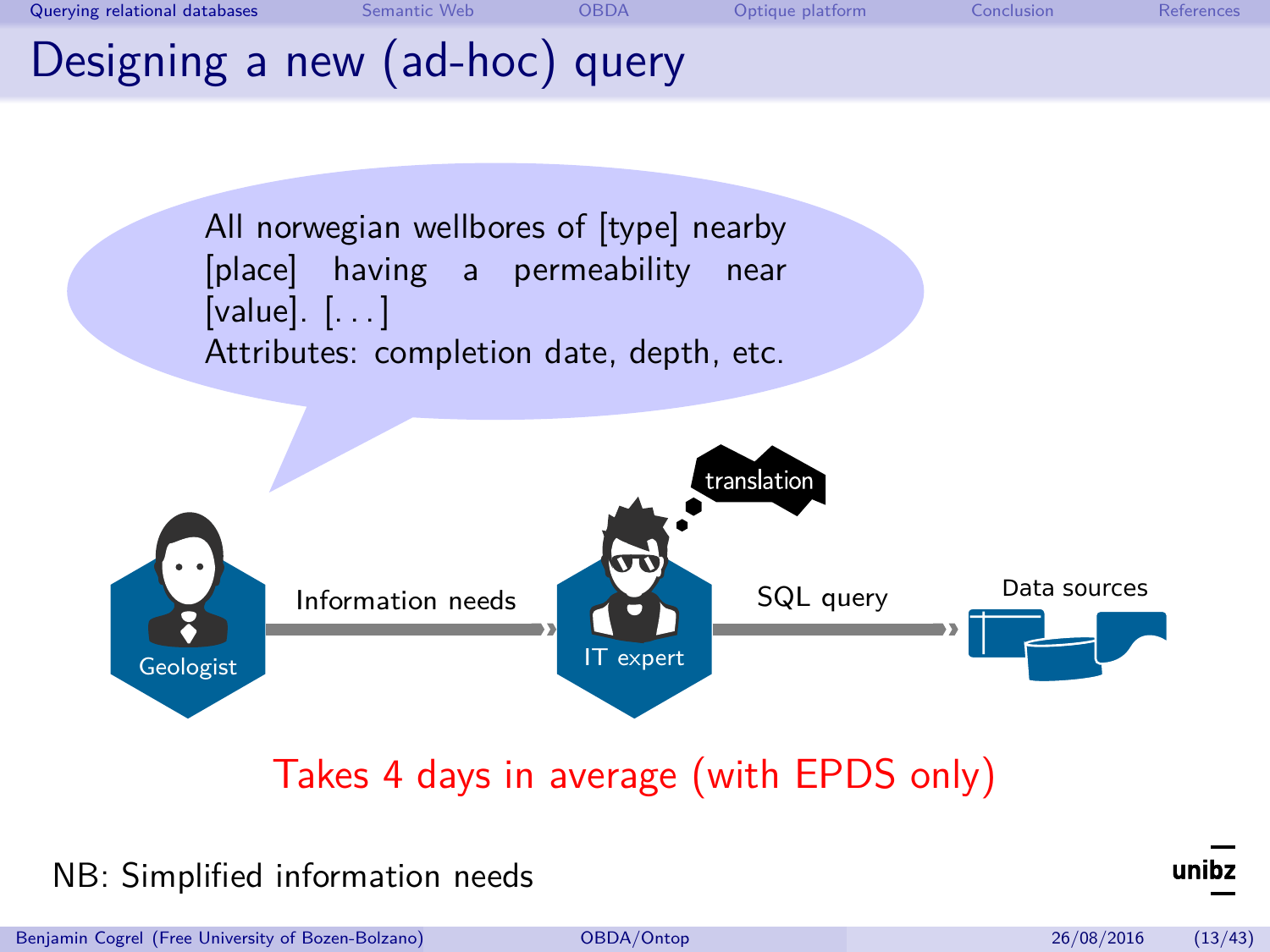# Designing a new (ad-hoc) query

All norwegian wellbores of [type] nearby [place] having a permeability near [value]. [...]
Attributes: completion date, depth, etc.

translation

Geologist — Information needs → IT expert — SQL query → Data sources

Takes 4 days in average (with EPDS only)

NB: Simplified information needs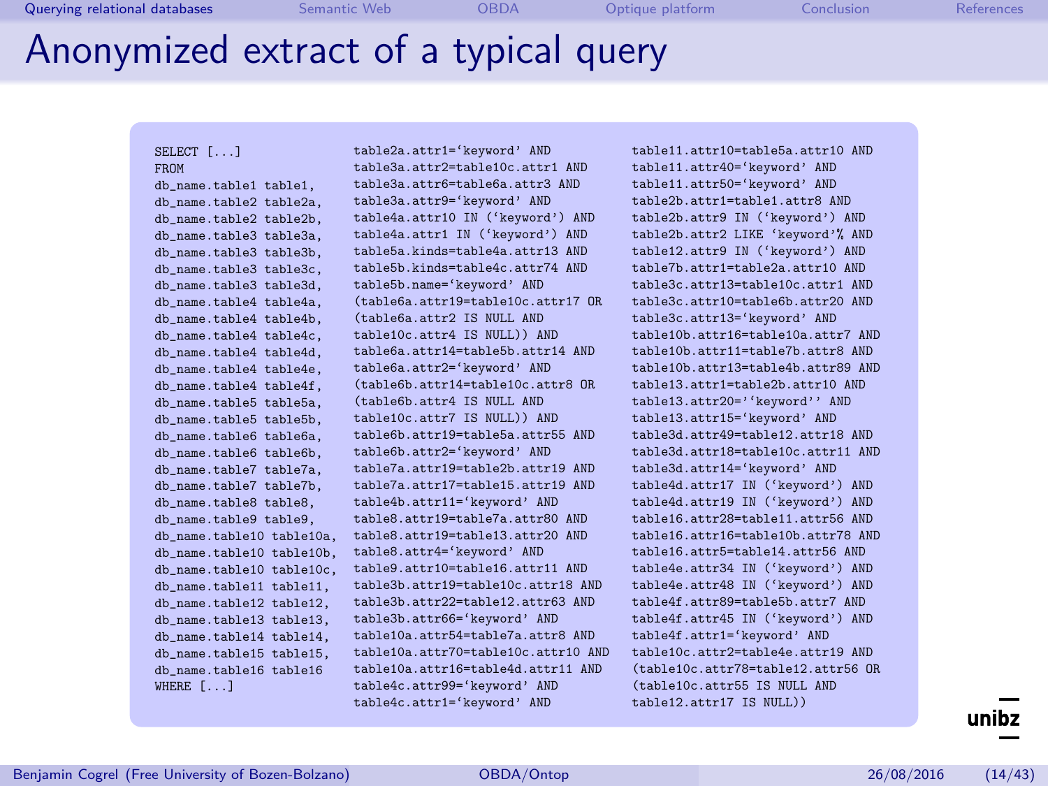# Anonymized extract of a typical query

```
SELECT [...]
FROM
db_name.table1 table1,
db_name.table2 table2a,
db_name.table2 table2b,
db_name.table3 table3a,
db_name.table3 table3b,
db_name.table3 table3c,
db_name.table3 table3d,
db_name.table4 table4a,
db_name.table4 table4b,
db_name.table4 table4c,
db_name.table4 table4d,
db_name.table4 table4e,
db_name.table4 table4f,
db_name.table5 table5a,
db_name.table5 table5b,
db_name.table6 table6a,
db_name.table6 table6b,
db_name.table7 table7a,
db_name.table7 table7b,
db_name.table8 table8,
db_name.table9 table9,
db_name.table10 table10a,
db_name.table10 table10b,
db_name.table10 table10c,
db_name.table11 table11,
db_name.table12 table12,
db_name.table13 table13,
db_name.table14 table14,
db_name.table15 table15,
db_name.table16 table16
WHERE [...]
table2a.attr1='keyword' AND
table3a.attr2=table10c.attr1 AND
table3a.attr6=table6a.attr3 AND
table3a.attr9='keyword' AND
table4a.attr10 IN ('keyword') AND
table4a.attr1 IN ('keyword') AND
table5a.kinds=table4a.attr13 AND
table5b.kinds=table4c.attr74 AND
table5b.name='keyword' AND
(table6a.attr19=table10c.attr17 OR
(table6a.attr2 IS NULL AND
table10c.attr4 IS NULL)) AND
table6a.attr14=table5b.attr14 AND
table6a.attr2='keyword' AND
(table6b.attr14=table10c.attr8 OR
(table6b.attr4 IS NULL AND
table10c.attr7 IS NULL)) AND
table6b.attr19=table5a.attr55 AND
table6b.attr2='keyword' AND
table7a.attr19=table2b.attr19 AND
table7a.attr17=table15.attr19 AND
table4b.attr11='keyword' AND
table8.attr19=table7a.attr80 AND
table8.attr19=table13.attr20 AND
table8.attr4='keyword' AND
table9.attr10=table16.attr11 AND
table3b.attr19=table10c.attr18 AND
table3b.attr22=table12.attr63 AND
table3b.attr66='keyword' AND
table10a.attr54=table7a.attr8 AND
table10a.attr70=table10c.attr10 AND
table10a.attr16=table4d.attr11 AND
table4c.attr99='keyword' AND
table4c.attr1='keyword' AND
table11.attr10=table5a.attr10 AND
table11.attr40='keyword' AND
table11.attr50='keyword' AND
table2b.attr1=table1.attr8 AND
table2b.attr9 IN ('keyword') AND
table2b.attr2 LIKE 'keyword'% AND
table12.attr9 IN ('keyword') AND
table7b.attr1=table2a.attr10 AND
table3c.attr13=table10c.attr1 AND
table3c.attr10=table6b.attr20 AND
table3c.attr13='keyword' AND
table10b.attr16=table10a.attr7 AND
table10b.attr11=table7b.attr8 AND
table10b.attr13=table4b.attr89 AND
table13.attr1=table2b.attr10 AND
table13.attr20=''keyword'' AND
table13.attr15='keyword' AND
table3d.attr49=table12.attr18 AND
table3d.attr18=table10c.attr11 AND
table3d.attr14='keyword' AND
table4d.attr17 IN ('keyword') AND
table4d.attr19 IN ('keyword') AND
table16.attr28=table11.attr56 AND
table16.attr16=table10b.attr78 AND
table16.attr5=table14.attr56 AND
table4e.attr34 IN ('keyword') AND
table4e.attr48 IN ('keyword') AND
table4f.attr89=table5b.attr7 AND
table4f.attr45 IN ('keyword') AND
table4f.attr1='keyword' AND
table10c.attr2=table4e.attr19 AND
(table10c.attr78=table12.attr56 OR
(table10c.attr55 IS NULL AND
table12.attr17 IS NULL))
```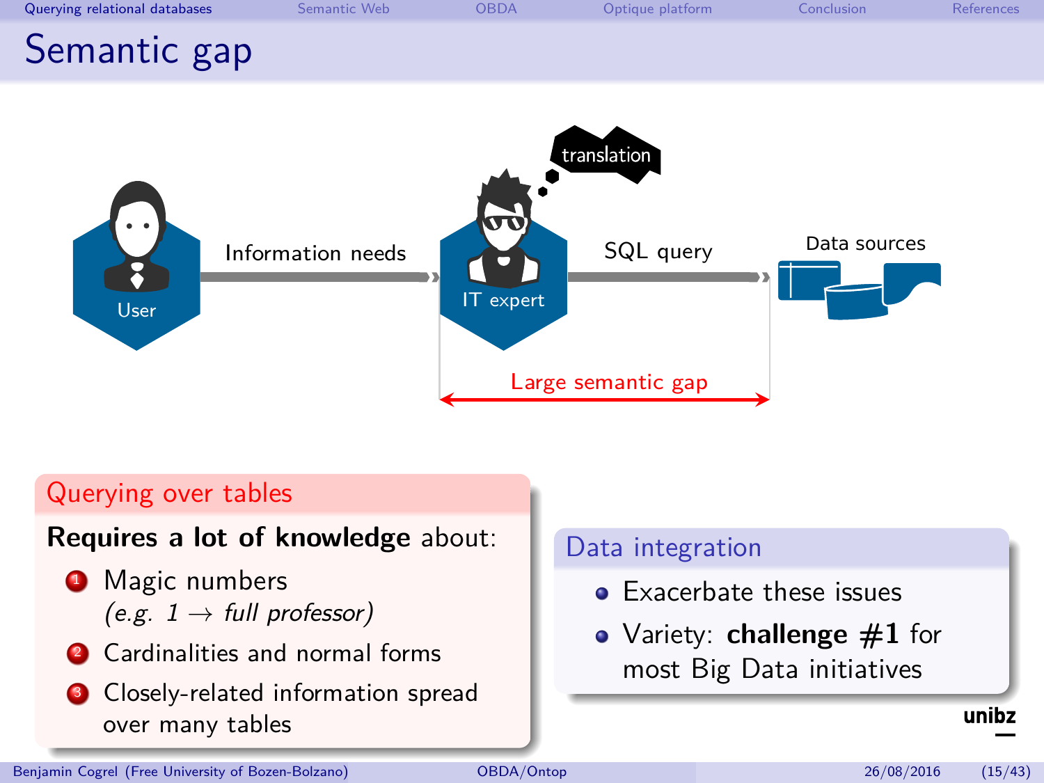# Semantic gap

User — Information needs → IT expert (translation) — SQL query → Data sources

Large semantic gap

## Querying over tables

**Requires a lot of knowledge** about:

1. Magic numbers *(e.g. 1 → full professor)*
2. Cardinalities and normal forms
3. Closely-related information spread over many tables

## Data integration

- Exacerbate these issues
- Variety: **challenge #1** for most Big Data initiatives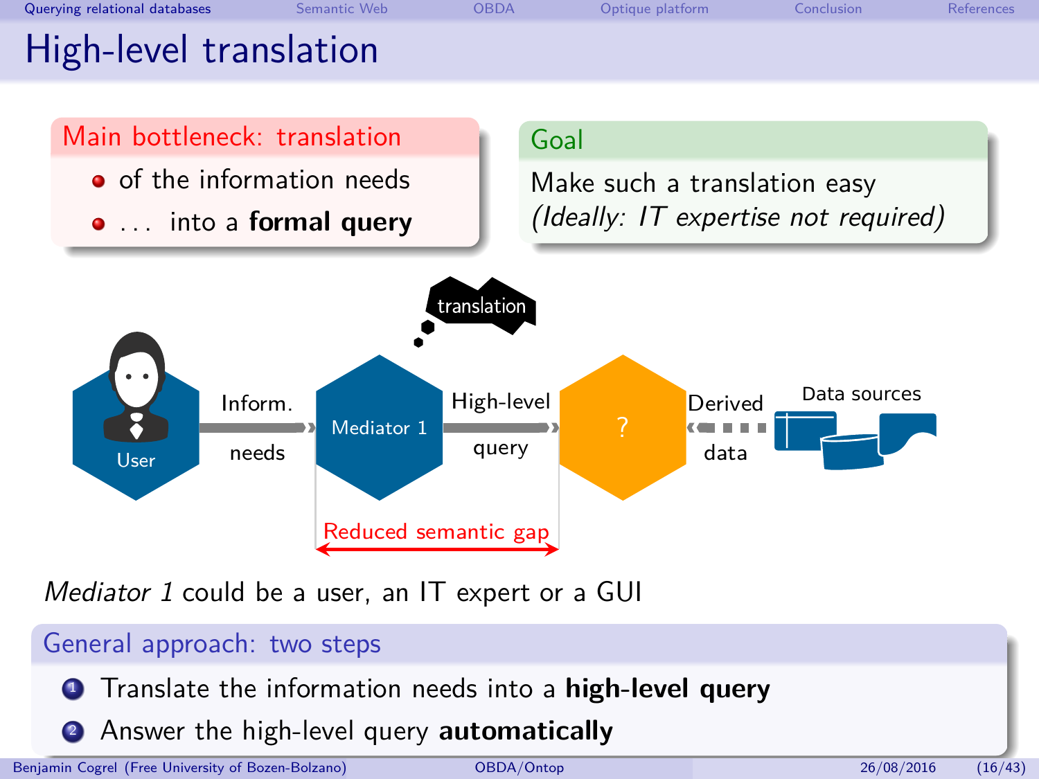# High-level translation

**Main bottleneck: translation**

- of the information needs
- ... into a **formal query**

**Goal**

Make such a translation easy
*(Ideally: IT expertise not required)*

translation

User — Inform. needs → Mediator 1 — High-level query → ? ← Derived data — Data sources

Reduced semantic gap

*Mediator 1* could be a user, an IT expert or a GUI

**General approach: two steps**

1. Translate the information needs into a **high-level query**
2. Answer the high-level query **automatically**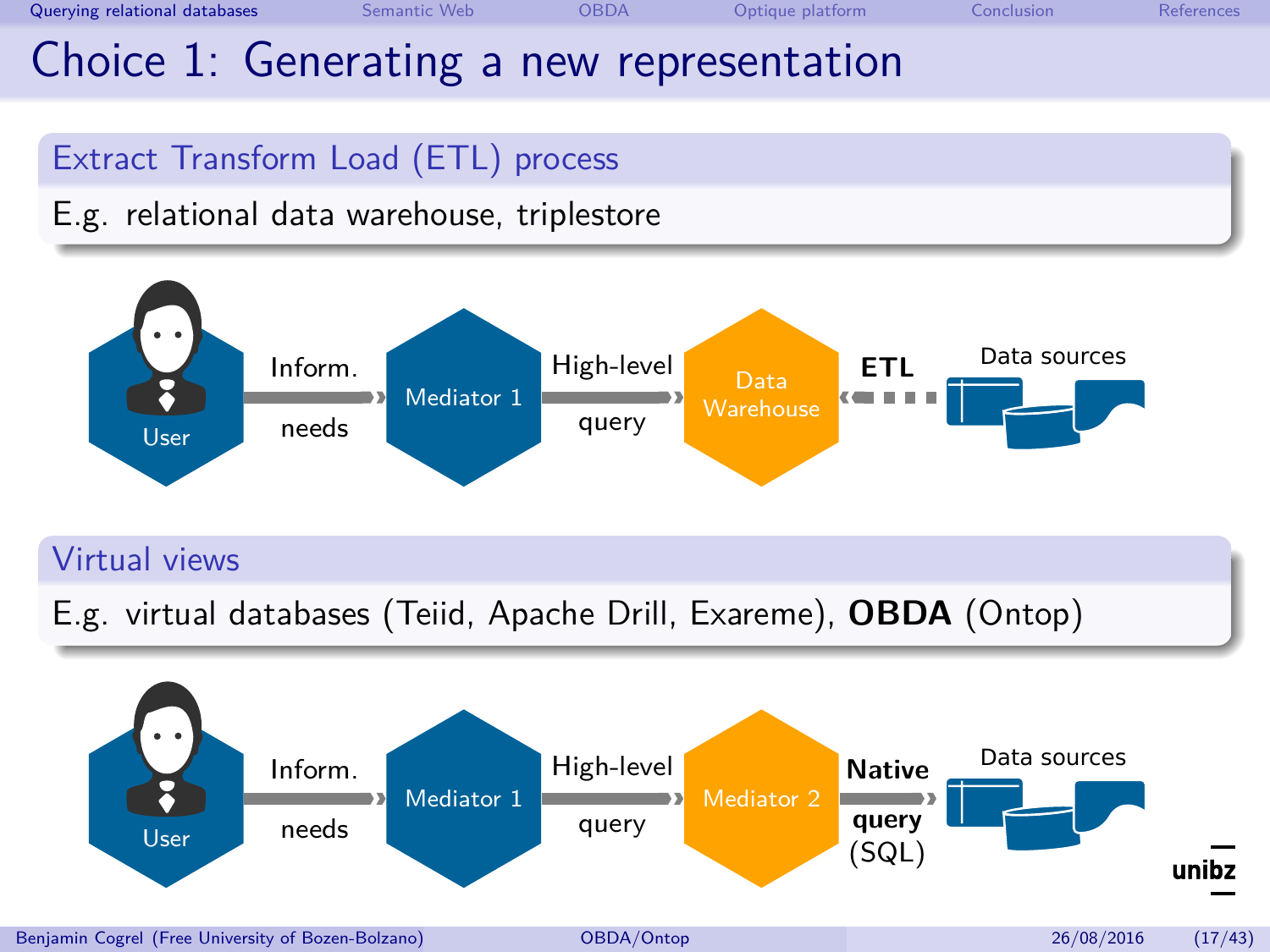# Choice 1: Generating a new representation

## Extract Transform Load (ETL) process

E.g. relational data warehouse, triplestore

User → Inform. needs → Mediator 1 → High-level query → Data Warehouse ← **ETL** ← Data sources

## Virtual views

E.g. virtual databases (Teiid, Apache Drill, Exareme), **OBDA** (Ontop)

User → Inform. needs → Mediator 1 → High-level query → Mediator 2 → **Native query** (SQL) → Data sources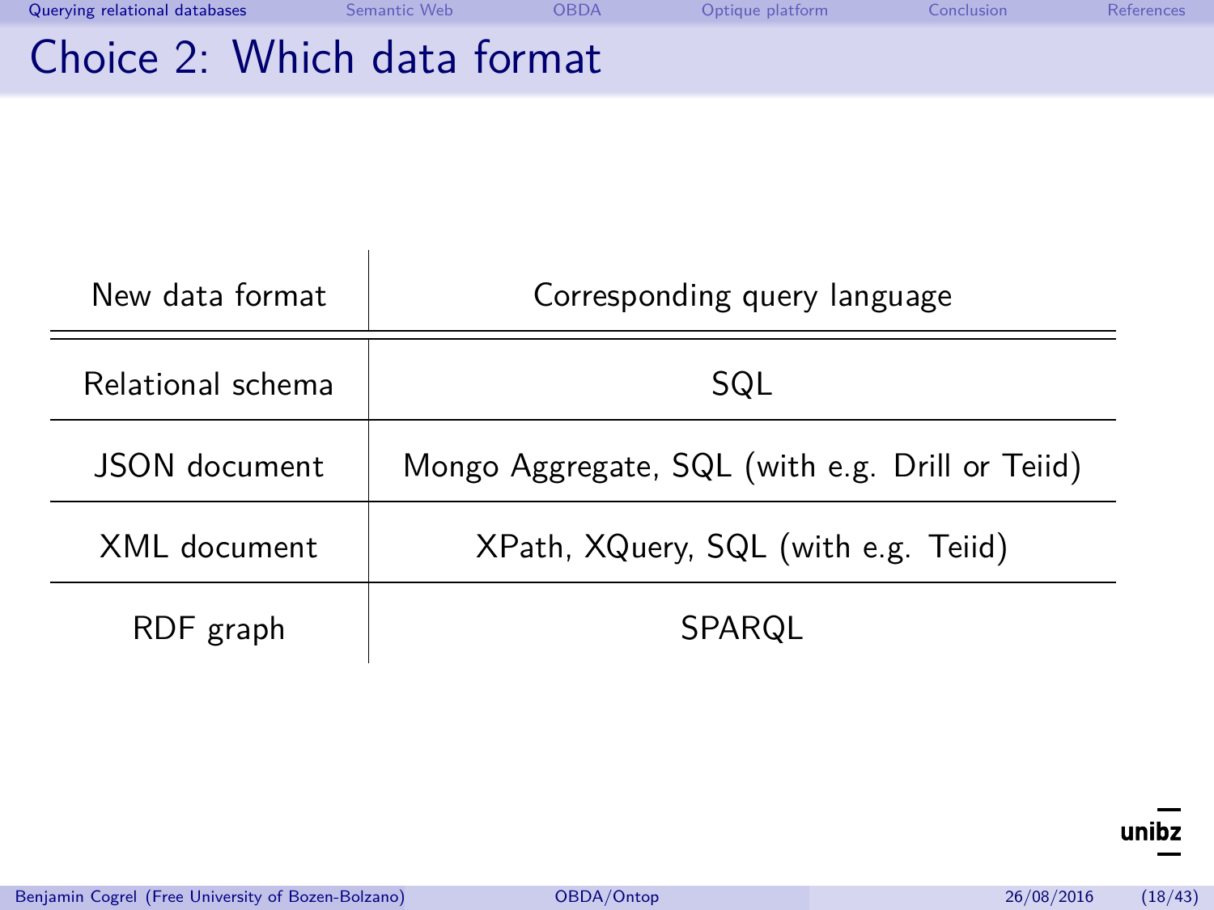# Choice 2: Which data format

| New data format | Corresponding query language |
| --- | --- |
| Relational schema | SQL |
| JSON document | Mongo Aggregate, SQL (with e.g. Drill or Teiid) |
| XML document | XPath, XQuery, SQL (with e.g. Teiid) |
| RDF graph | SPARQL |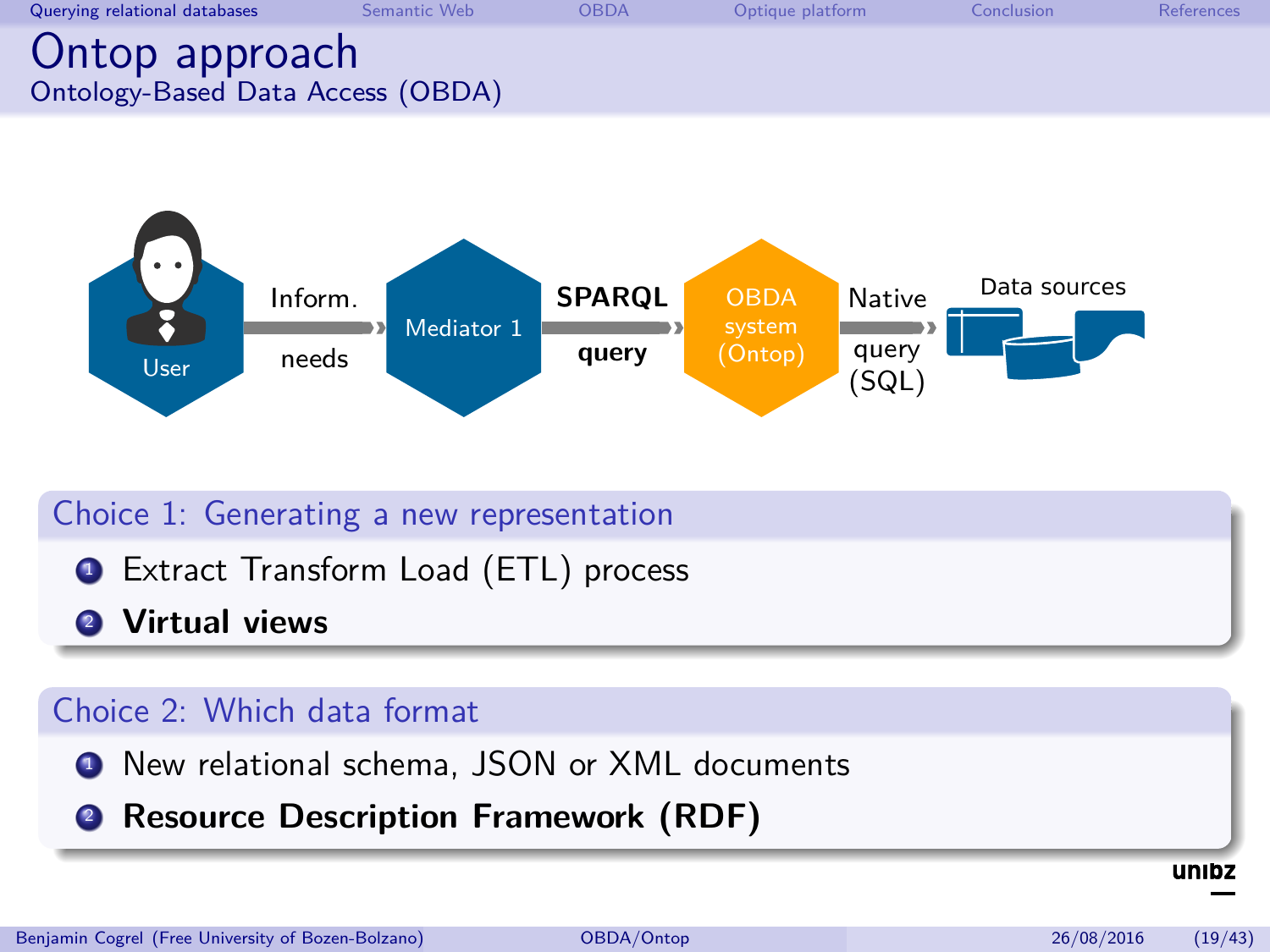# Ontop approach

## Ontology-Based Data Access (OBDA)

User → Inform. needs → Mediator 1 → **SPARQL query** → OBDA system (Ontop) → Native query (SQL) → Data sources

### Choice 1: Generating a new representation

1. Extract Transform Load (ETL) process
2. **Virtual views**

### Choice 2: Which data format

1. New relational schema, JSON or XML documents
2. **Resource Description Framework (RDF)**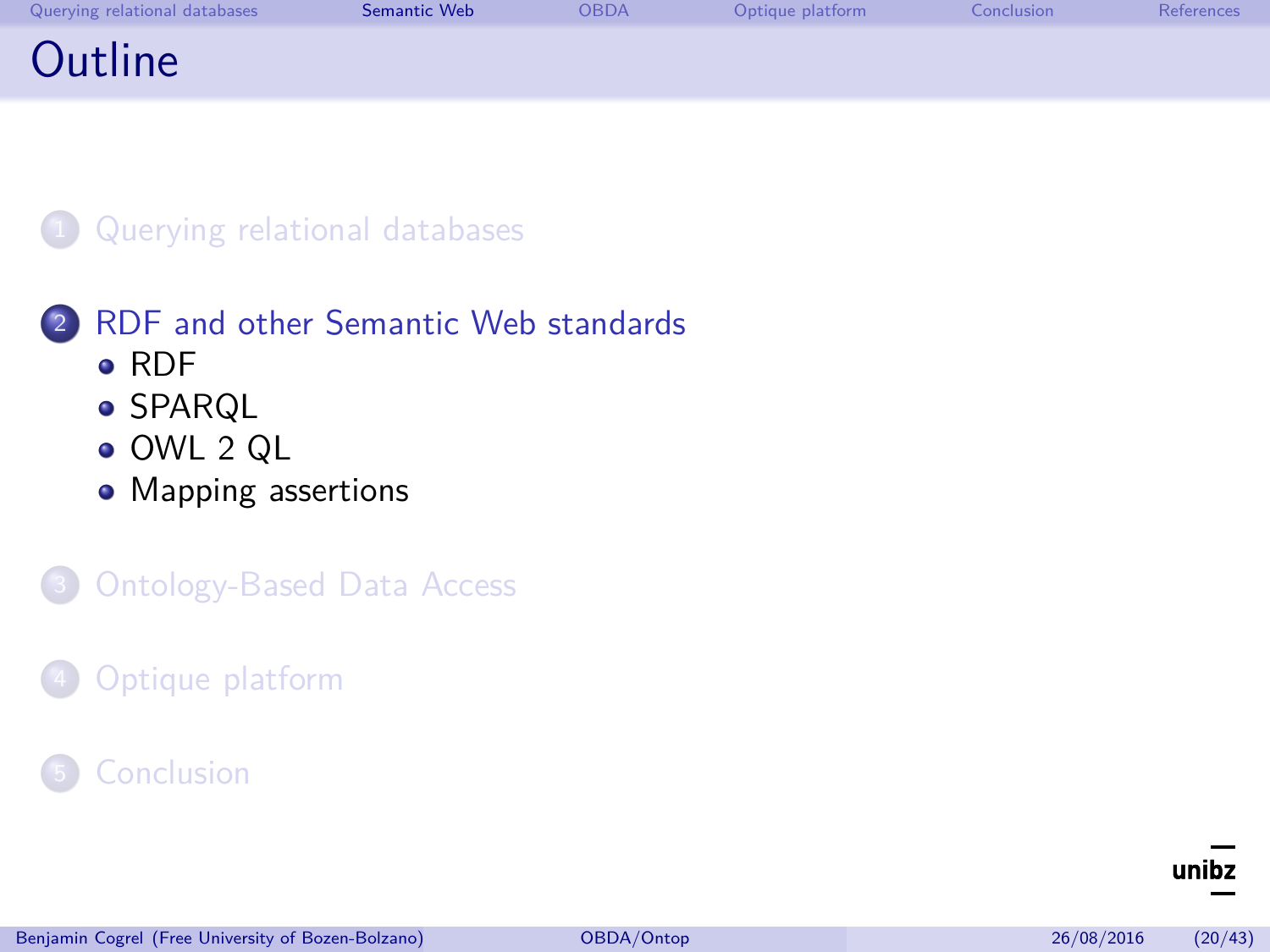# Outline

1. Querying relational databases
2. RDF and other Semantic Web standards
   - RDF
   - SPARQL
   - OWL 2 QL
   - Mapping assertions
3. Ontology-Based Data Access
4. Optique platform
5. Conclusion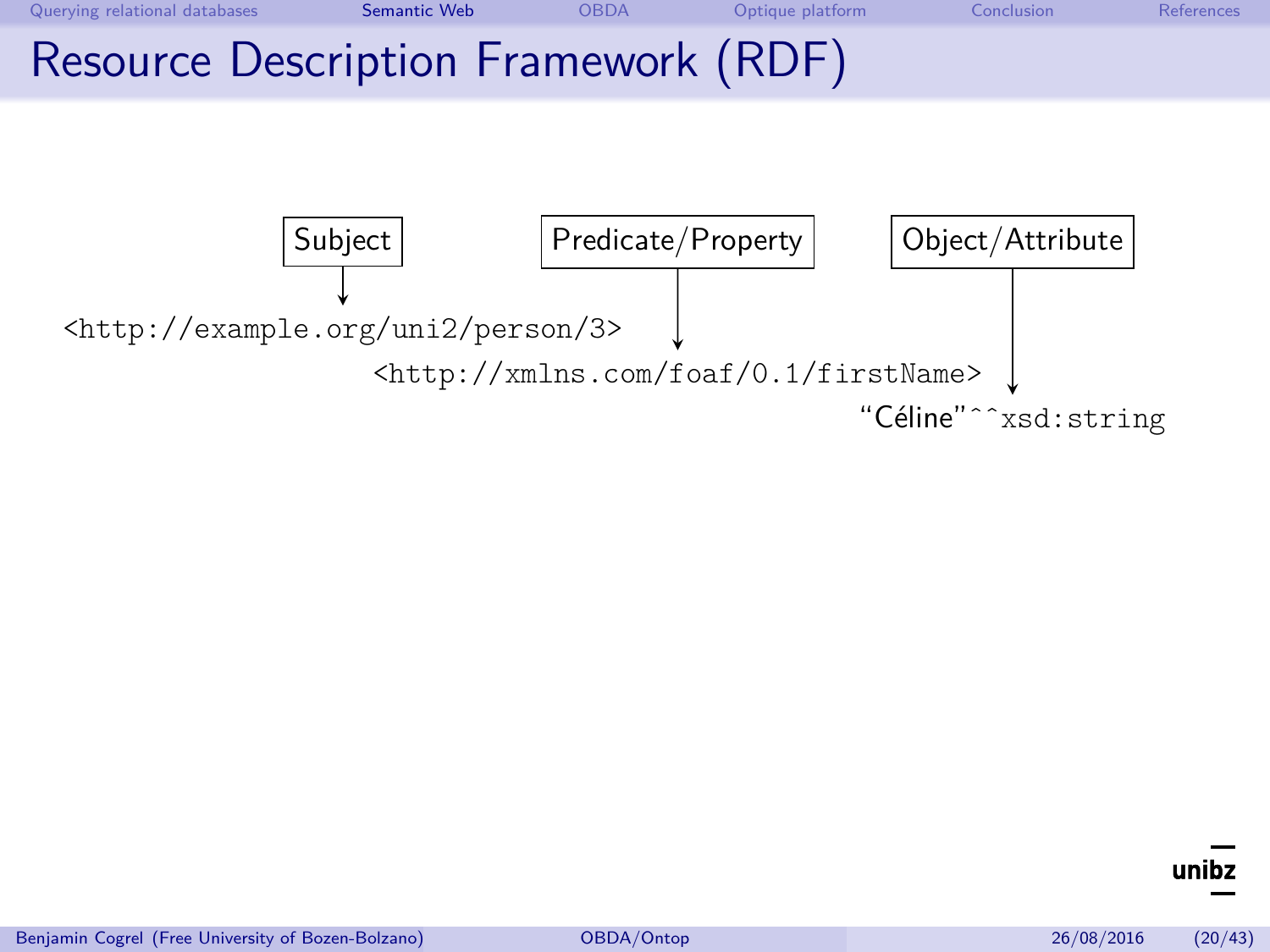# Resource Description Framework (RDF)

Subject

Predicate/Property

Object/Attribute

<http://example.org/uni2/person/3>

<http://xmlns.com/foaf/0.1/firstName>

"Céline"^^xsd:string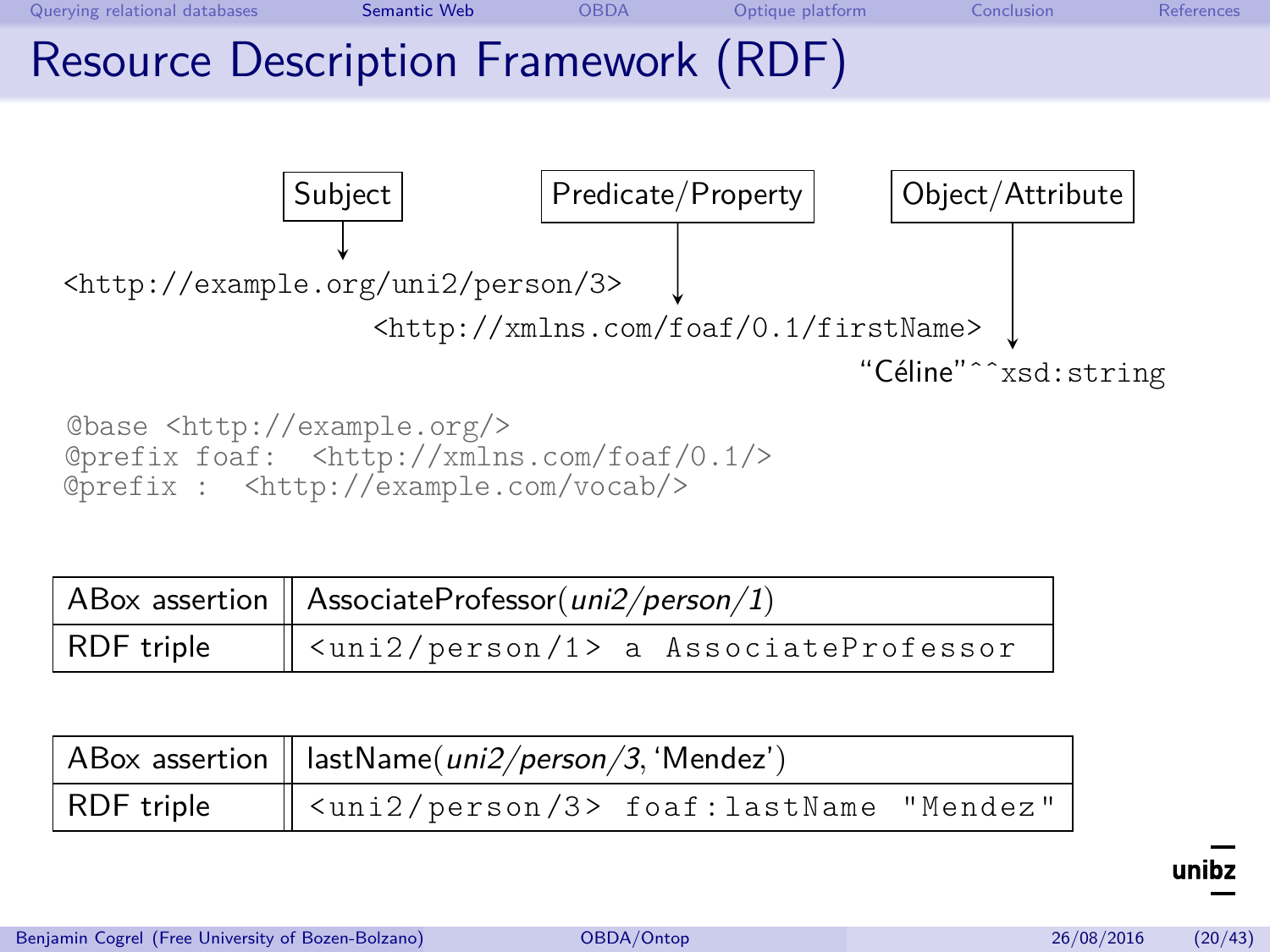# Resource Description Framework (RDF)

Subject → `<http://example.org/uni2/person/3>`

Predicate/Property → `<http://xmlns.com/foaf/0.1/firstName>`

Object/Attribute → "Céline"^^xsd:string

```
@base <http://example.org/>
@prefix foaf:  <http://xmlns.com/foaf/0.1/>
@prefix :  <http://example.com/vocab/>
```

| ABox assertion | AssociateProfessor(*uni2/person/1*) |
|---|---|
| RDF triple | `<uni2/person/1> a AssociateProfessor` |

| ABox assertion | lastName(*uni2/person/3*, 'Mendez') |
|---|---|
| RDF triple | `<uni2/person/3> foaf:lastName "Mendez"` |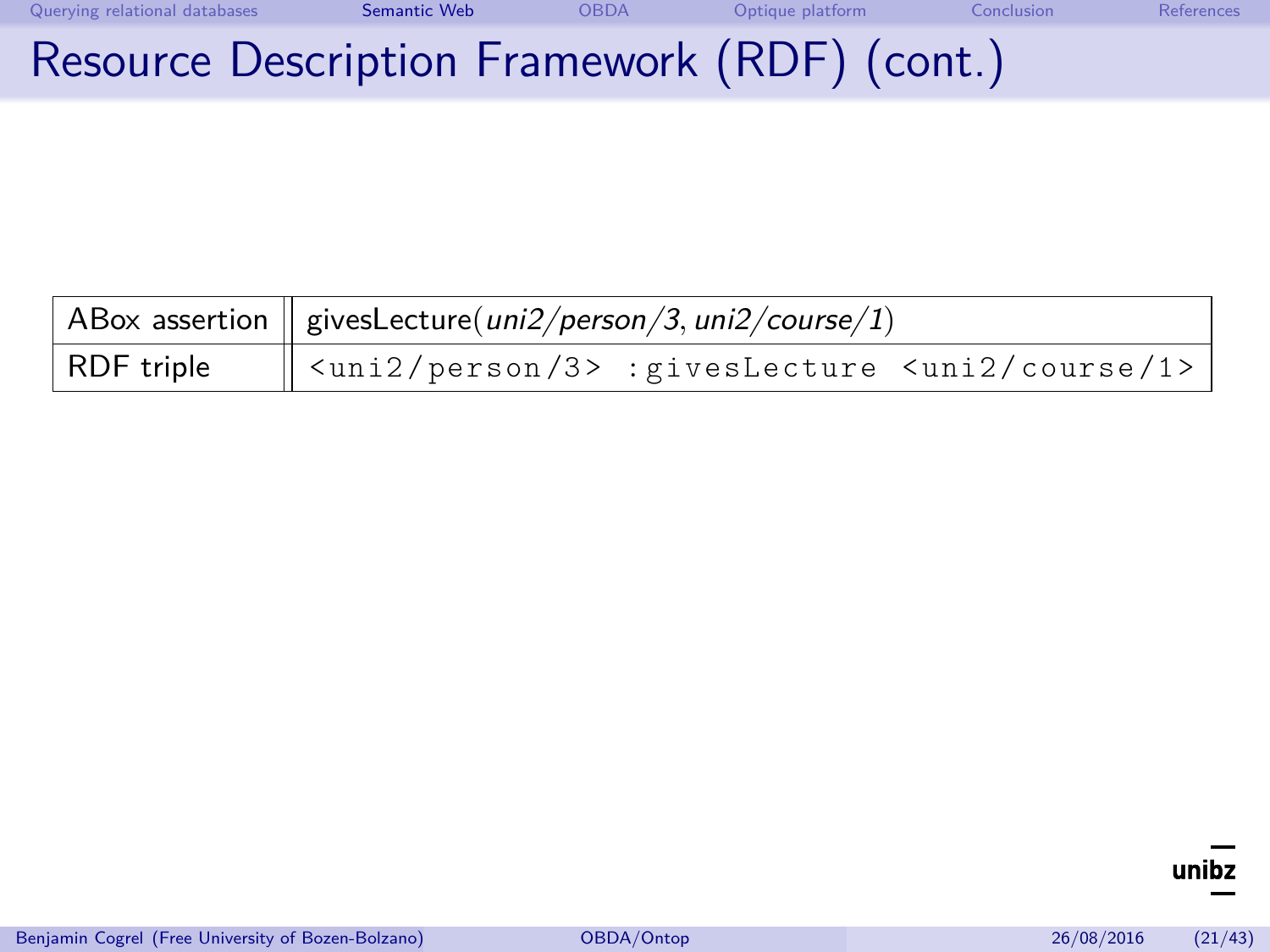# Resource Description Framework (RDF) (cont.)

| ABox assertion | givesLecture(*uni2/person/3*, *uni2/course/1*) |
|---|---|
| RDF triple | `<uni2/person/3> :givesLecture <uni2/course/1>` |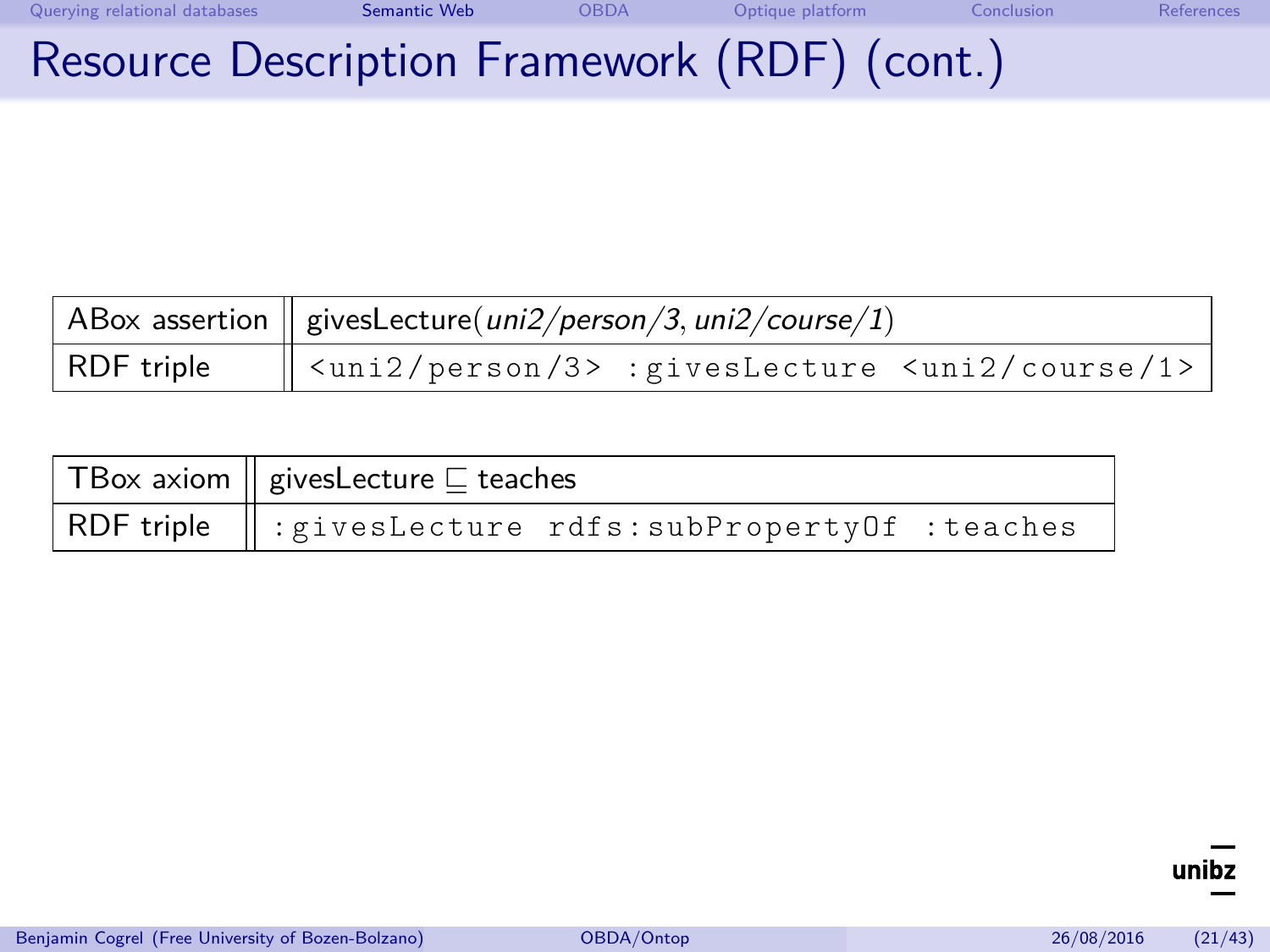# Resource Description Framework (RDF) (cont.)

| ABox assertion | givesLecture(*uni2/person/3*, *uni2/course/1*) |
|---|---|
| RDF triple | `<uni2/person/3> :givesLecture <uni2/course/1>` |

| TBox axiom | givesLecture $\sqsubseteq$ teaches |
|---|---|
| RDF triple | `:givesLecture rdfs:subPropertyOf :teaches` |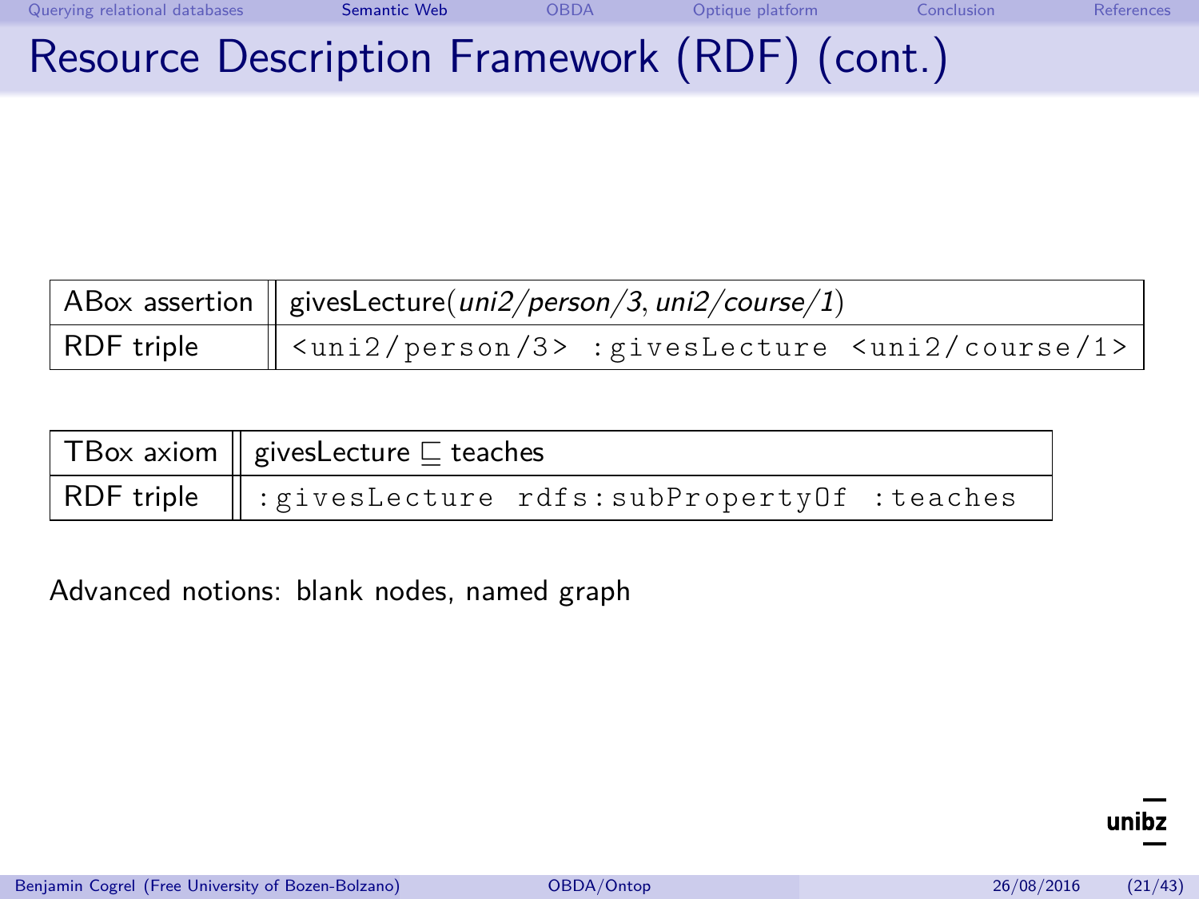# Resource Description Framework (RDF) (cont.)

| ABox assertion | givesLecture(*uni2/person/3*, *uni2/course/1*) |
|---|---|
| RDF triple | `<uni2/person/3> :givesLecture <uni2/course/1>` |

| TBox axiom | givesLecture $\sqsubseteq$ teaches |
|---|---|
| RDF triple | `:givesLecture rdfs:subPropertyOf :teaches` |

Advanced notions: blank nodes, named graph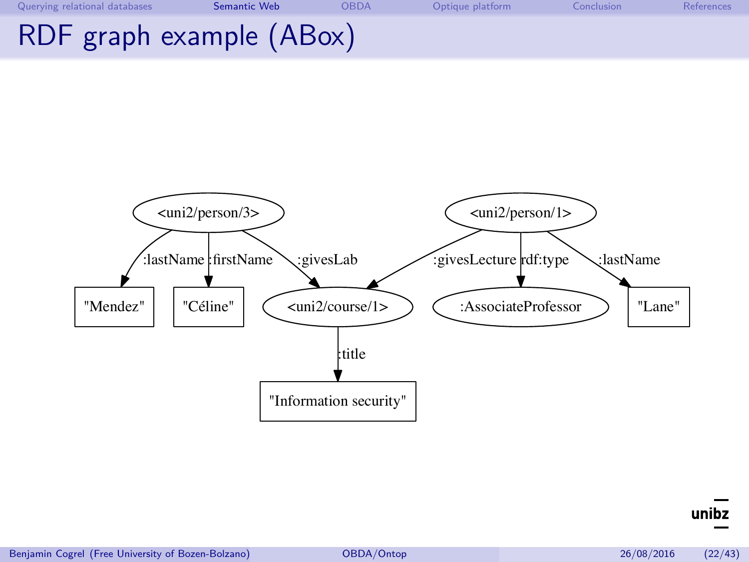# RDF graph example (ABox)

<uni2/person/3>
- :lastName → "Mendez"
- :firstName → "Céline"
- :givesLab → <uni2/course/1>

<uni2/person/1>
- :givesLecture → <uni2/course/1>
- rdf:type → :AssociateProfessor
- :lastName → "Lane"

<uni2/course/1>
- :title → "Information security"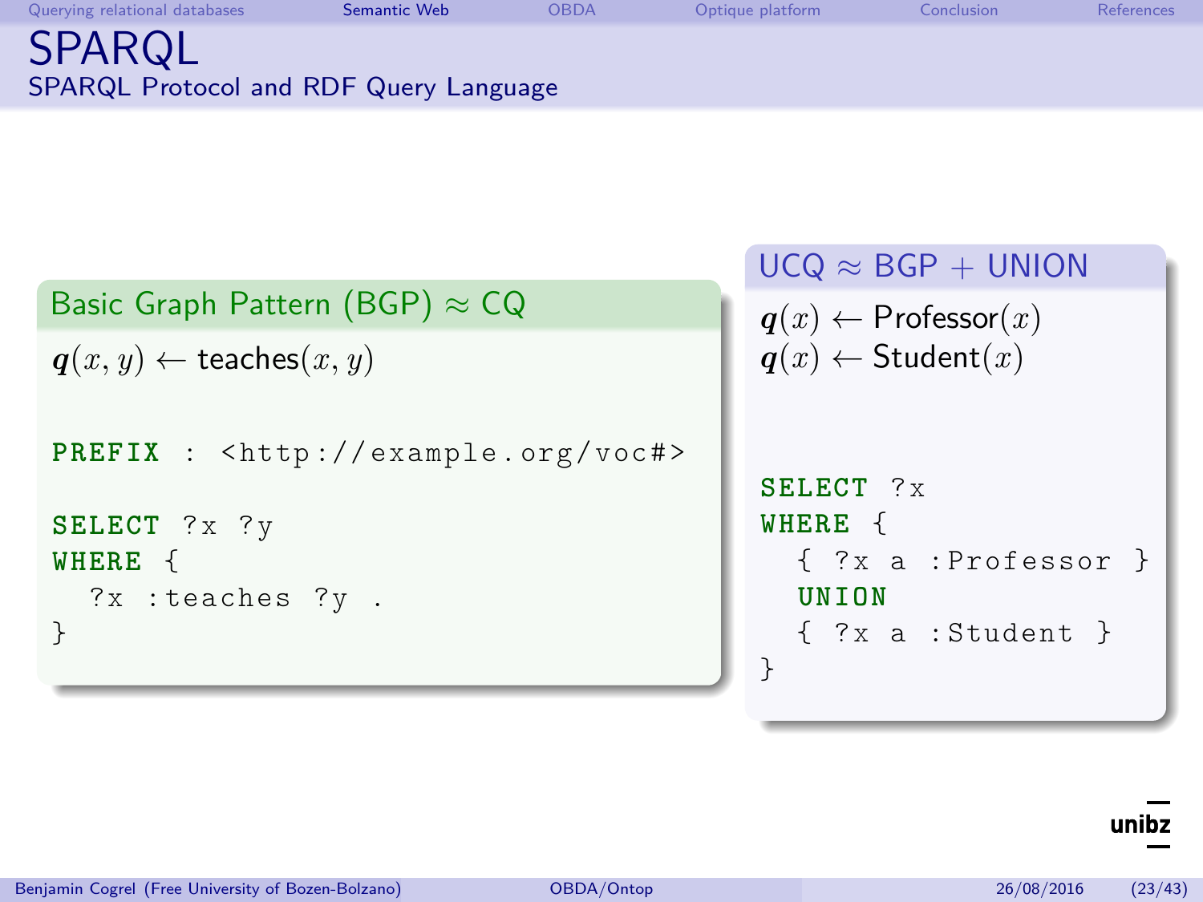# SPARQL

## SPARQL Protocol and RDF Query Language

### Basic Graph Pattern (BGP) ≈ CQ

$$q(x, y) \leftarrow \text{teaches}(x, y)$$

```
PREFIX : <http://example.org/voc#>

SELECT ?x ?y
WHERE {
  ?x :teaches ?y .
}
```

### UCQ ≈ BGP + UNION

$$q(x) \leftarrow \text{Professor}(x)$$
$$q(x) \leftarrow \text{Student}(x)$$

```
SELECT ?x
WHERE {
  { ?x a :Professor }
  UNION
  { ?x a :Student }
}
```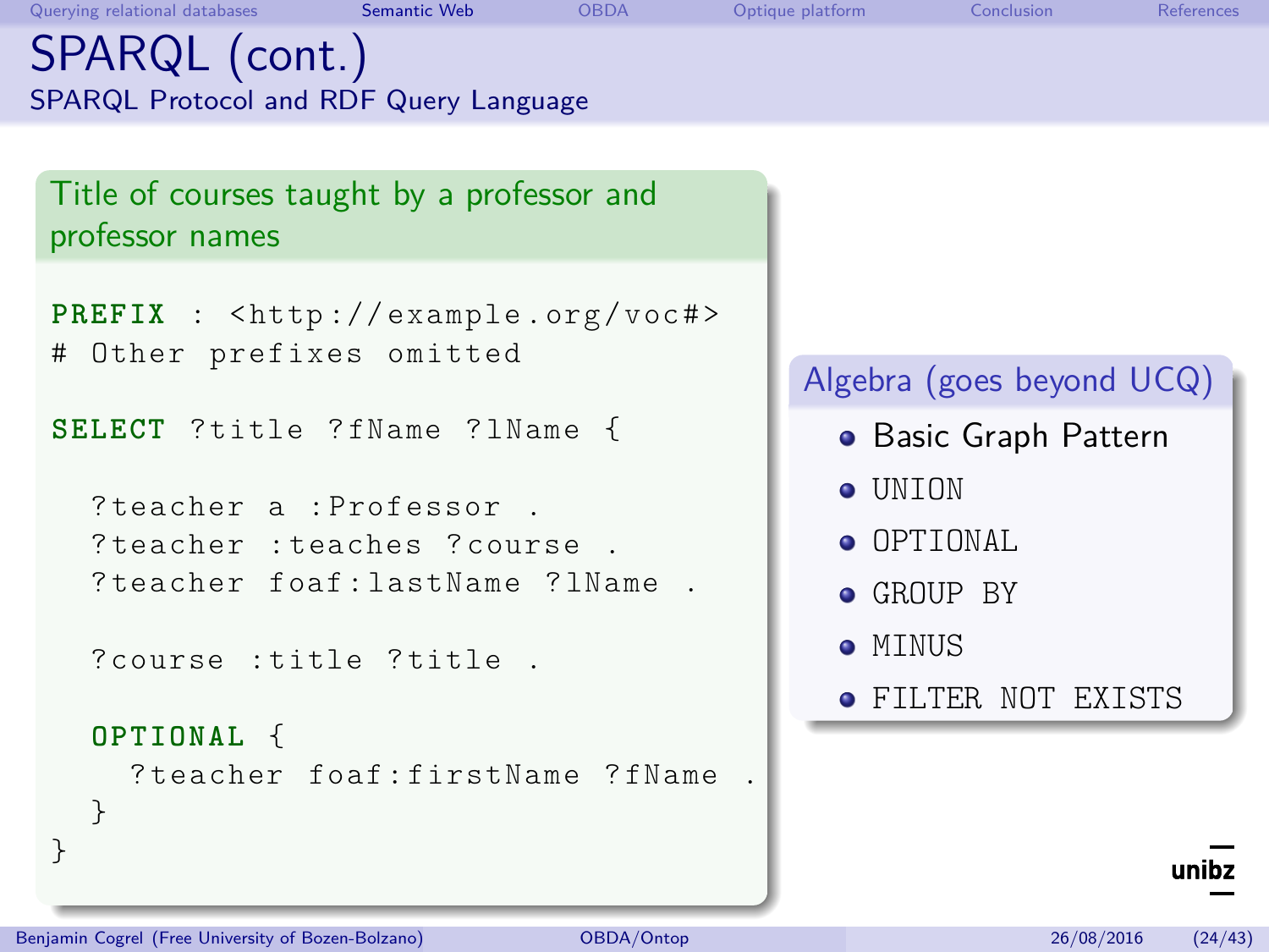# SPARQL (cont.)

## SPARQL Protocol and RDF Query Language

### Title of courses taught by a professor and professor names

```
PREFIX : <http://example.org/voc#>
# Other prefixes omitted

SELECT ?title ?fName ?lName {

  ?teacher a :Professor .
  ?teacher :teaches ?course .
  ?teacher foaf:lastName ?lName .

  ?course :title ?title .

  OPTIONAL {
    ?teacher foaf:firstName ?fName .
  }
}
```

### Algebra (goes beyond UCQ)

- Basic Graph Pattern
- `UNION`
- `OPTIONAL`
- `GROUP BY`
- `MINUS`
- `FILTER NOT EXISTS`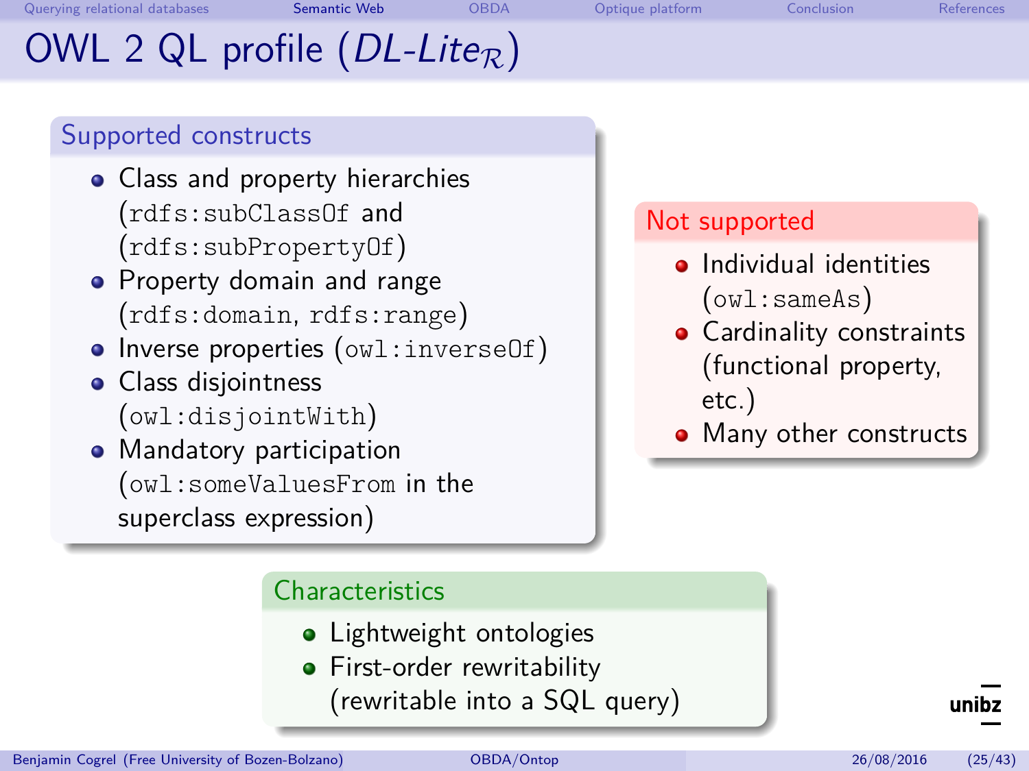# OWL 2 QL profile (*DL-Lite*$_{\mathcal{R}}$)

## Supported constructs

- Class and property hierarchies (`rdfs:subClassOf` and (`rdfs:subPropertyOf`)
- Property domain and range (`rdfs:domain`, `rdfs:range`)
- Inverse properties (`owl:inverseOf`)
- Class disjointness (`owl:disjointWith`)
- Mandatory participation (`owl:someValuesFrom` in the superclass expression)

## Not supported

- Individual identities (`owl:sameAs`)
- Cardinality constraints (functional property, etc.)
- Many other constructs

## Characteristics

- Lightweight ontologies
- First-order rewritability (rewritable into a SQL query)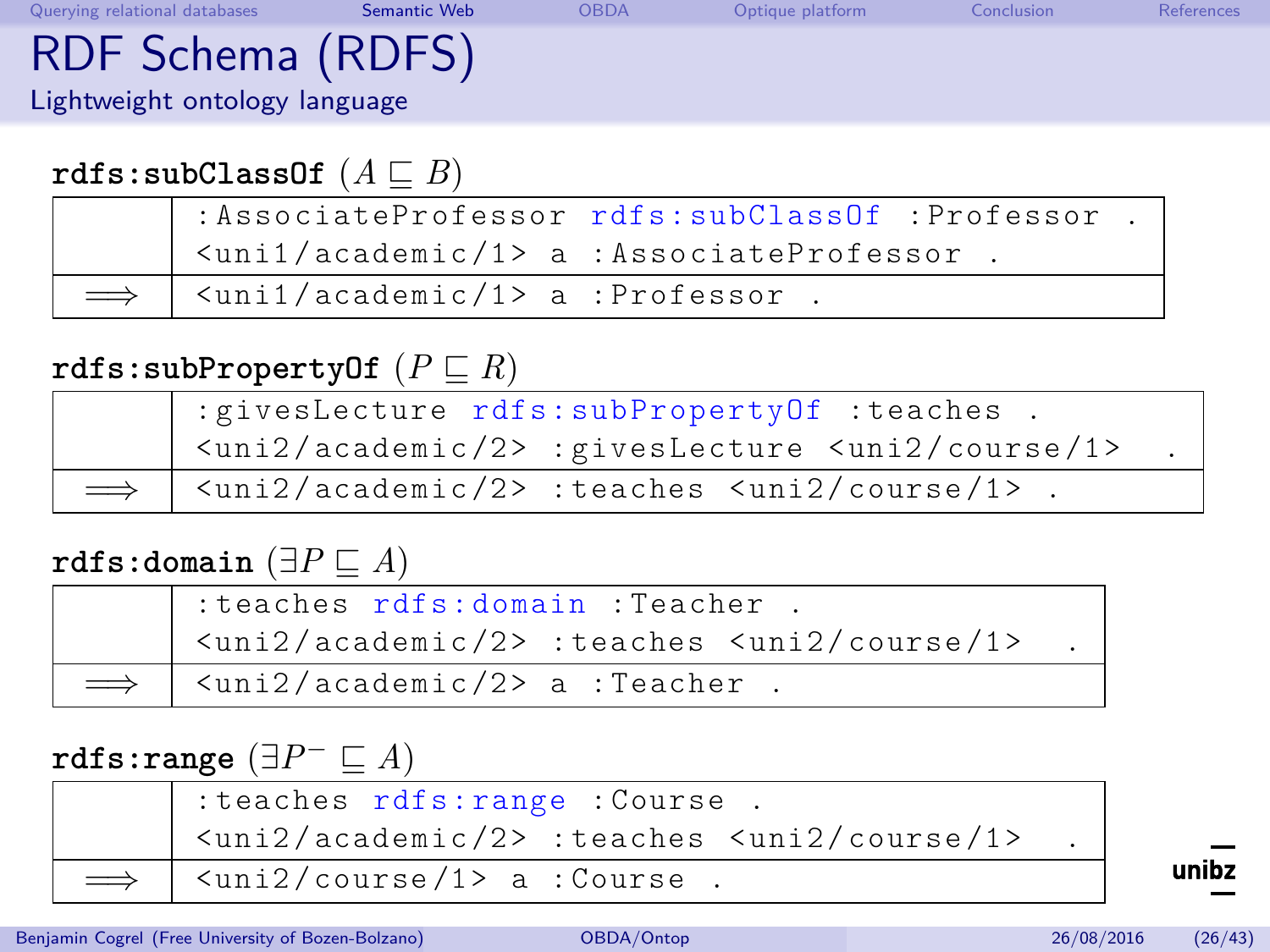# RDF Schema (RDFS)

## Lightweight ontology language

**rdfs:subClassOf** ($A \sqsubseteq B$)

| | |
|---|---|
| | :AssociateProfessor rdfs:subClassOf :Professor .<br><uni1/academic/1> a :AssociateProfessor . |
| $\Longrightarrow$ | <uni1/academic/1> a :Professor . |

**rdfs:subPropertyOf** ($P \sqsubseteq R$)

| | |
|---|---|
| | :givesLecture rdfs:subPropertyOf :teaches .<br><uni2/academic/2> :givesLecture <uni2/course/1> . |
| $\Longrightarrow$ | <uni2/academic/2> :teaches <uni2/course/1> . |

**rdfs:domain** ($\exists P \sqsubseteq A$)

| | |
|---|---|
| | :teaches rdfs:domain :Teacher .<br><uni2/academic/2> :teaches <uni2/course/1> . |
| $\Longrightarrow$ | <uni2/academic/2> a :Teacher . |

**rdfs:range** ($\exists P^{-} \sqsubseteq A$)

| | |
|---|---|
| | :teaches rdfs:range :Course .<br><uni2/academic/2> :teaches <uni2/course/1> . |
| $\Longrightarrow$ | <uni2/course/1> a :Course . |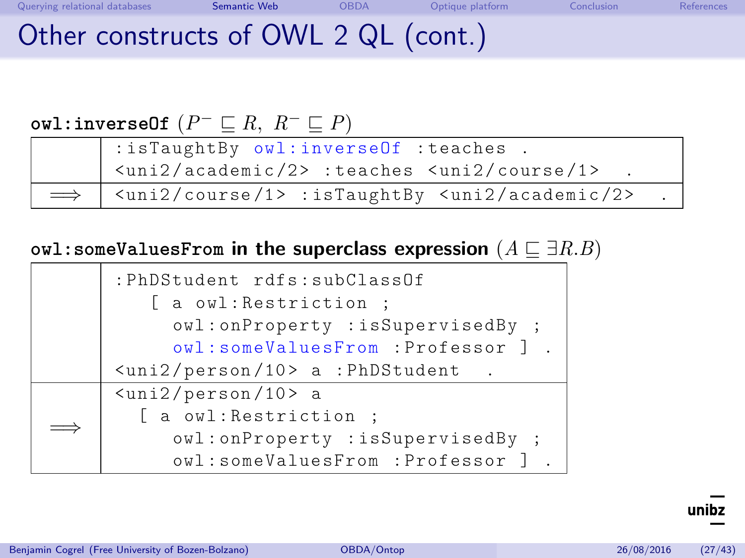# Other constructs of OWL 2 QL (cont.)

`owl:inverseOf` $(P^- \sqsubseteq R,\ R^- \sqsubseteq P)$

| | |
|---|---|
| | `:isTaughtBy owl:inverseOf :teaches .`<br>`<uni2/academic/2> :teaches <uni2/course/1> .` |
| $\Longrightarrow$ | `<uni2/course/1> :isTaughtBy <uni2/academic/2> .` |

**`owl:someValuesFrom` in the superclass expression** $(A \sqsubseteq \exists R.B)$

| | |
|---|---|
| | `:PhDStudent rdfs:subClassOf`<br>`[ a owl:Restriction ;`<br>`owl:onProperty :isSupervisedBy ;`<br>`owl:someValuesFrom :Professor ] .`<br>`<uni2/person/10> a :PhDStudent .` |
| $\Longrightarrow$ | `<uni2/person/10> a`<br>`[ a owl:Restriction ;`<br>`owl:onProperty :isSupervisedBy ;`<br>`owl:someValuesFrom :Professor ] .` |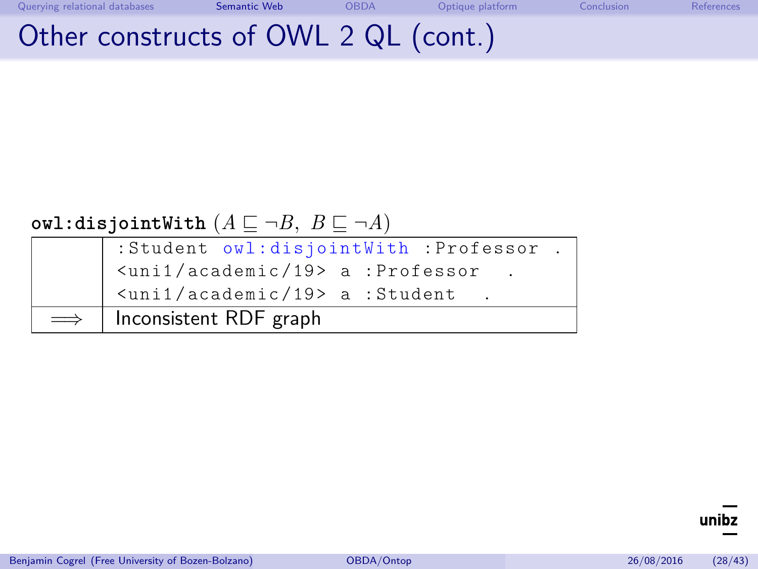# Other constructs of OWL 2 QL (cont.)

**owl:disjointWith** $(A \sqsubseteq \neg B,\ B \sqsubseteq \neg A)$

| | |
|---|---|
| | `:Student owl:disjointWith :Professor .`<br>`<uni1/academic/19> a :Professor .`<br>`<uni1/academic/19> a :Student .` |
| $\Longrightarrow$ | Inconsistent RDF graph |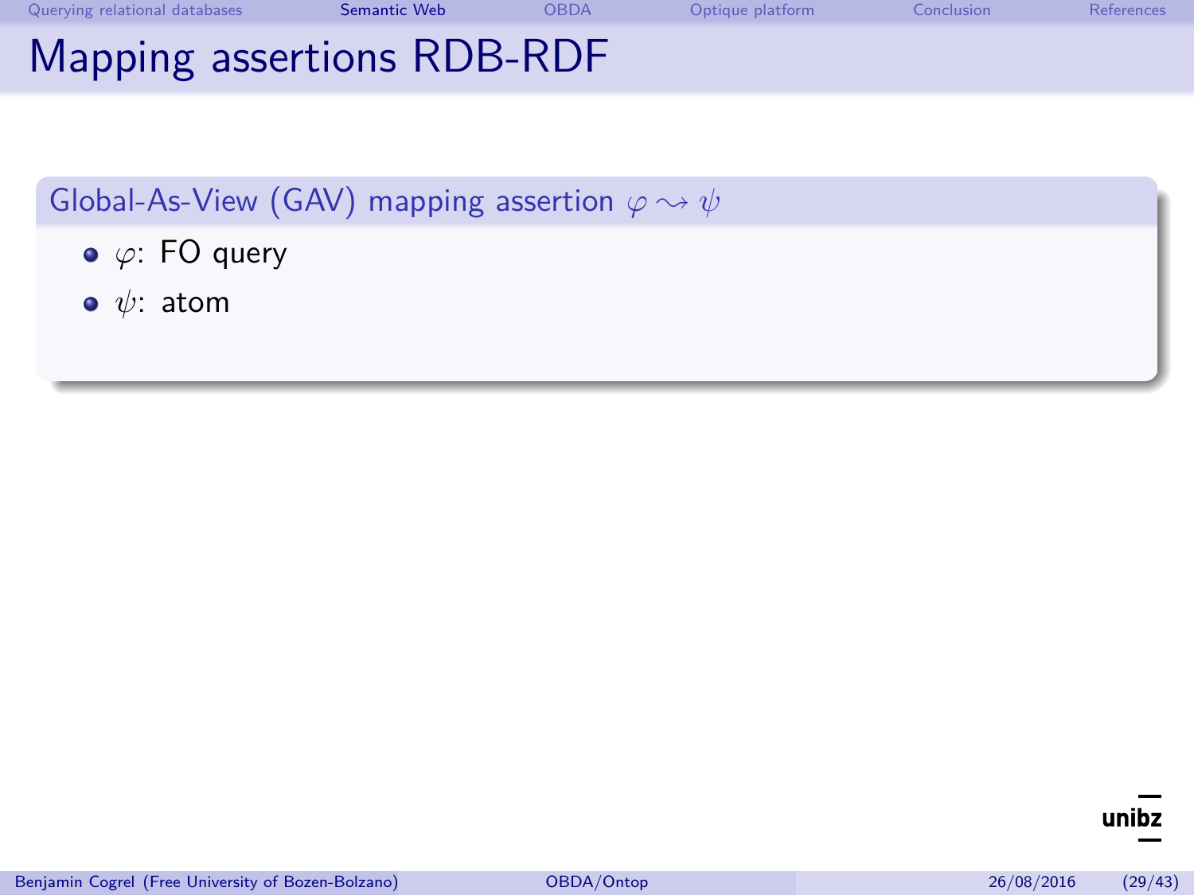# Mapping assertions RDB-RDF

**Global-As-View (GAV) mapping assertion $\varphi \rightsquigarrow \psi$**

- $\varphi$: FO query
- $\psi$: atom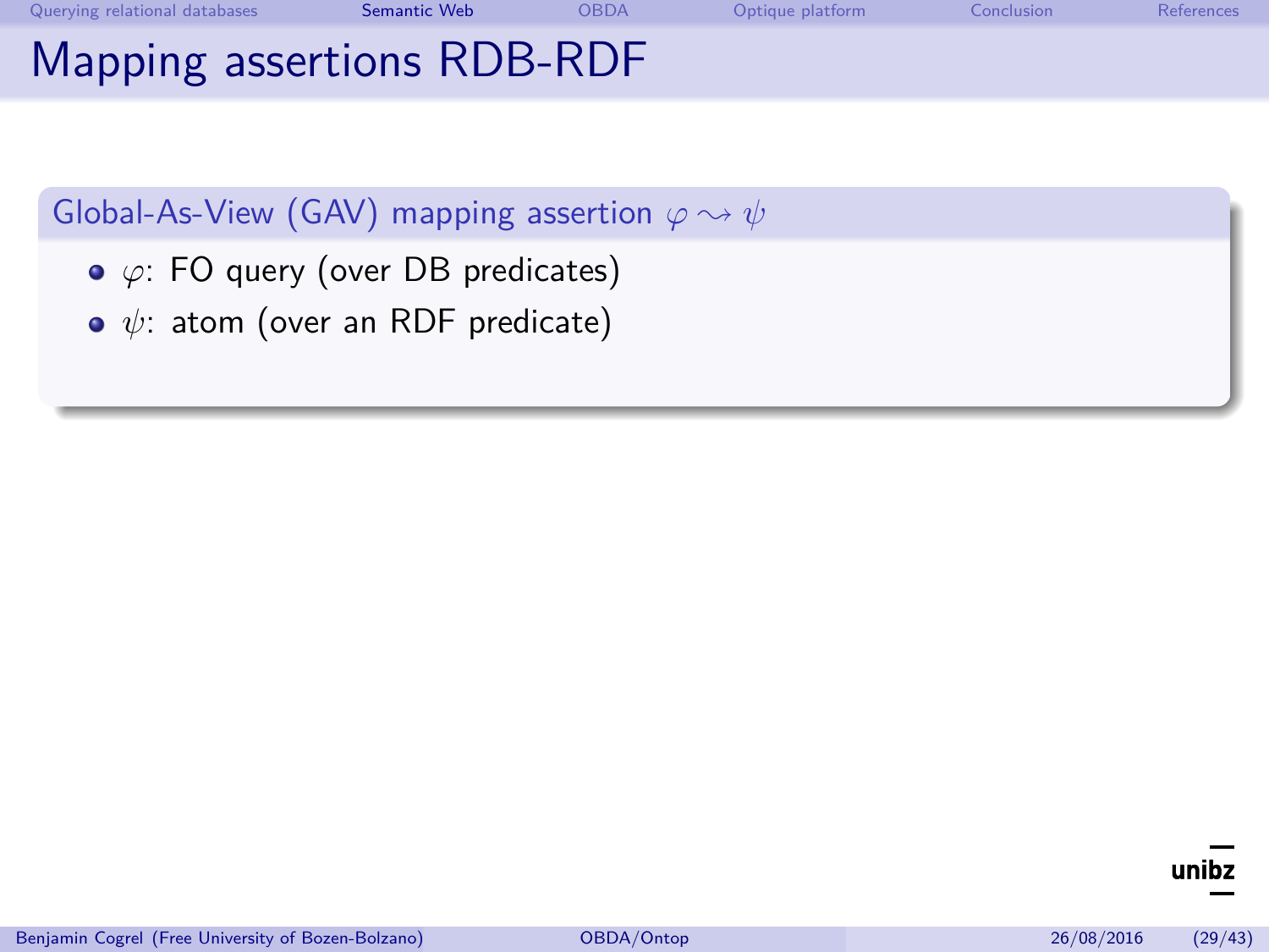# Mapping assertions RDB-RDF

**Global-As-View (GAV) mapping assertion $\varphi \rightsquigarrow \psi$**

- $\varphi$: FO query (over DB predicates)
- $\psi$: atom (over an RDF predicate)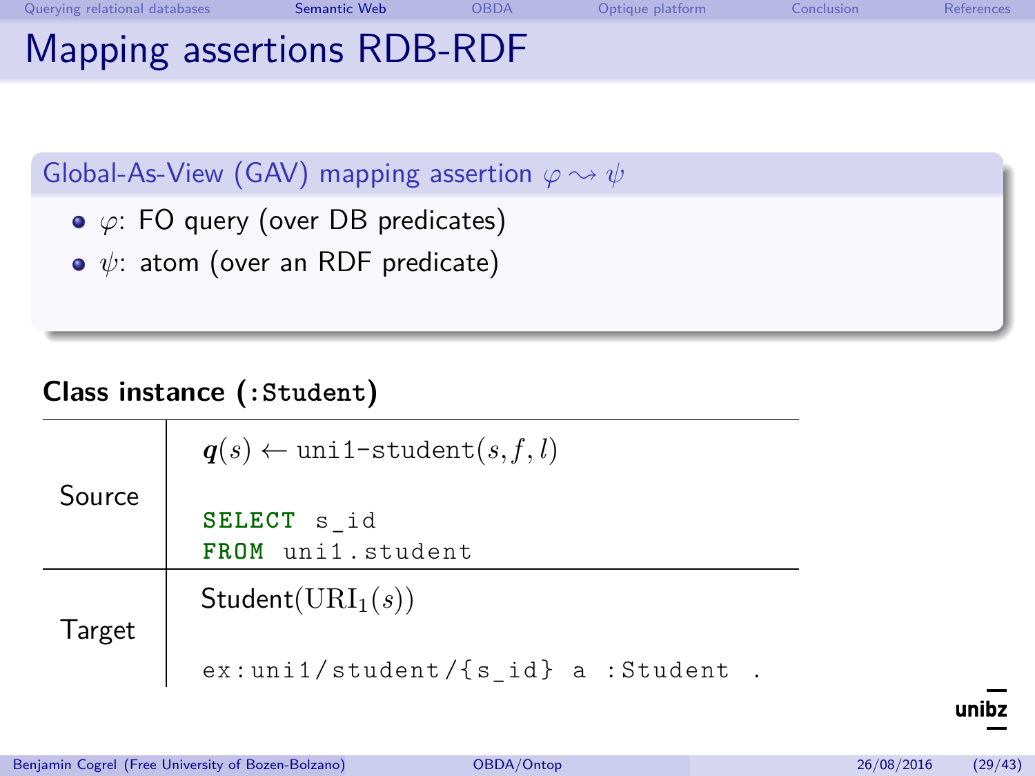# Mapping assertions RDB-RDF

**Global-As-View (GAV) mapping assertion $\varphi \rightsquigarrow \psi$**

- $\varphi$: FO query (over DB predicates)
- $\psi$: atom (over an RDF predicate)

**Class instance (`:Student`)**

| | |
|---|---|
| Source | $\boldsymbol{q}(s) \leftarrow \texttt{uni1-student}(s, f, l)$<br><br>`SELECT s_id`<br>`FROM uni1.student` |
| Target | $\text{Student}(\text{URI}_1(s))$<br><br>`ex:uni1/student/{s_id} a :Student .` |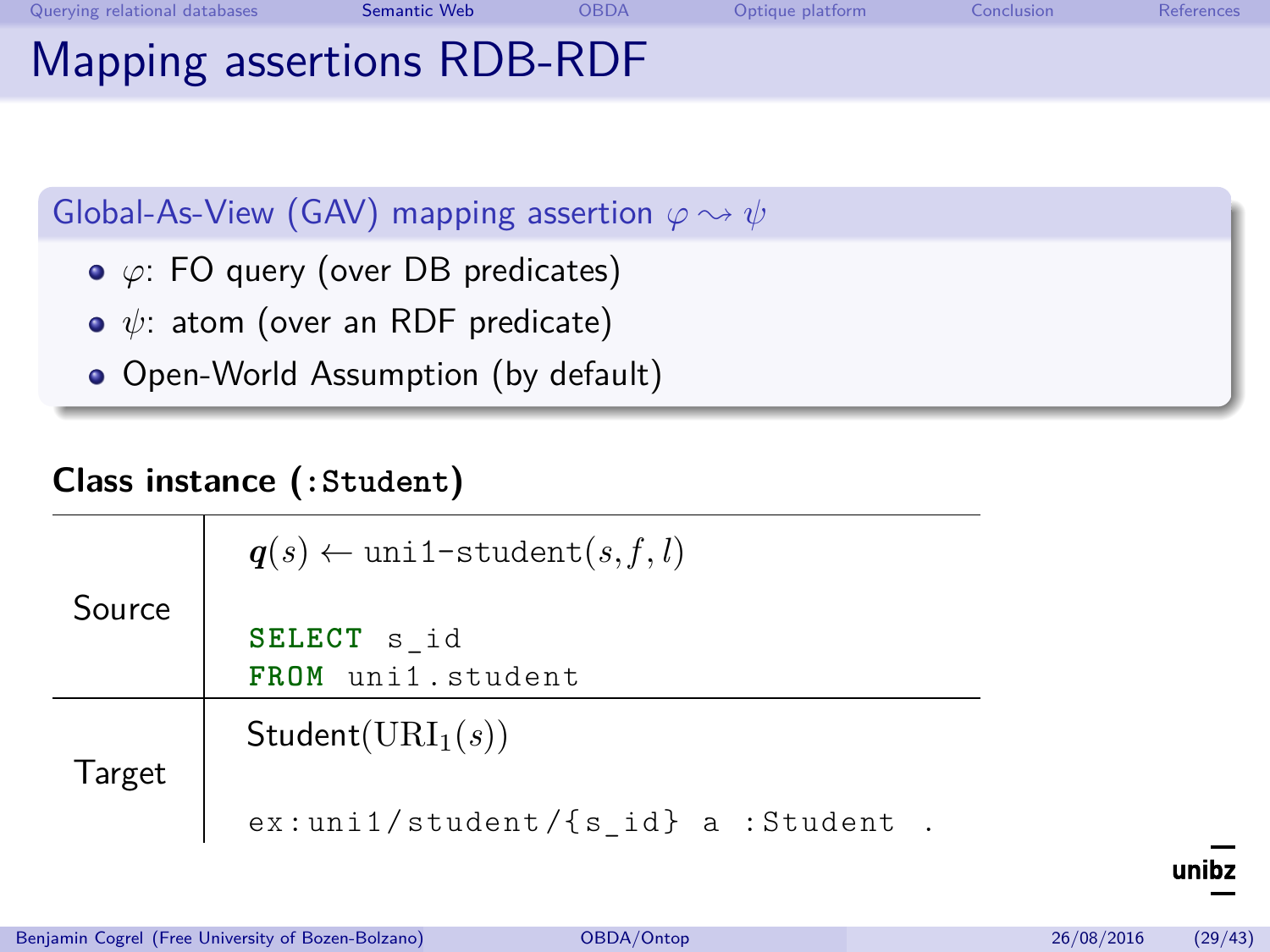# Mapping assertions RDB-RDF

**Global-As-View (GAV) mapping assertion $\varphi \rightsquigarrow \psi$**

- $\varphi$: FO query (over DB predicates)
- $\psi$: atom (over an RDF predicate)
- Open-World Assumption (by default)

**Class instance (`:Student`)**

| | |
|---|---|
| Source | $\boldsymbol{q}(s) \leftarrow \texttt{uni1-student}(s, f, l)$<br><br>`SELECT s_id`<br>`FROM uni1.student` |
| Target | $\text{Student}(\text{URI}_1(s))$<br><br>`ex:uni1/student/{s_id} a :Student .` |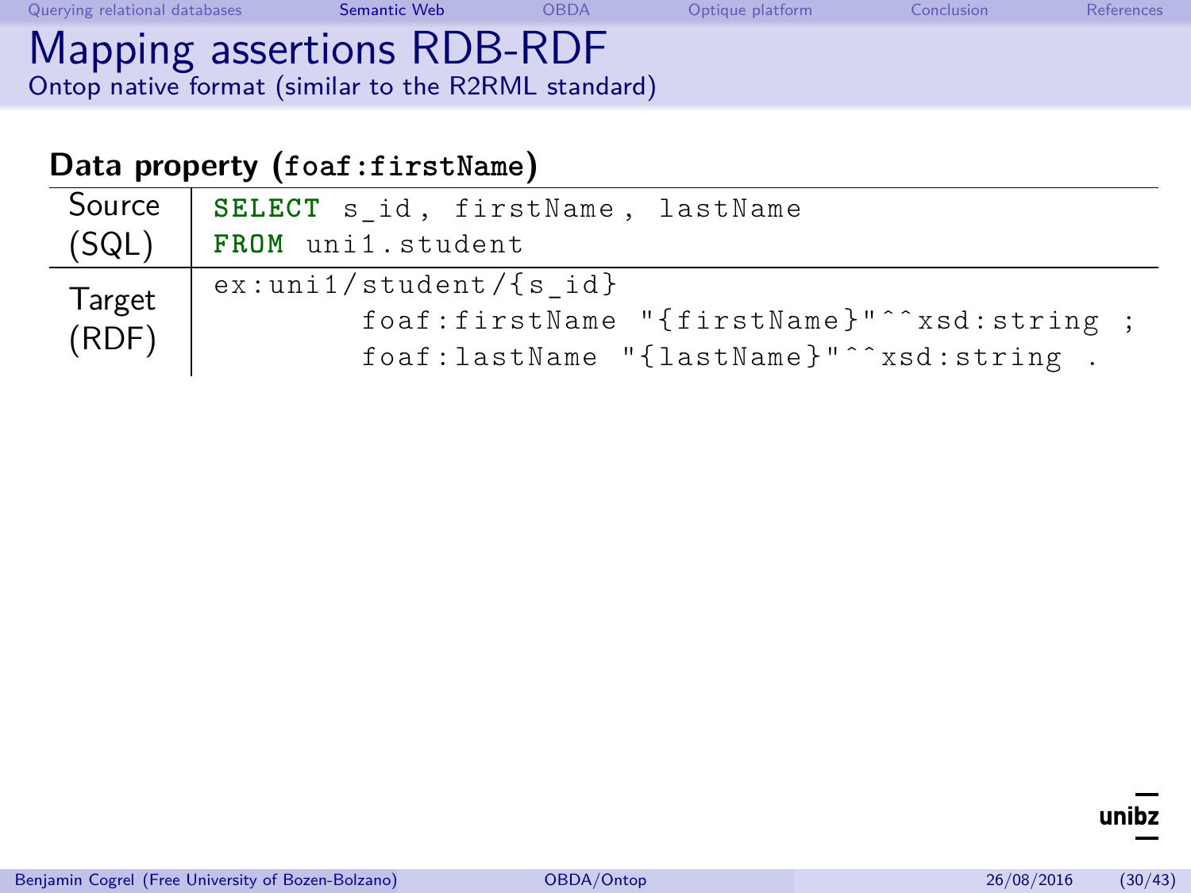# Mapping assertions RDB-RDF

Ontop native format (similar to the R2RML standard)

**Data property (`foaf:firstName`)**

| | |
|---|---|
| Source (SQL) | `SELECT s_id, firstName, lastName FROM uni1.student` |
| Target (RDF) | `ex:uni1/student/{s_id} foaf:firstName "{firstName}"^^xsd:string ; foaf:lastName "{lastName}"^^xsd:string .` |

Source (SQL):

```
SELECT s_id, firstName, lastName
FROM uni1.student
```

Target (RDF):

```
ex:uni1/student/{s_id}
        foaf:firstName "{firstName}"^^xsd:string ;
        foaf:lastName "{lastName}"^^xsd:string .
```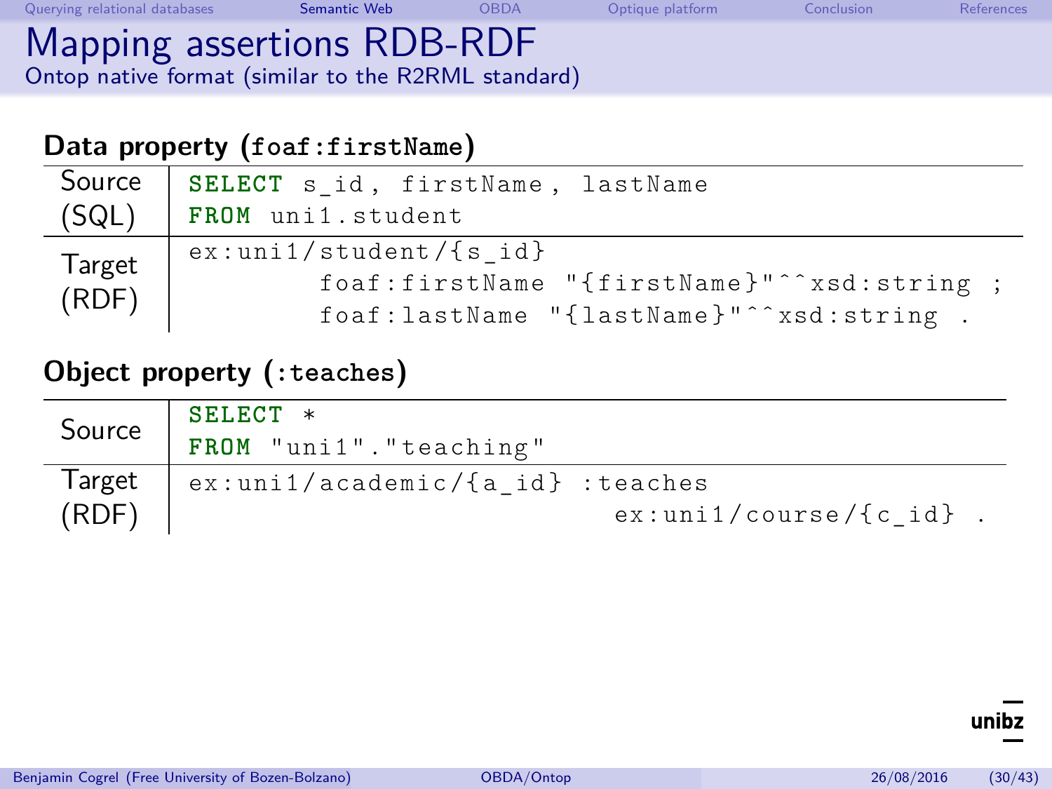# Mapping assertions RDB-RDF

Ontop native format (similar to the R2RML standard)

**Data property (`foaf:firstName`)**

| | |
|---|---|
| Source (SQL) | `SELECT s_id, firstName, lastName FROM uni1.student` |
| Target (RDF) | `ex:uni1/student/{s_id} foaf:firstName "{firstName}"^^xsd:string ; foaf:lastName "{lastName}"^^xsd:string .` |

Source (SQL):

```
SELECT s_id, firstName, lastName
FROM uni1.student
```

Target (RDF):

```
ex:uni1/student/{s_id}
        foaf:firstName "{firstName}"^^xsd:string ;
        foaf:lastName "{lastName}"^^xsd:string .
```

**Object property (`:teaches`)**

| | |
|---|---|
| Source | `SELECT * FROM "uni1"."teaching"` |
| Target (RDF) | `ex:uni1/academic/{a_id} :teaches ex:uni1/course/{c_id} .` |

Source:

```
SELECT *
FROM "uni1"."teaching"
```

Target (RDF):

```
ex:uni1/academic/{a_id} :teaches
                          ex:uni1/course/{c_id} .
```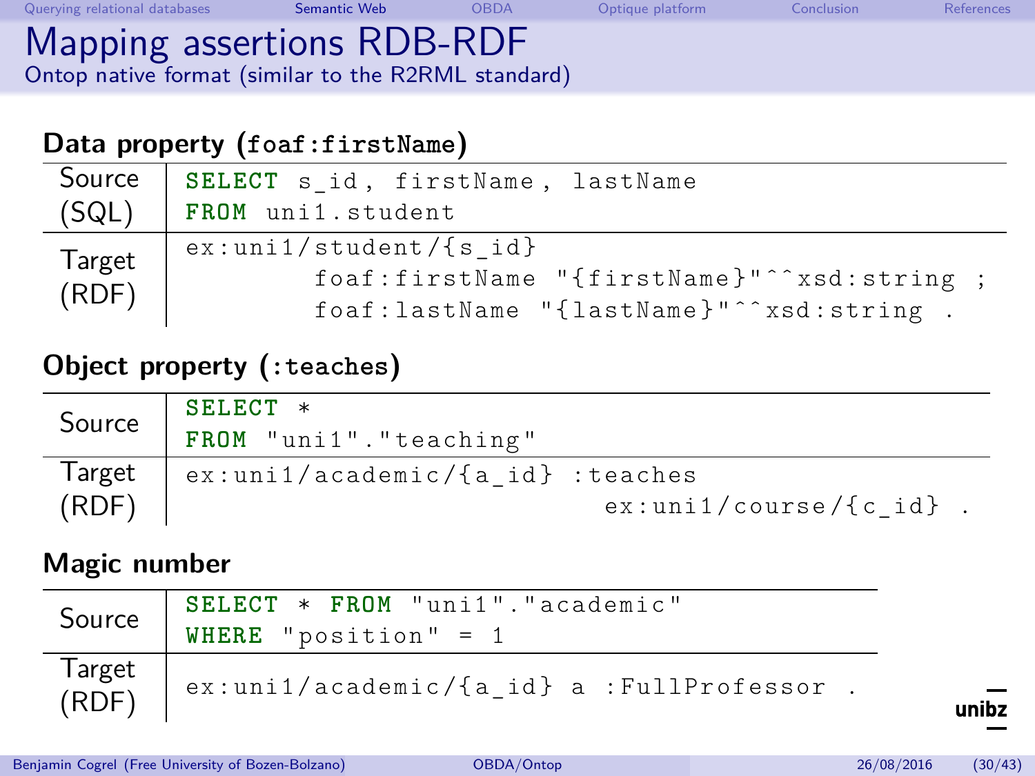# Mapping assertions RDB-RDF

Ontop native format (similar to the R2RML standard)

**Data property (`foaf:firstName`)**

| | |
|---|---|
| Source (SQL) | `SELECT s_id, firstName, lastName FROM uni1.student` |
| Target (RDF) | `ex:uni1/student/{s_id} foaf:firstName "{firstName}"^^xsd:string ; foaf:lastName "{lastName}"^^xsd:string .` |

**Object property (`:teaches`)**

| | |
|---|---|
| Source | `SELECT * FROM "uni1"."teaching"` |
| Target (RDF) | `ex:uni1/academic/{a_id} :teaches ex:uni1/course/{c_id} .` |

**Magic number**

| | |
|---|---|
| Source | `SELECT * FROM "uni1"."academic" WHERE "position" = 1` |
| Target (RDF) | `ex:uni1/academic/{a_id} a :FullProfessor .` |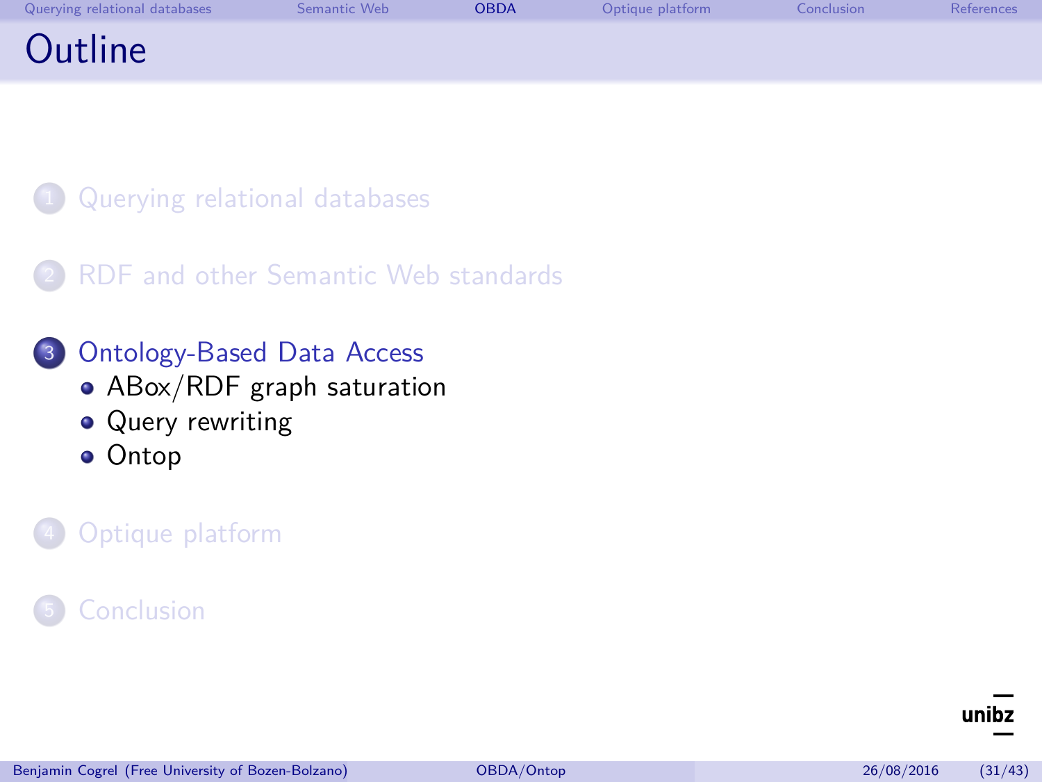# Outline

1. Querying relational databases
2. RDF and other Semantic Web standards
3. Ontology-Based Data Access
   - ABox/RDF graph saturation
   - Query rewriting
   - Ontop
4. Optique platform
5. Conclusion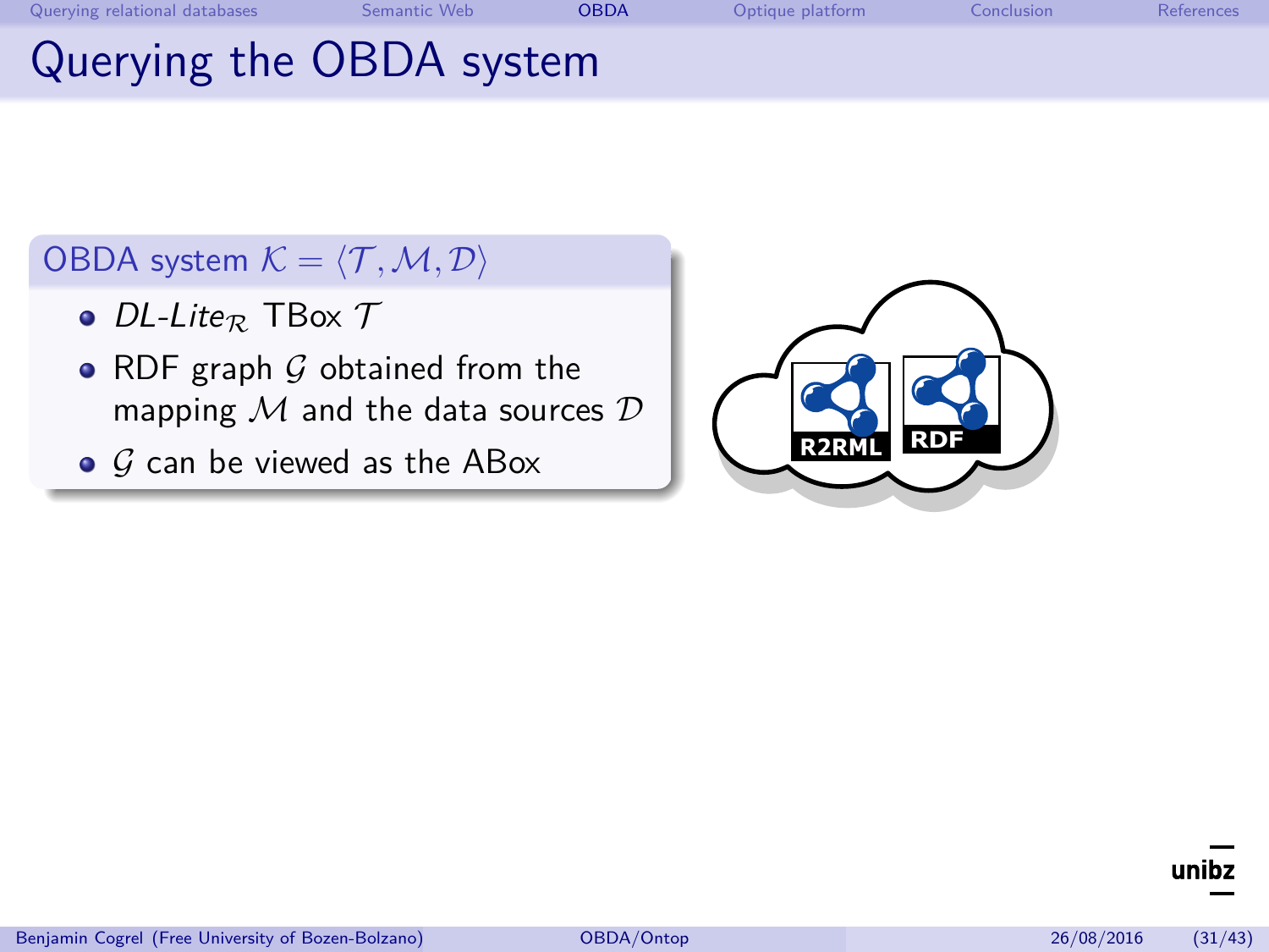# Querying the OBDA system

**OBDA system $\mathcal{K} = \langle \mathcal{T}, \mathcal{M}, \mathcal{D} \rangle$**

- *DL-Lite*$_\mathcal{R}$ TBox $\mathcal{T}$
- RDF graph $\mathcal{G}$ obtained from the mapping $\mathcal{M}$ and the data sources $\mathcal{D}$
- $\mathcal{G}$ can be viewed as the ABox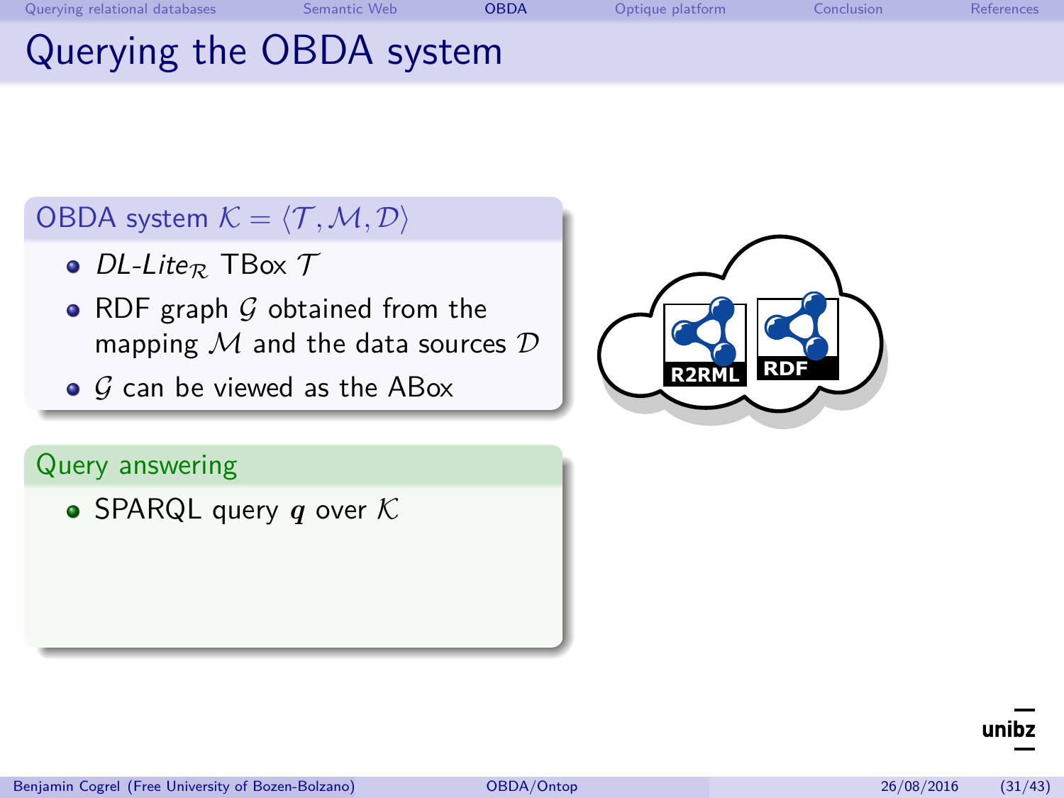# Querying the OBDA system

**OBDA system $\mathcal{K} = \langle \mathcal{T}, \mathcal{M}, \mathcal{D} \rangle$**

- *DL-Lite*$_{\mathcal{R}}$ TBox $\mathcal{T}$
- RDF graph $\mathcal{G}$ obtained from the mapping $\mathcal{M}$ and the data sources $\mathcal{D}$
- $\mathcal{G}$ can be viewed as the ABox

**Query answering**

- SPARQL query $\boldsymbol{q}$ over $\mathcal{K}$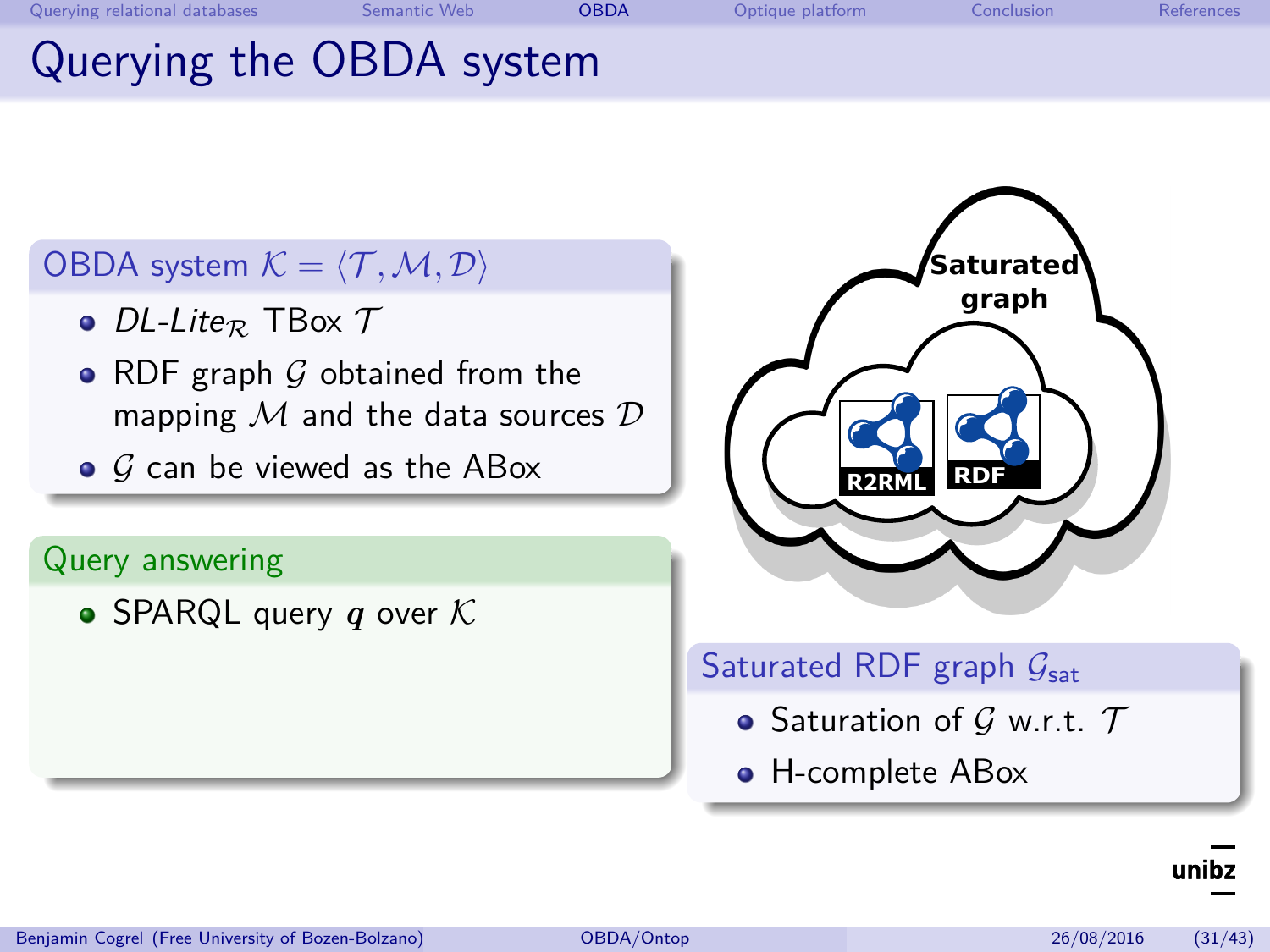# Querying the OBDA system

## OBDA system $\mathcal{K} = \langle \mathcal{T}, \mathcal{M}, \mathcal{D} \rangle$

- *DL-Lite*$_\mathcal{R}$ TBox $\mathcal{T}$
- RDF graph $\mathcal{G}$ obtained from the mapping $\mathcal{M}$ and the data sources $\mathcal{D}$
- $\mathcal{G}$ can be viewed as the ABox

## Query answering

- SPARQL query $\boldsymbol{q}$ over $\mathcal{K}$

**Saturated graph**

R2RML RDF

## Saturated RDF graph $\mathcal{G}_{\text{sat}}$

- Saturation of $\mathcal{G}$ w.r.t. $\mathcal{T}$
- H-complete ABox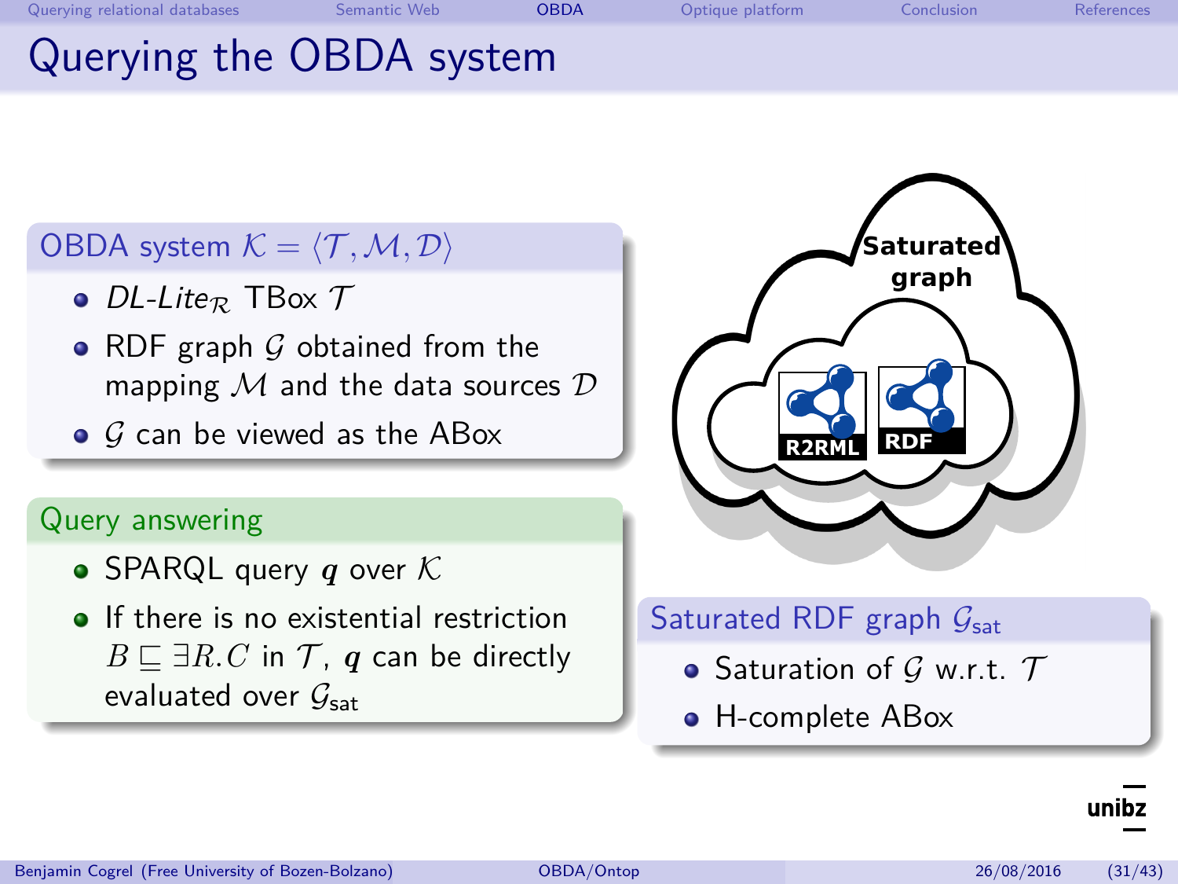# Querying the OBDA system

### OBDA system $\mathcal{K} = \langle \mathcal{T}, \mathcal{M}, \mathcal{D} \rangle$

- *DL-Lite*$_\mathcal{R}$ TBox $\mathcal{T}$
- RDF graph $\mathcal{G}$ obtained from the mapping $\mathcal{M}$ and the data sources $\mathcal{D}$
- $\mathcal{G}$ can be viewed as the ABox

### Query answering

- SPARQL query $\boldsymbol{q}$ over $\mathcal{K}$
- If there is no existential restriction $B \sqsubseteq \exists R.C$ in $\mathcal{T}$, $\boldsymbol{q}$ can be directly evaluated over $\mathcal{G}_{\text{sat}}$

Saturated graph

R2RML RDF

### Saturated RDF graph $\mathcal{G}_{\text{sat}}$

- Saturation of $\mathcal{G}$ w.r.t. $\mathcal{T}$
- H-complete ABox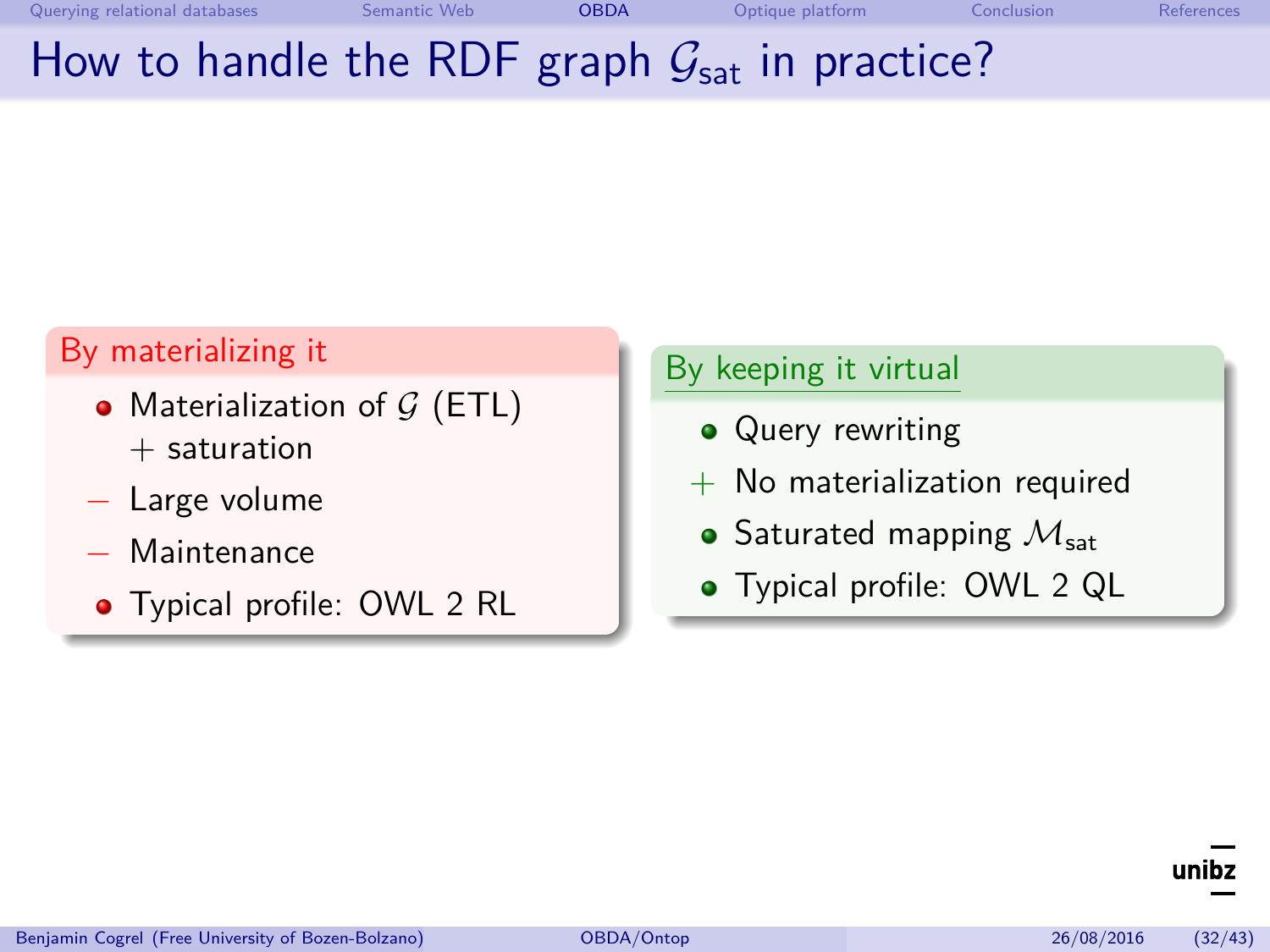# How to handle the RDF graph $\mathcal{G}_{\text{sat}}$ in practice?

**By materializing it**

- Materialization of $\mathcal{G}$ (ETL) + saturation
- − Large volume
- − Maintenance
- Typical profile: OWL 2 RL

**By keeping it virtual**

- Query rewriting
- + No materialization required
- Saturated mapping $\mathcal{M}_{\text{sat}}$
- Typical profile: OWL 2 QL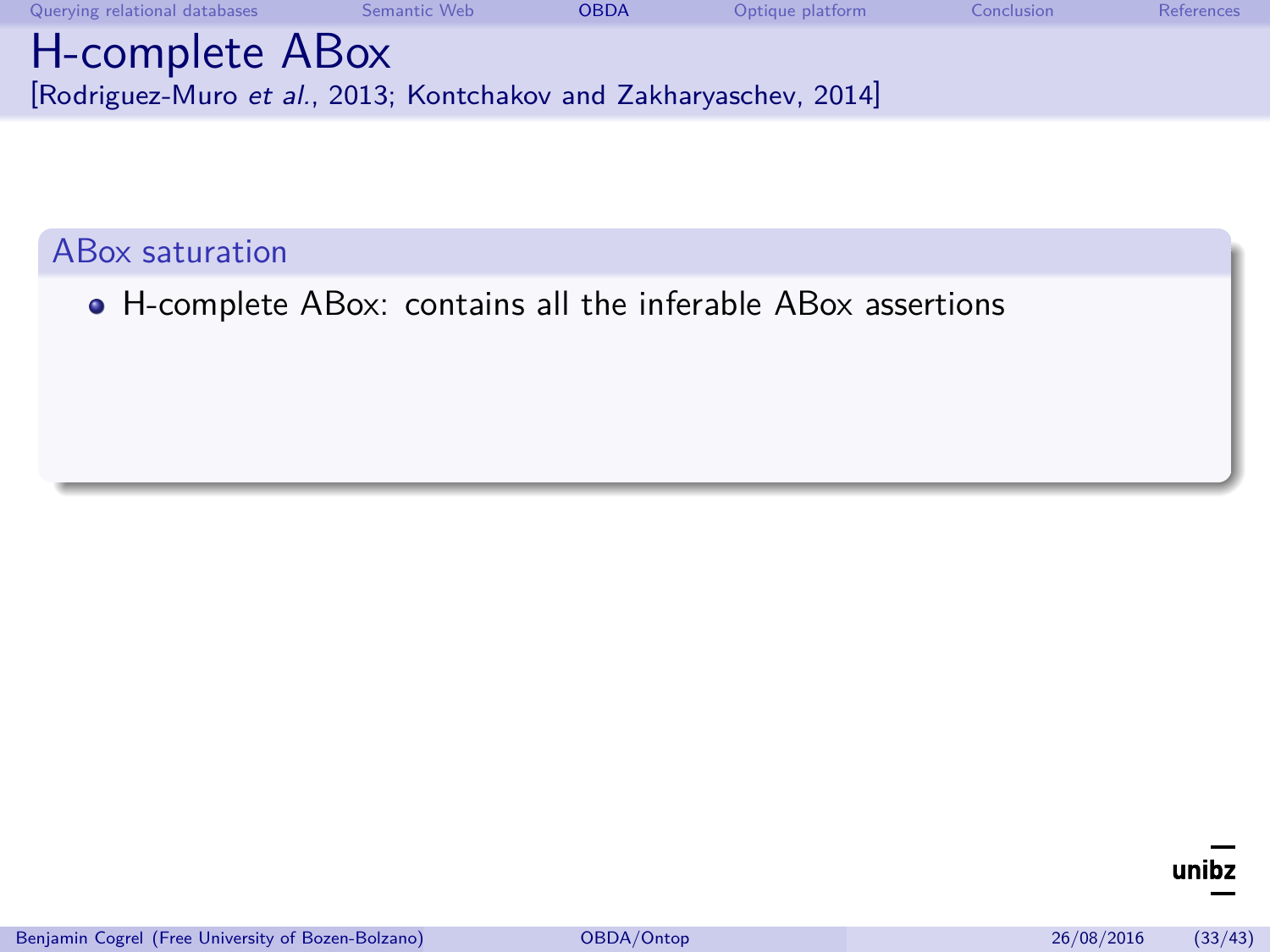# H-complete ABox

[Rodriguez-Muro *et al.*, 2013; Kontchakov and Zakharyaschev, 2014]

## ABox saturation

- H-complete ABox: contains all the inferable ABox assertions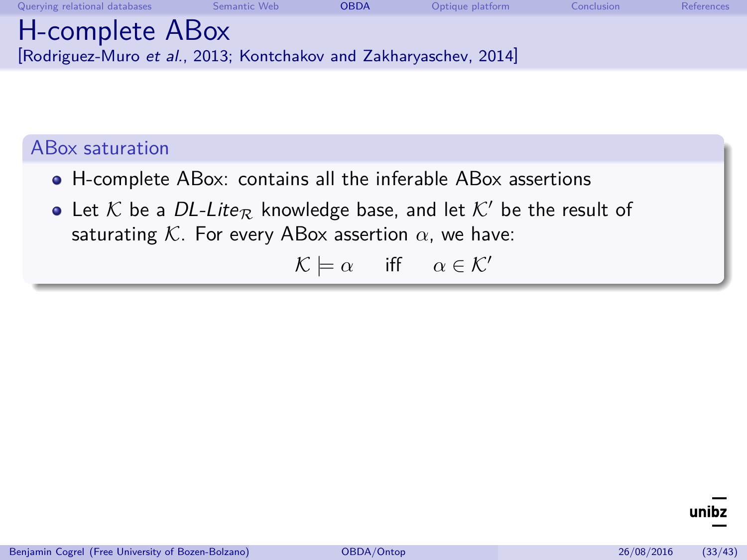# H-complete ABox

[Rodriguez-Muro *et al.*, 2013; Kontchakov and Zakharyaschev, 2014]

## ABox saturation

- H-complete ABox: contains all the inferable ABox assertions
- Let $\mathcal{K}$ be a *DL-Lite*$_\mathcal{R}$ knowledge base, and let $\mathcal{K}'$ be the result of saturating $\mathcal{K}$. For every ABox assertion $\alpha$, we have:

$$\mathcal{K} \models \alpha \quad \text{iff} \quad \alpha \in \mathcal{K}'$$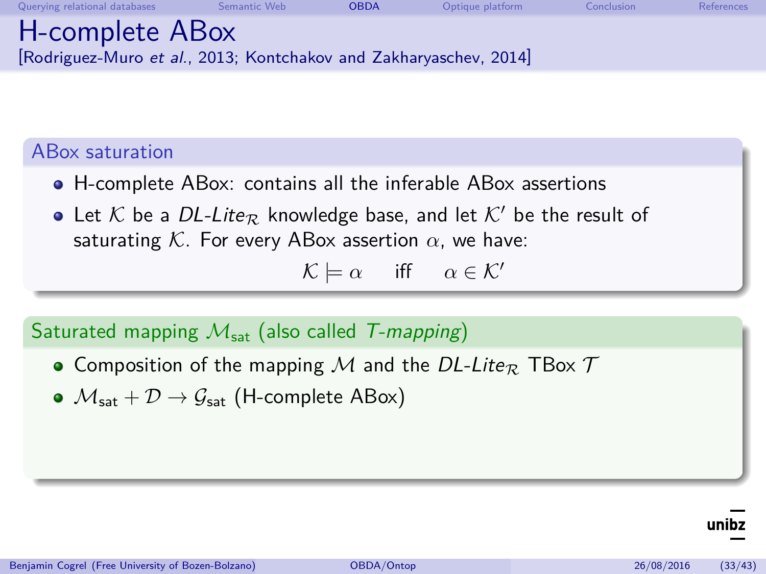# H-complete ABox

[Rodriguez-Muro *et al.*, 2013; Kontchakov and Zakharyaschev, 2014]

## ABox saturation

- H-complete ABox: contains all the inferable ABox assertions
- Let $\mathcal{K}$ be a *DL-Lite*$_\mathcal{R}$ knowledge base, and let $\mathcal{K}'$ be the result of saturating $\mathcal{K}$. For every ABox assertion $\alpha$, we have:

$$\mathcal{K} \models \alpha \quad \text{iff} \quad \alpha \in \mathcal{K}'$$

## Saturated mapping $\mathcal{M}_{\mathsf{sat}}$ (also called *T-mapping*)

- Composition of the mapping $\mathcal{M}$ and the *DL-Lite*$_\mathcal{R}$ TBox $\mathcal{T}$
- $\mathcal{M}_{\mathsf{sat}} + \mathcal{D} \rightarrow \mathcal{G}_{\mathsf{sat}}$ (H-complete ABox)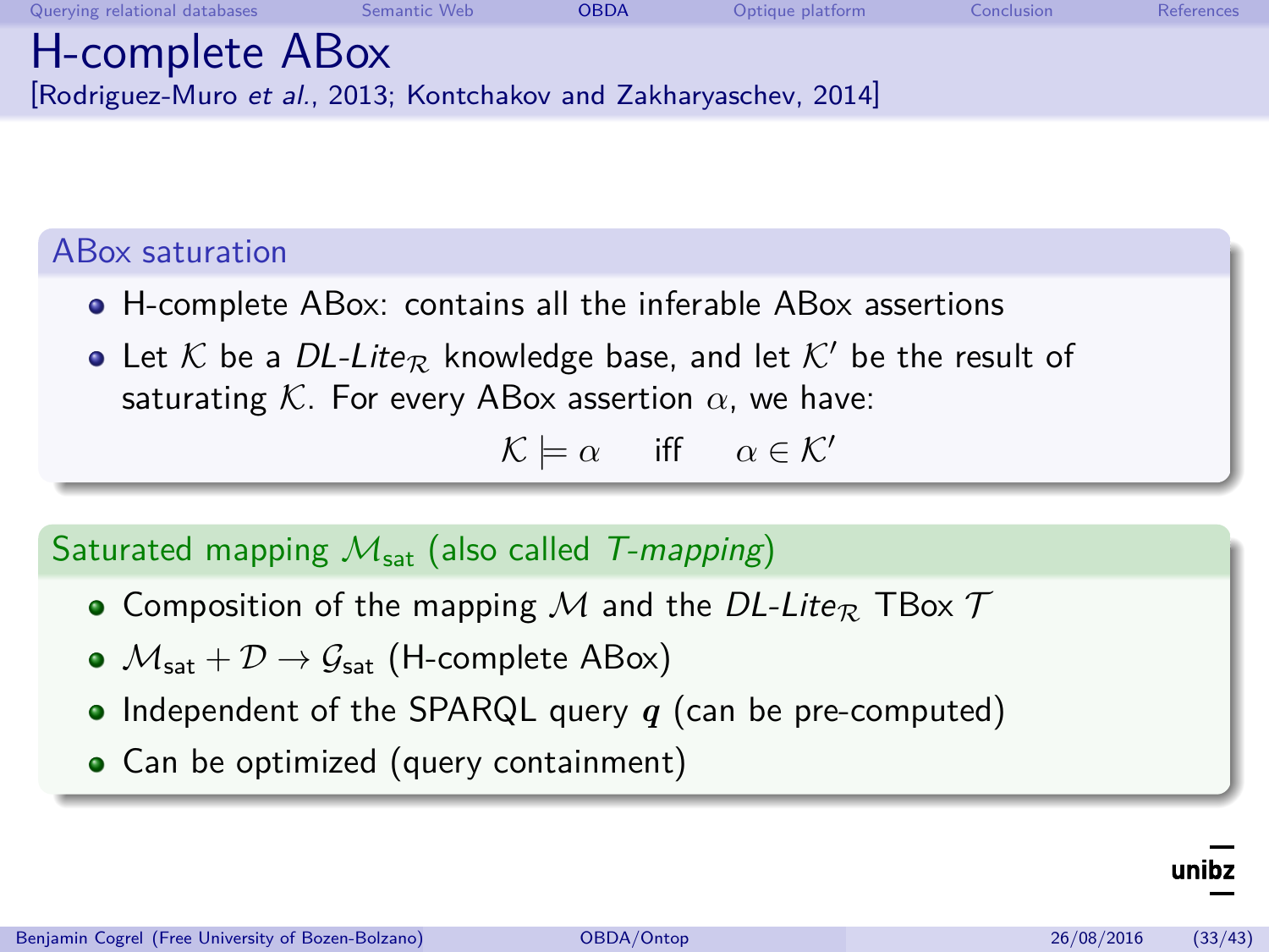# H-complete ABox

[Rodriguez-Muro *et al.*, 2013; Kontchakov and Zakharyaschev, 2014]

## ABox saturation

- H-complete ABox: contains all the inferable ABox assertions
- Let $\mathcal{K}$ be a *DL-Lite*$_{\mathcal{R}}$ knowledge base, and let $\mathcal{K}'$ be the result of saturating $\mathcal{K}$. For every ABox assertion $\alpha$, we have:

$$\mathcal{K} \models \alpha \quad \text{iff} \quad \alpha \in \mathcal{K}'$$

## Saturated mapping $\mathcal{M}_{\text{sat}}$ (also called *T-mapping*)

- Composition of the mapping $\mathcal{M}$ and the *DL-Lite*$_{\mathcal{R}}$ TBox $\mathcal{T}$
- $\mathcal{M}_{\text{sat}} + \mathcal{D} \rightarrow \mathcal{G}_{\text{sat}}$ (H-complete ABox)
- Independent of the SPARQL query $\boldsymbol{q}$ (can be pre-computed)
- Can be optimized (query containment)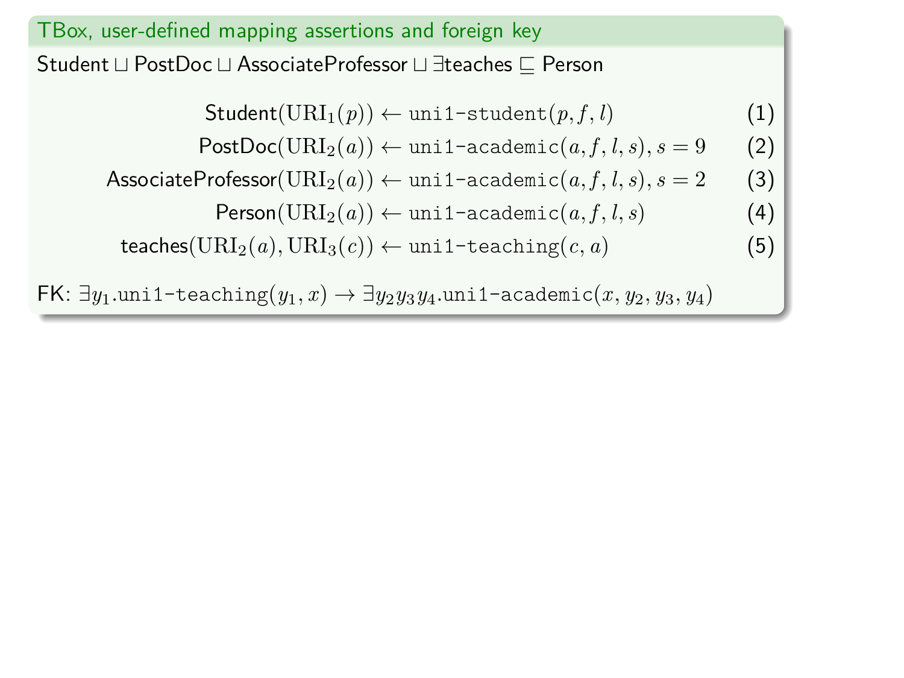**TBox, user-defined mapping assertions and foreign key**

$\mathsf{Student} \sqcup \mathsf{PostDoc} \sqcup \mathsf{AssociateProfessor} \sqcup \exists \mathsf{teaches} \sqsubseteq \mathsf{Person}$

$$\mathsf{Student}(\mathrm{URI}_1(p)) \leftarrow \texttt{uni1-student}(p, f, l) \quad (1)$$

$$\mathsf{PostDoc}(\mathrm{URI}_2(a)) \leftarrow \texttt{uni1-academic}(a, f, l, s), s = 9 \quad (2)$$

$$\mathsf{AssociateProfessor}(\mathrm{URI}_2(a)) \leftarrow \texttt{uni1-academic}(a, f, l, s), s = 2 \quad (3)$$

$$\mathsf{Person}(\mathrm{URI}_2(a)) \leftarrow \texttt{uni1-academic}(a, f, l, s) \quad (4)$$

$$\mathsf{teaches}(\mathrm{URI}_2(a), \mathrm{URI}_3(c)) \leftarrow \texttt{uni1-teaching}(c, a) \quad (5)$$

FK: $\exists y_1.\texttt{uni1-teaching}(y_1, x) \rightarrow \exists y_2 y_3 y_4.\texttt{uni1-academic}(x, y_2, y_3, y_4)$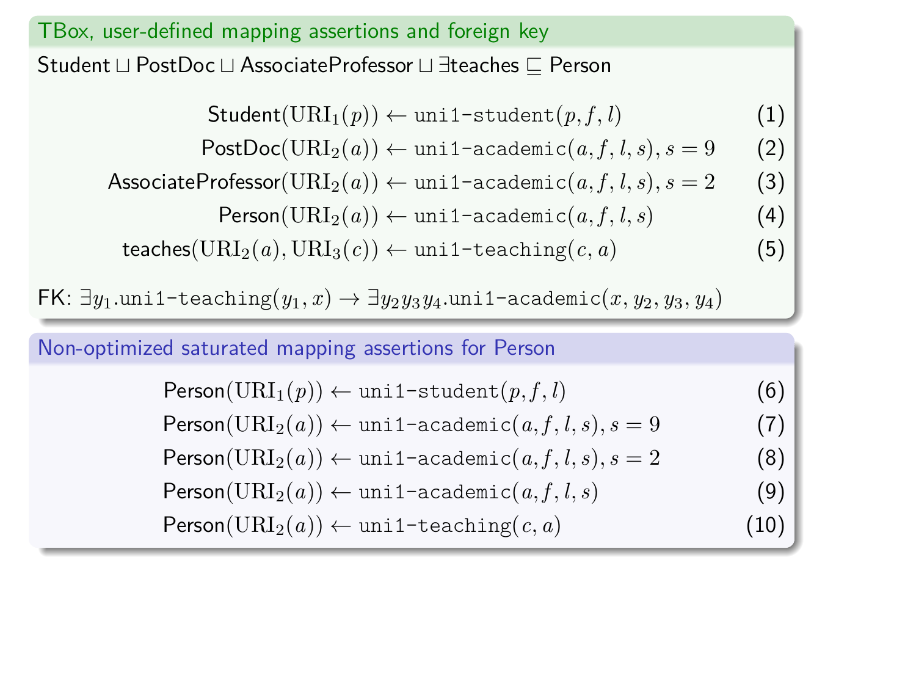## TBox, user-defined mapping assertions and foreign key

$$\mathsf{Student} \sqcup \mathsf{PostDoc} \sqcup \mathsf{AssociateProfessor} \sqcup \exists \mathsf{teaches} \sqsubseteq \mathsf{Person}$$

$$\mathsf{Student}(\mathrm{URI}_1(p)) \leftarrow \texttt{uni1-student}(p, f, l) \quad (1)$$

$$\mathsf{PostDoc}(\mathrm{URI}_2(a)) \leftarrow \texttt{uni1-academic}(a, f, l, s), s = 9 \quad (2)$$

$$\mathsf{AssociateProfessor}(\mathrm{URI}_2(a)) \leftarrow \texttt{uni1-academic}(a, f, l, s), s = 2 \quad (3)$$

$$\mathsf{Person}(\mathrm{URI}_2(a)) \leftarrow \texttt{uni1-academic}(a, f, l, s) \quad (4)$$

$$\mathsf{teaches}(\mathrm{URI}_2(a), \mathrm{URI}_3(c)) \leftarrow \texttt{uni1-teaching}(c, a) \quad (5)$$

FK: $\exists y_1.\texttt{uni1-teaching}(y_1, x) \rightarrow \exists y_2 y_3 y_4.\texttt{uni1-academic}(x, y_2, y_3, y_4)$

## Non-optimized saturated mapping assertions for Person

$$\mathsf{Person}(\mathrm{URI}_1(p)) \leftarrow \texttt{uni1-student}(p, f, l) \quad (6)$$

$$\mathsf{Person}(\mathrm{URI}_2(a)) \leftarrow \texttt{uni1-academic}(a, f, l, s), s = 9 \quad (7)$$

$$\mathsf{Person}(\mathrm{URI}_2(a)) \leftarrow \texttt{uni1-academic}(a, f, l, s), s = 2 \quad (8)$$

$$\mathsf{Person}(\mathrm{URI}_2(a)) \leftarrow \texttt{uni1-academic}(a, f, l, s) \quad (9)$$

$$\mathsf{Person}(\mathrm{URI}_2(a)) \leftarrow \texttt{uni1-teaching}(c, a) \quad (10)$$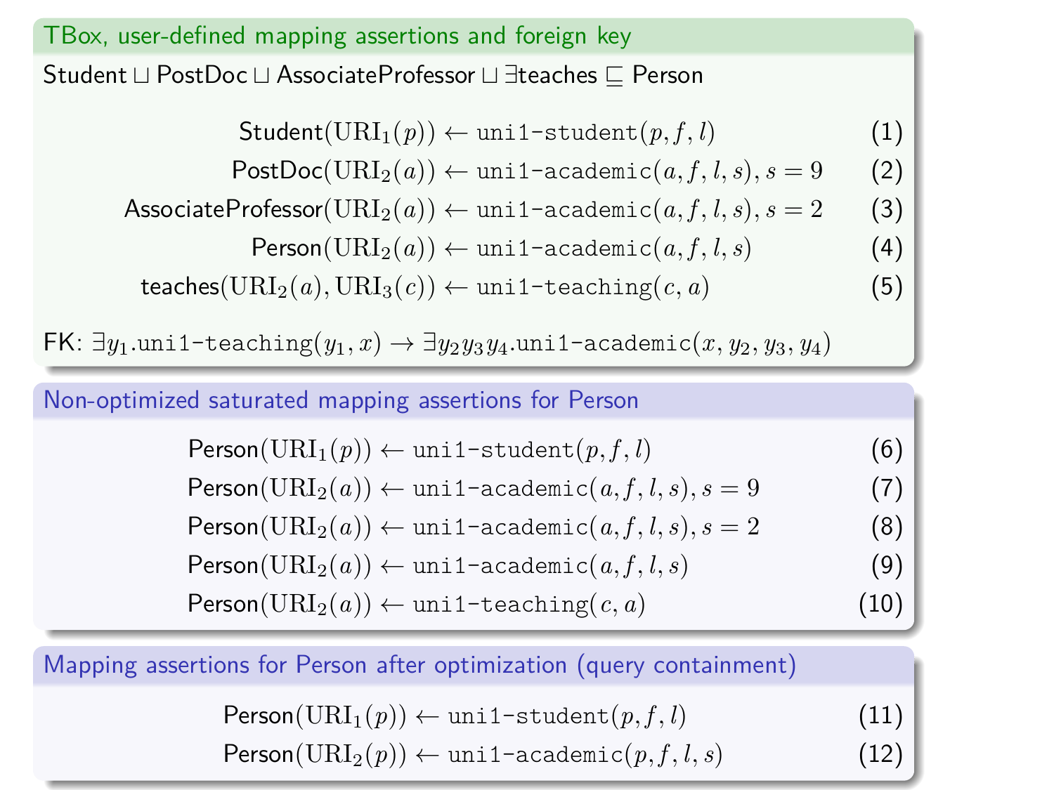### TBox, user-defined mapping assertions and foreign key

$$\mathsf{Student} \sqcup \mathsf{PostDoc} \sqcup \mathsf{AssociateProfessor} \sqcup \exists \mathsf{teaches} \sqsubseteq \mathsf{Person}$$

$$\mathsf{Student}(\mathrm{URI}_1(p)) \leftarrow \texttt{uni1-student}(p, f, l) \quad (1)$$

$$\mathsf{PostDoc}(\mathrm{URI}_2(a)) \leftarrow \texttt{uni1-academic}(a, f, l, s), s = 9 \quad (2)$$

$$\mathsf{AssociateProfessor}(\mathrm{URI}_2(a)) \leftarrow \texttt{uni1-academic}(a, f, l, s), s = 2 \quad (3)$$

$$\mathsf{Person}(\mathrm{URI}_2(a)) \leftarrow \texttt{uni1-academic}(a, f, l, s) \quad (4)$$

$$\mathsf{teaches}(\mathrm{URI}_2(a), \mathrm{URI}_3(c)) \leftarrow \texttt{uni1-teaching}(c, a) \quad (5)$$

FK: $\exists y_1.\texttt{uni1-teaching}(y_1, x) \rightarrow \exists y_2 y_3 y_4.\texttt{uni1-academic}(x, y_2, y_3, y_4)$

### Non-optimized saturated mapping assertions for Person

$$\mathsf{Person}(\mathrm{URI}_1(p)) \leftarrow \texttt{uni1-student}(p, f, l) \quad (6)$$

$$\mathsf{Person}(\mathrm{URI}_2(a)) \leftarrow \texttt{uni1-academic}(a, f, l, s), s = 9 \quad (7)$$

$$\mathsf{Person}(\mathrm{URI}_2(a)) \leftarrow \texttt{uni1-academic}(a, f, l, s), s = 2 \quad (8)$$

$$\mathsf{Person}(\mathrm{URI}_2(a)) \leftarrow \texttt{uni1-academic}(a, f, l, s) \quad (9)$$

$$\mathsf{Person}(\mathrm{URI}_2(a)) \leftarrow \texttt{uni1-teaching}(c, a) \quad (10)$$

### Mapping assertions for Person after optimization (query containment)

$$\mathsf{Person}(\mathrm{URI}_1(p)) \leftarrow \texttt{uni1-student}(p, f, l) \quad (11)$$

$$\mathsf{Person}(\mathrm{URI}_2(p)) \leftarrow \texttt{uni1-academic}(p, f, l, s) \quad (12)$$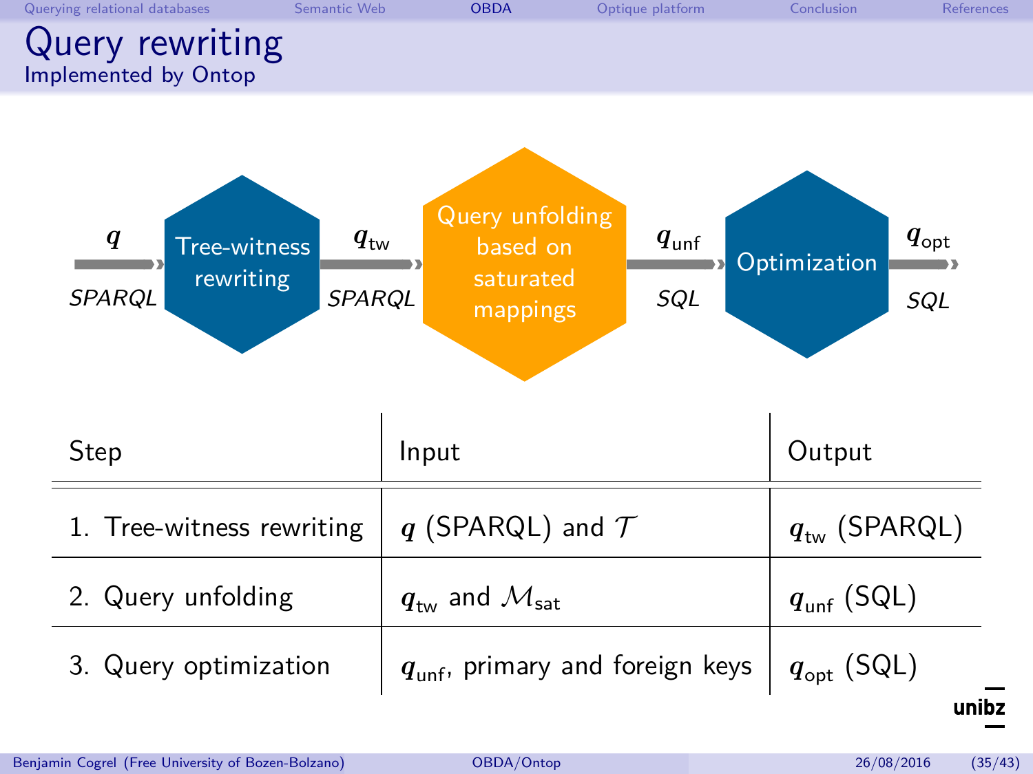# Query rewriting

## Implemented by Ontop

$\boldsymbol{q}$ (SPARQL) → Tree-witness rewriting → $\boldsymbol{q}_{\text{tw}}$ (SPARQL) → Query unfolding based on saturated mappings → $\boldsymbol{q}_{\text{unf}}$ (SQL) → Optimization → $\boldsymbol{q}_{\text{opt}}$ (SQL)

| Step | Input | Output |
|---|---|---|
| 1. Tree-witness rewriting | $\boldsymbol{q}$ (SPARQL) and $\mathcal{T}$ | $\boldsymbol{q}_{\text{tw}}$ (SPARQL) |
| 2. Query unfolding | $\boldsymbol{q}_{\text{tw}}$ and $\mathcal{M}_{\text{sat}}$ | $\boldsymbol{q}_{\text{unf}}$ (SQL) |
| 3. Query optimization | $\boldsymbol{q}_{\text{unf}}$, primary and foreign keys | $\boldsymbol{q}_{\text{opt}}$ (SQL) |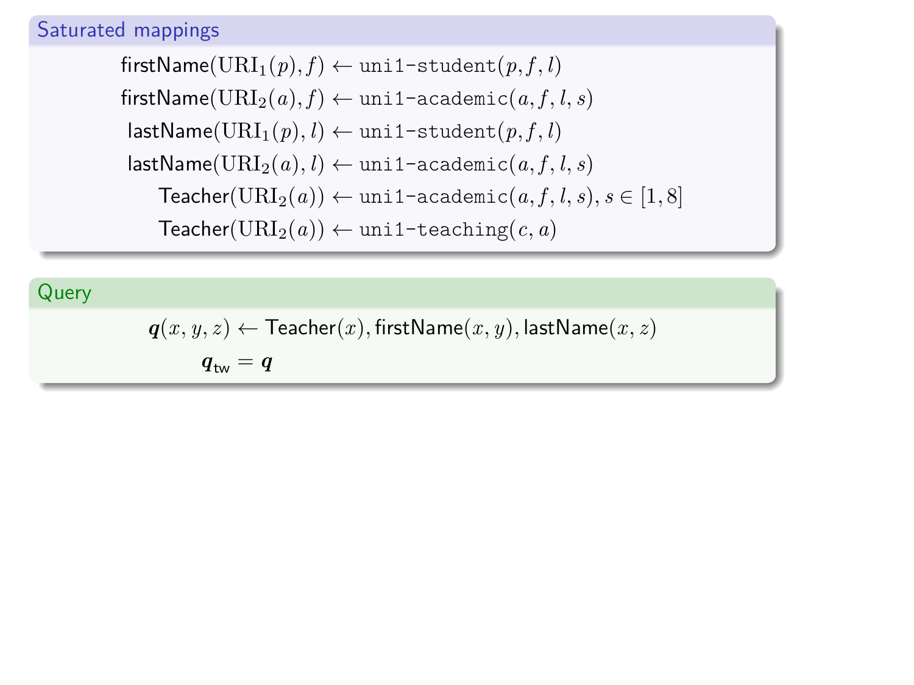## Saturated mappings

$$\mathsf{firstName}(\mathrm{URI}_1(p), f) \leftarrow \texttt{uni1-student}(p, f, l)$$

$$\mathsf{firstName}(\mathrm{URI}_2(a), f) \leftarrow \texttt{uni1-academic}(a, f, l, s)$$

$$\mathsf{lastName}(\mathrm{URI}_1(p), l) \leftarrow \texttt{uni1-student}(p, f, l)$$

$$\mathsf{lastName}(\mathrm{URI}_2(a), l) \leftarrow \texttt{uni1-academic}(a, f, l, s)$$

$$\mathsf{Teacher}(\mathrm{URI}_2(a)) \leftarrow \texttt{uni1-academic}(a, f, l, s), s \in [1, 8]$$

$$\mathsf{Teacher}(\mathrm{URI}_2(a)) \leftarrow \texttt{uni1-teaching}(c, a)$$

## Query

$$\boldsymbol{q}(x, y, z) \leftarrow \mathsf{Teacher}(x), \mathsf{firstName}(x, y), \mathsf{lastName}(x, z)$$

$$\boldsymbol{q}_{\mathsf{tw}} = \boldsymbol{q}$$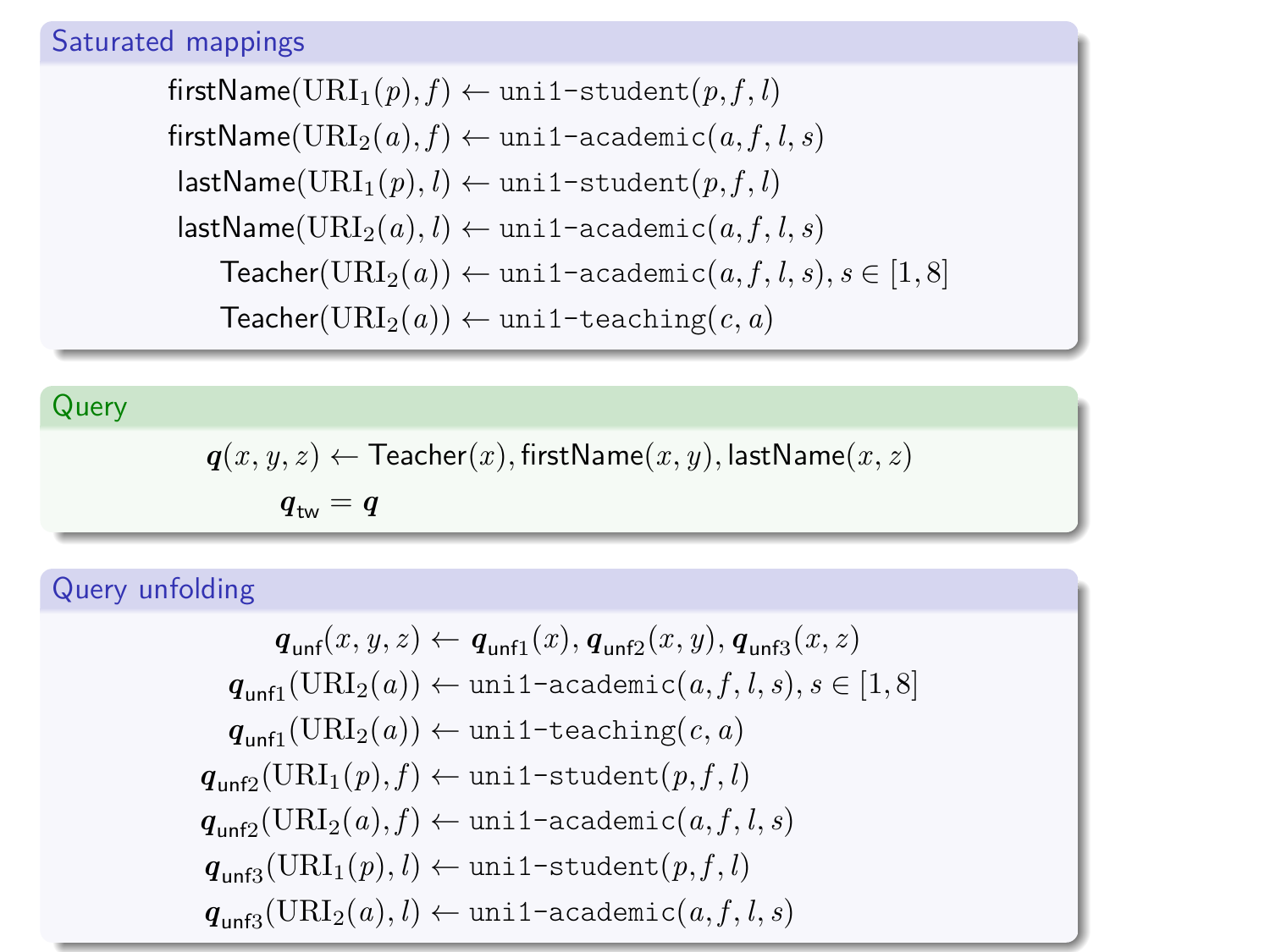## Saturated mappings

$$
\begin{aligned}
\mathsf{firstName}(\mathrm{URI}_1(p), f) &\leftarrow \texttt{uni1-student}(p, f, l)\\
\mathsf{firstName}(\mathrm{URI}_2(a), f) &\leftarrow \texttt{uni1-academic}(a, f, l, s)\\
\mathsf{lastName}(\mathrm{URI}_1(p), l) &\leftarrow \texttt{uni1-student}(p, f, l)\\
\mathsf{lastName}(\mathrm{URI}_2(a), l) &\leftarrow \texttt{uni1-academic}(a, f, l, s)\\
\mathsf{Teacher}(\mathrm{URI}_2(a)) &\leftarrow \texttt{uni1-academic}(a, f, l, s), s \in [1, 8]\\
\mathsf{Teacher}(\mathrm{URI}_2(a)) &\leftarrow \texttt{uni1-teaching}(c, a)
\end{aligned}
$$

## Query

$$
\boldsymbol{q}(x, y, z) \leftarrow \mathsf{Teacher}(x), \mathsf{firstName}(x, y), \mathsf{lastName}(x, z)
$$

$$
\boldsymbol{q}_{\mathsf{tw}} = \boldsymbol{q}
$$

## Query unfolding

$$
\begin{aligned}
\boldsymbol{q}_{\mathsf{unf}}(x, y, z) &\leftarrow \boldsymbol{q}_{\mathsf{unf1}}(x), \boldsymbol{q}_{\mathsf{unf2}}(x, y), \boldsymbol{q}_{\mathsf{unf3}}(x, z)\\
\boldsymbol{q}_{\mathsf{unf1}}(\mathrm{URI}_2(a)) &\leftarrow \texttt{uni1-academic}(a, f, l, s), s \in [1, 8]\\
\boldsymbol{q}_{\mathsf{unf1}}(\mathrm{URI}_2(a)) &\leftarrow \texttt{uni1-teaching}(c, a)\\
\boldsymbol{q}_{\mathsf{unf2}}(\mathrm{URI}_1(p), f) &\leftarrow \texttt{uni1-student}(p, f, l)\\
\boldsymbol{q}_{\mathsf{unf2}}(\mathrm{URI}_2(a), f) &\leftarrow \texttt{uni1-academic}(a, f, l, s)\\
\boldsymbol{q}_{\mathsf{unf3}}(\mathrm{URI}_1(p), l) &\leftarrow \texttt{uni1-student}(p, f, l)\\
\boldsymbol{q}_{\mathsf{unf3}}(\mathrm{URI}_2(a), l) &\leftarrow \texttt{uni1-academic}(a, f, l, s)
\end{aligned}
$$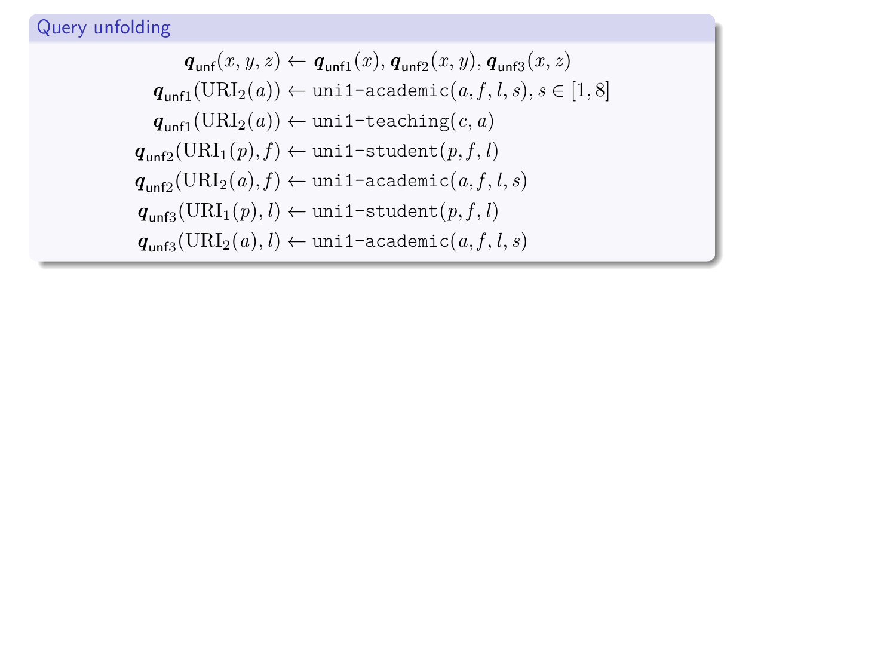### Query unfolding

$$
\begin{aligned}
\boldsymbol{q}_{\mathsf{unf}}(x,y,z) &\leftarrow \boldsymbol{q}_{\mathsf{unf1}}(x), \boldsymbol{q}_{\mathsf{unf2}}(x,y), \boldsymbol{q}_{\mathsf{unf3}}(x,z)\\
\boldsymbol{q}_{\mathsf{unf1}}(\mathrm{URI}_2(a)) &\leftarrow \texttt{uni1-academic}(a,f,l,s), s \in [1,8]\\
\boldsymbol{q}_{\mathsf{unf1}}(\mathrm{URI}_2(a)) &\leftarrow \texttt{uni1-teaching}(c,a)\\
\boldsymbol{q}_{\mathsf{unf2}}(\mathrm{URI}_1(p),f) &\leftarrow \texttt{uni1-student}(p,f,l)\\
\boldsymbol{q}_{\mathsf{unf2}}(\mathrm{URI}_2(a),f) &\leftarrow \texttt{uni1-academic}(a,f,l,s)\\
\boldsymbol{q}_{\mathsf{unf3}}(\mathrm{URI}_1(p),l) &\leftarrow \texttt{uni1-student}(p,f,l)\\
\boldsymbol{q}_{\mathsf{unf3}}(\mathrm{URI}_2(a),l) &\leftarrow \texttt{uni1-academic}(a,f,l,s)
\end{aligned}
$$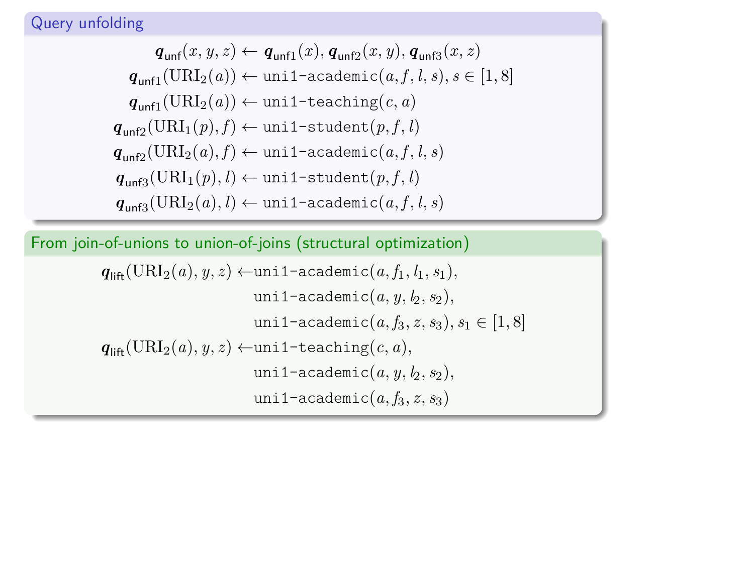## Query unfolding

$$
\begin{aligned}
\boldsymbol{q}_{\mathsf{unf}}(x, y, z) &\leftarrow \boldsymbol{q}_{\mathsf{unf1}}(x), \boldsymbol{q}_{\mathsf{unf2}}(x, y), \boldsymbol{q}_{\mathsf{unf3}}(x, z) \\
\boldsymbol{q}_{\mathsf{unf1}}(\mathrm{URI}_2(a)) &\leftarrow \texttt{uni1-academic}(a, f, l, s), s \in [1, 8] \\
\boldsymbol{q}_{\mathsf{unf1}}(\mathrm{URI}_2(a)) &\leftarrow \texttt{uni1-teaching}(c, a) \\
\boldsymbol{q}_{\mathsf{unf2}}(\mathrm{URI}_1(p), f) &\leftarrow \texttt{uni1-student}(p, f, l) \\
\boldsymbol{q}_{\mathsf{unf2}}(\mathrm{URI}_2(a), f) &\leftarrow \texttt{uni1-academic}(a, f, l, s) \\
\boldsymbol{q}_{\mathsf{unf3}}(\mathrm{URI}_1(p), l) &\leftarrow \texttt{uni1-student}(p, f, l) \\
\boldsymbol{q}_{\mathsf{unf3}}(\mathrm{URI}_2(a), l) &\leftarrow \texttt{uni1-academic}(a, f, l, s)
\end{aligned}
$$

## From join-of-unions to union-of-joins (structural optimization)

$$
\begin{aligned}
\boldsymbol{q}_{\mathsf{lift}}(\mathrm{URI}_2(a), y, z) \leftarrow\, & \texttt{uni1-academic}(a, f_1, l_1, s_1), \\
& \texttt{uni1-academic}(a, y, l_2, s_2), \\
& \texttt{uni1-academic}(a, f_3, z, s_3), s_1 \in [1, 8] \\
\boldsymbol{q}_{\mathsf{lift}}(\mathrm{URI}_2(a), y, z) \leftarrow\, & \texttt{uni1-teaching}(c, a), \\
& \texttt{uni1-academic}(a, y, l_2, s_2), \\
& \texttt{uni1-academic}(a, f_3, z, s_3)
\end{aligned}
$$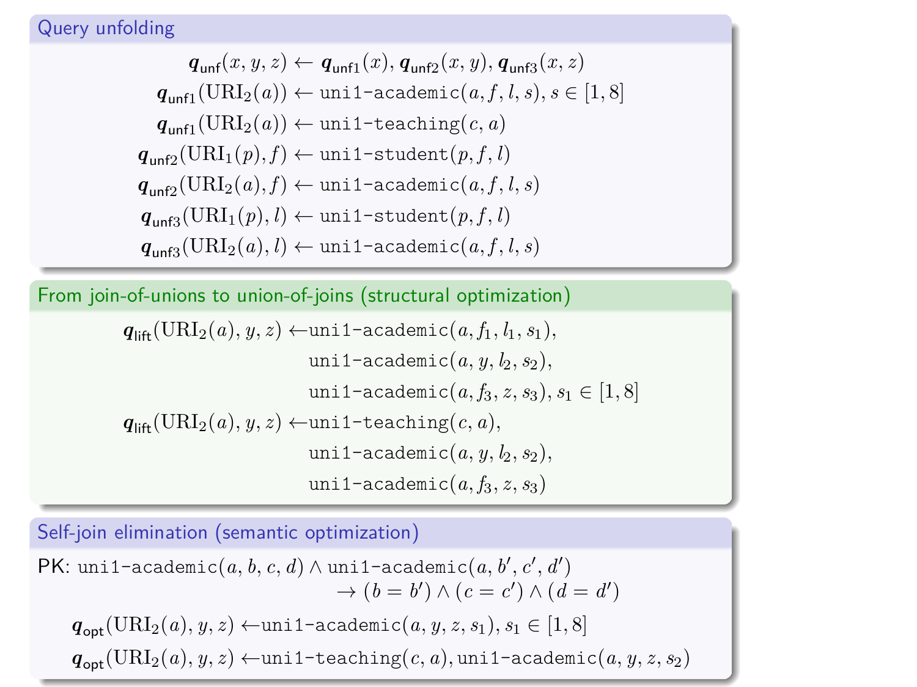## Query unfolding

$$
\begin{aligned}
\boldsymbol{q}_{\mathsf{unf}}(x,y,z) &\leftarrow \boldsymbol{q}_{\mathsf{unf1}}(x), \boldsymbol{q}_{\mathsf{unf2}}(x,y), \boldsymbol{q}_{\mathsf{unf3}}(x,z)\\
\boldsymbol{q}_{\mathsf{unf1}}(\mathrm{URI}_2(a)) &\leftarrow \texttt{uni1-academic}(a,f,l,s), s \in [1,8]\\
\boldsymbol{q}_{\mathsf{unf1}}(\mathrm{URI}_2(a)) &\leftarrow \texttt{uni1-teaching}(c,a)\\
\boldsymbol{q}_{\mathsf{unf2}}(\mathrm{URI}_1(p),f) &\leftarrow \texttt{uni1-student}(p,f,l)\\
\boldsymbol{q}_{\mathsf{unf2}}(\mathrm{URI}_2(a),f) &\leftarrow \texttt{uni1-academic}(a,f,l,s)\\
\boldsymbol{q}_{\mathsf{unf3}}(\mathrm{URI}_1(p),l) &\leftarrow \texttt{uni1-student}(p,f,l)\\
\boldsymbol{q}_{\mathsf{unf3}}(\mathrm{URI}_2(a),l) &\leftarrow \texttt{uni1-academic}(a,f,l,s)
\end{aligned}
$$

## From join-of-unions to union-of-joins (structural optimization)

$$
\begin{aligned}
\boldsymbol{q}_{\mathsf{lift}}(\mathrm{URI}_2(a),y,z) \leftarrow\, &\texttt{uni1-academic}(a,f_1,l_1,s_1),\\
&\texttt{uni1-academic}(a,y,l_2,s_2),\\
&\texttt{uni1-academic}(a,f_3,z,s_3), s_1 \in [1,8]\\
\boldsymbol{q}_{\mathsf{lift}}(\mathrm{URI}_2(a),y,z) \leftarrow\, &\texttt{uni1-teaching}(c,a),\\
&\texttt{uni1-academic}(a,y,l_2,s_2),\\
&\texttt{uni1-academic}(a,f_3,z,s_3)
\end{aligned}
$$

## Self-join elimination (semantic optimization)

PK: $\texttt{uni1-academic}(a,b,c,d) \wedge \texttt{uni1-academic}(a,b',c',d') \rightarrow (b=b') \wedge (c=c') \wedge (d=d')$

$$
\begin{aligned}
\boldsymbol{q}_{\mathsf{opt}}(\mathrm{URI}_2(a),y,z) &\leftarrow \texttt{uni1-academic}(a,y,z,s_1), s_1 \in [1,8]\\
\boldsymbol{q}_{\mathsf{opt}}(\mathrm{URI}_2(a),y,z) &\leftarrow \texttt{uni1-teaching}(c,a), \texttt{uni1-academic}(a,y,z,s_2)
\end{aligned}
$$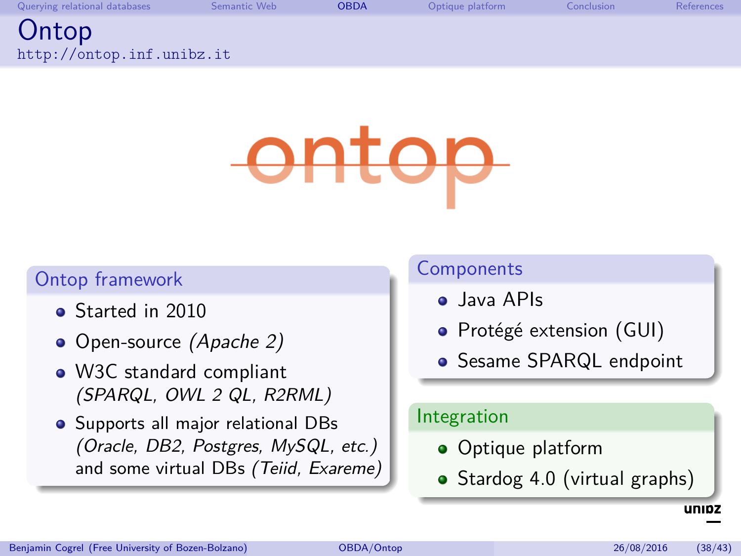# Ontop

http://ontop.inf.unibz.it

## Ontop framework

- Started in 2010
- Open-source *(Apache 2)*
- W3C standard compliant *(SPARQL, OWL 2 QL, R2RML)*
- Supports all major relational DBs *(Oracle, DB2, Postgres, MySQL, etc.)* and some virtual DBs *(Teiid, Exareme)*

## Components

- Java APIs
- Protégé extension (GUI)
- Sesame SPARQL endpoint

## Integration

- Optique platform
- Stardog 4.0 (virtual graphs)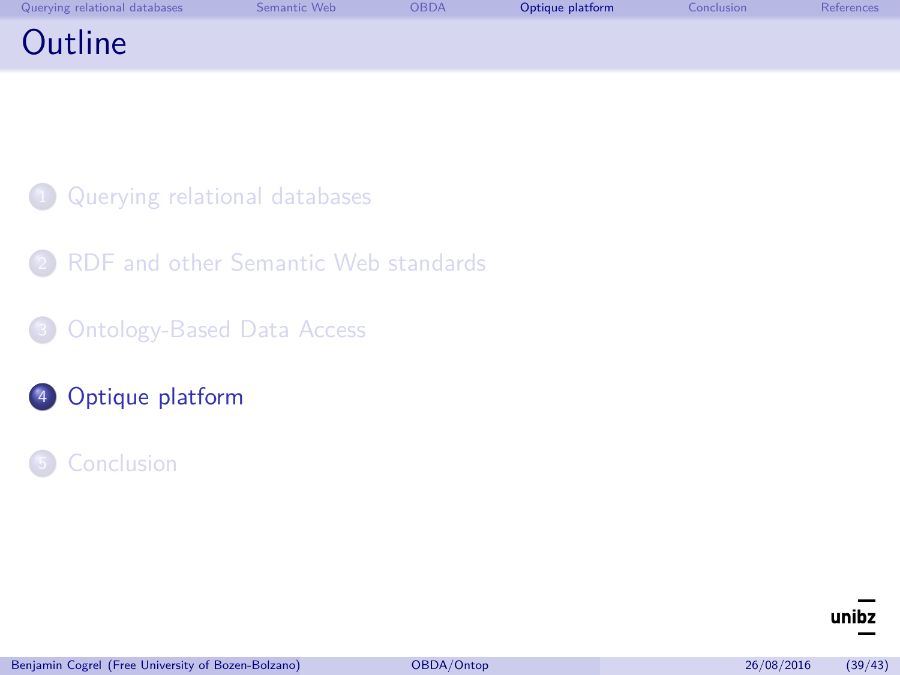# Outline

1. Querying relational databases
2. RDF and other Semantic Web standards
3. Ontology-Based Data Access
4. Optique platform
5. Conclusion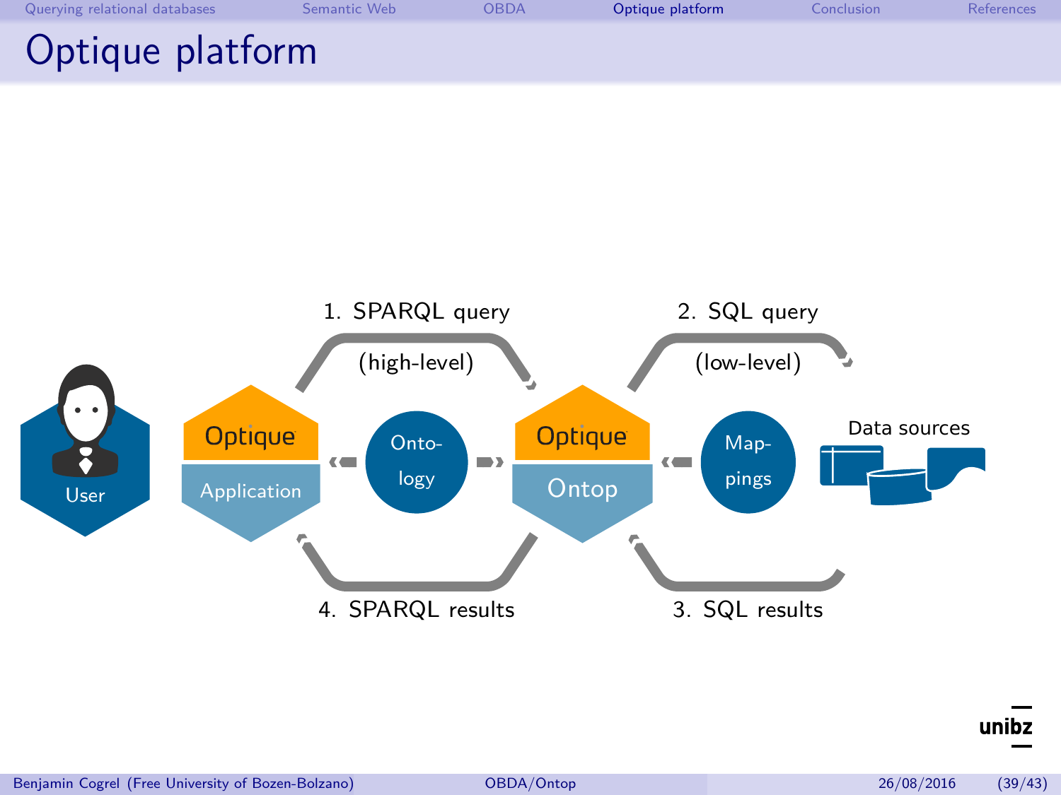# Optique platform

1. SPARQL query (high-level)

2. SQL query (low-level)

3. SQL results

4. SPARQL results

User

Optique Application

Onto-logy

Optique Ontop

Map-pings

Data sources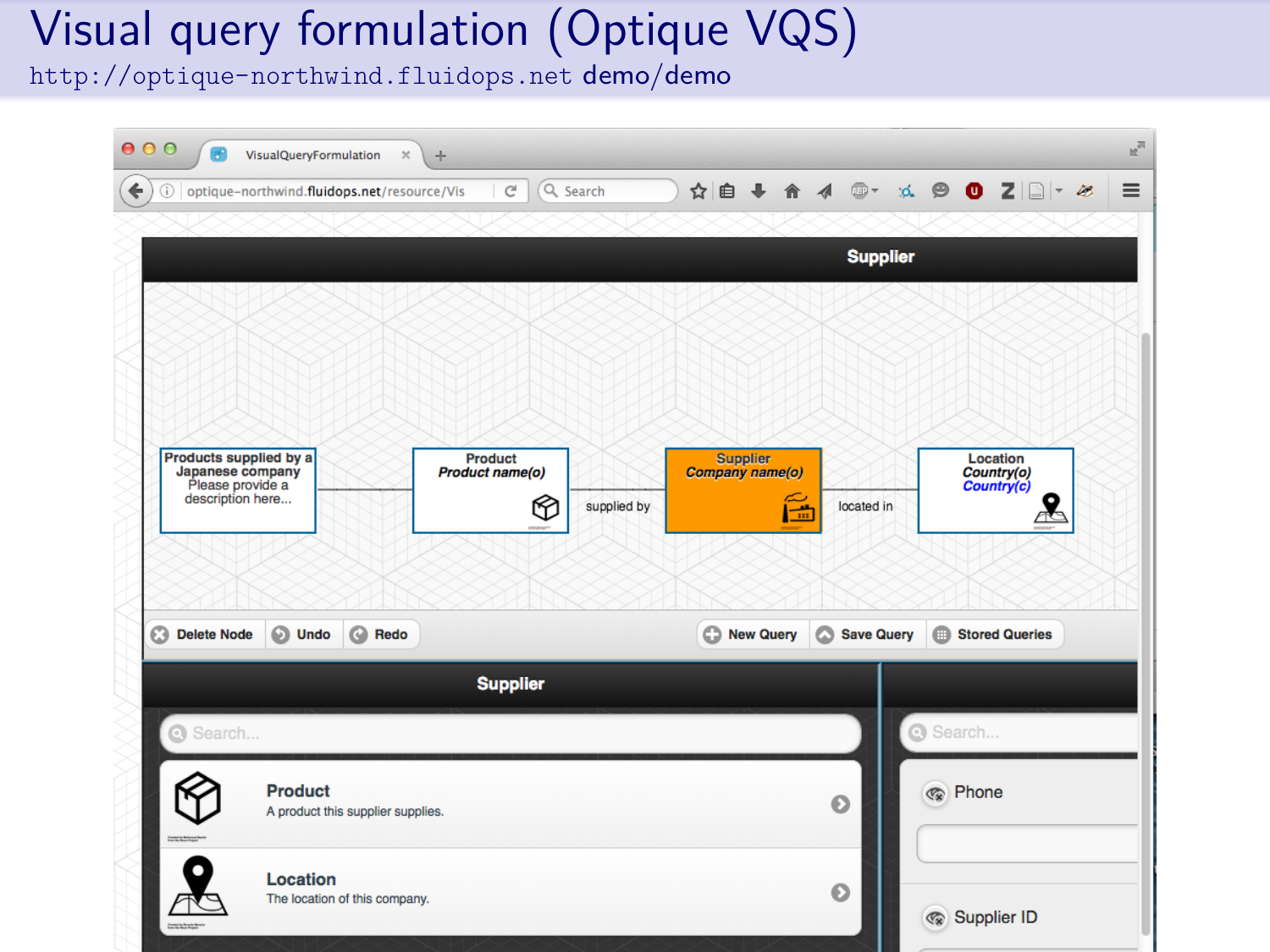# Visual query formulation (Optique VQS)

http://optique-northwind.fluidops.net demo/demo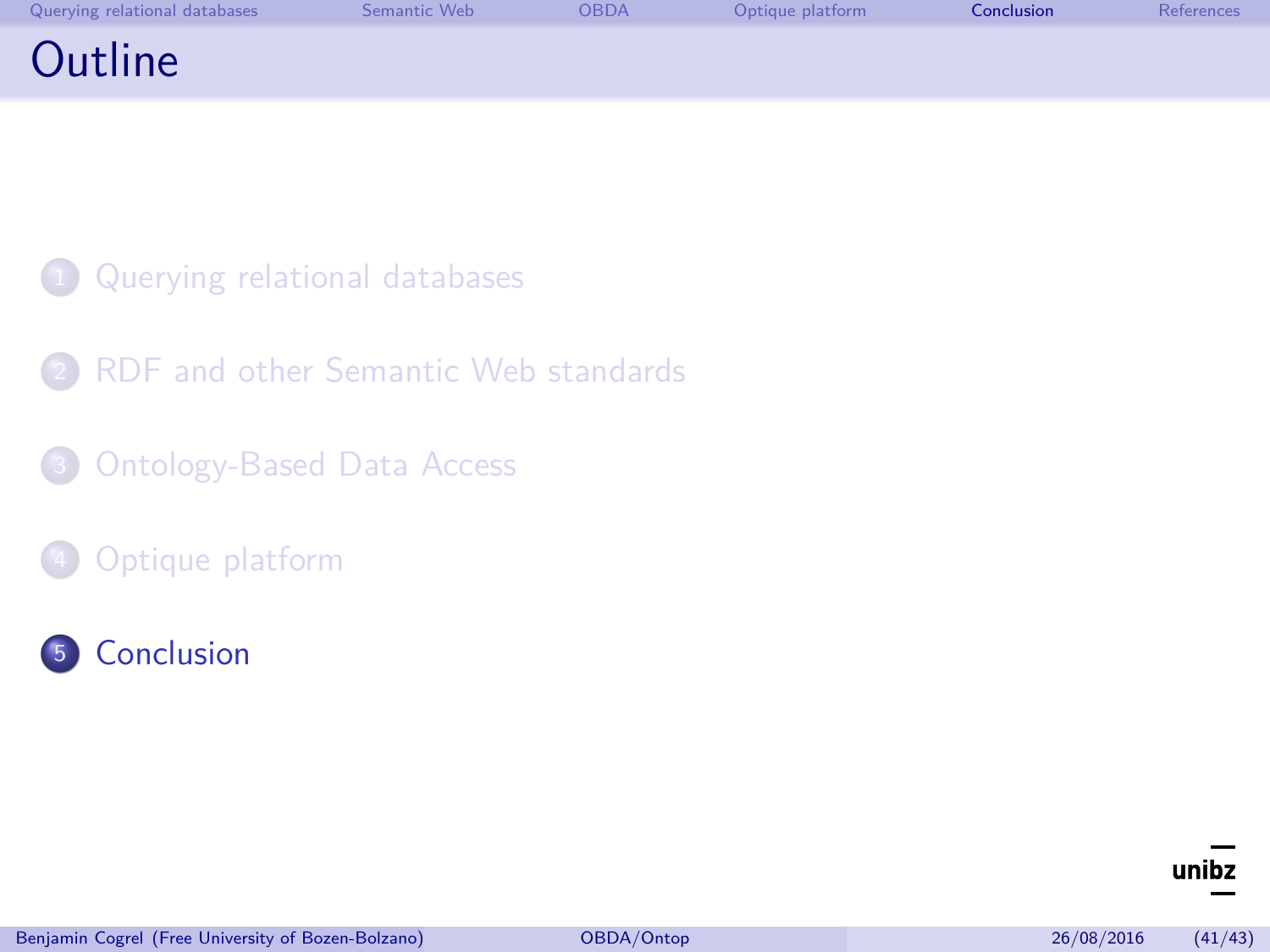# Outline

1. Querying relational databases
2. RDF and other Semantic Web standards
3. Ontology-Based Data Access
4. Optique platform
5. Conclusion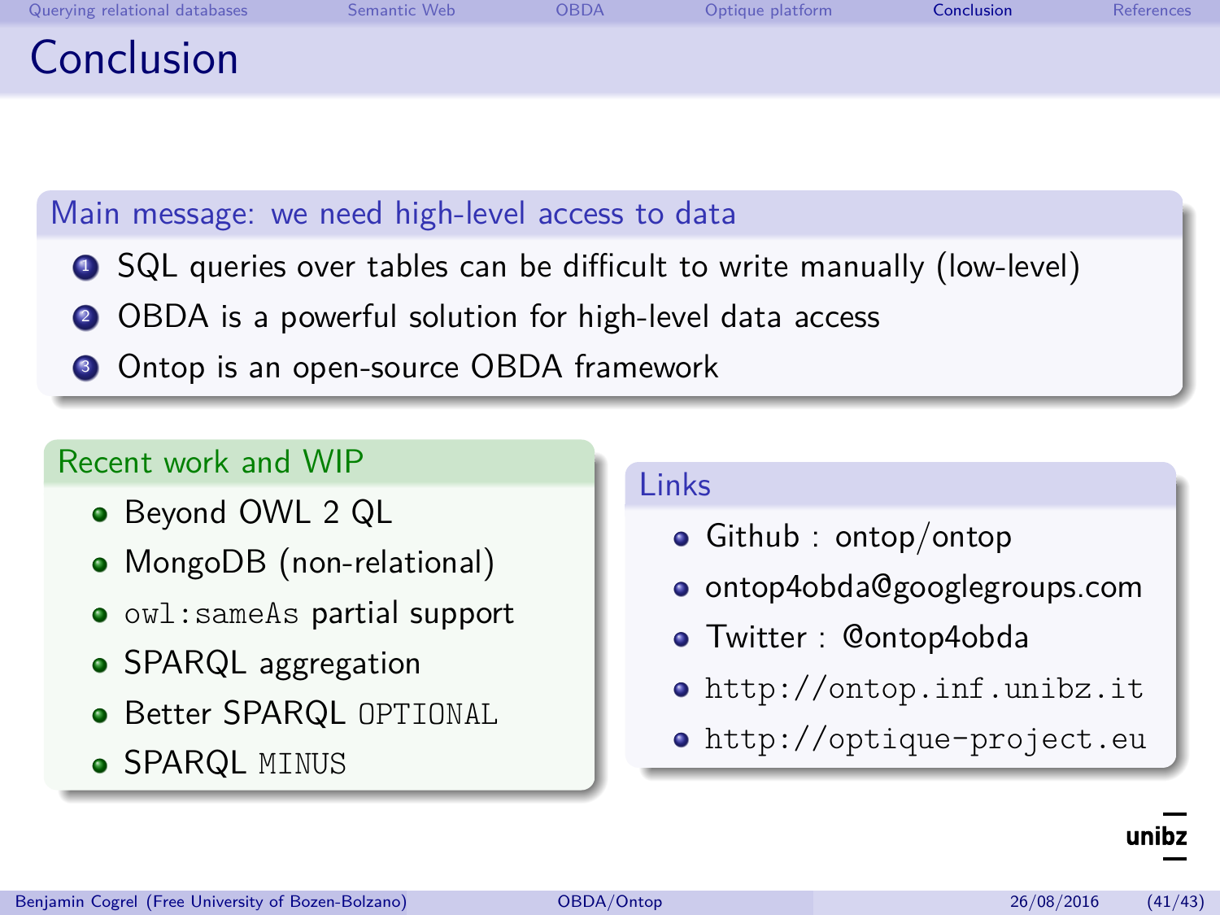# Conclusion

### Main message: we need high-level access to data

1. SQL queries over tables can be difficult to write manually (low-level)
2. OBDA is a powerful solution for high-level data access
3. Ontop is an open-source OBDA framework

### Recent work and WIP

- Beyond OWL 2 QL
- MongoDB (non-relational)
- `owl:sameAs` partial support
- SPARQL aggregation
- Better SPARQL `OPTIONAL`
- SPARQL `MINUS`

### Links

- Github : ontop/ontop
- ontop4obda@googlegroups.com
- Twitter : @ontop4obda
- `http://ontop.inf.unibz.it`
- `http://optique-project.eu`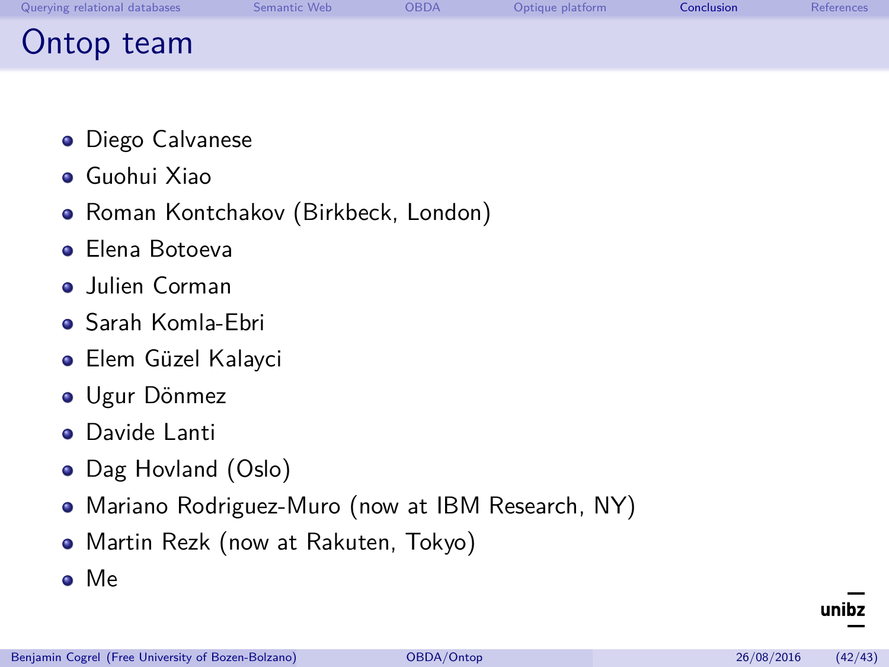# Ontop team

- Diego Calvanese
- Guohui Xiao
- Roman Kontchakov (Birkbeck, London)
- Elena Botoeva
- Julien Corman
- Sarah Komla-Ebri
- Elem Güzel Kalayci
- Ugur Dönmez
- Davide Lanti
- Dag Hovland (Oslo)
- Mariano Rodriguez-Muro (now at IBM Research, NY)
- Martin Rezk (now at Rakuten, Tokyo)
- Me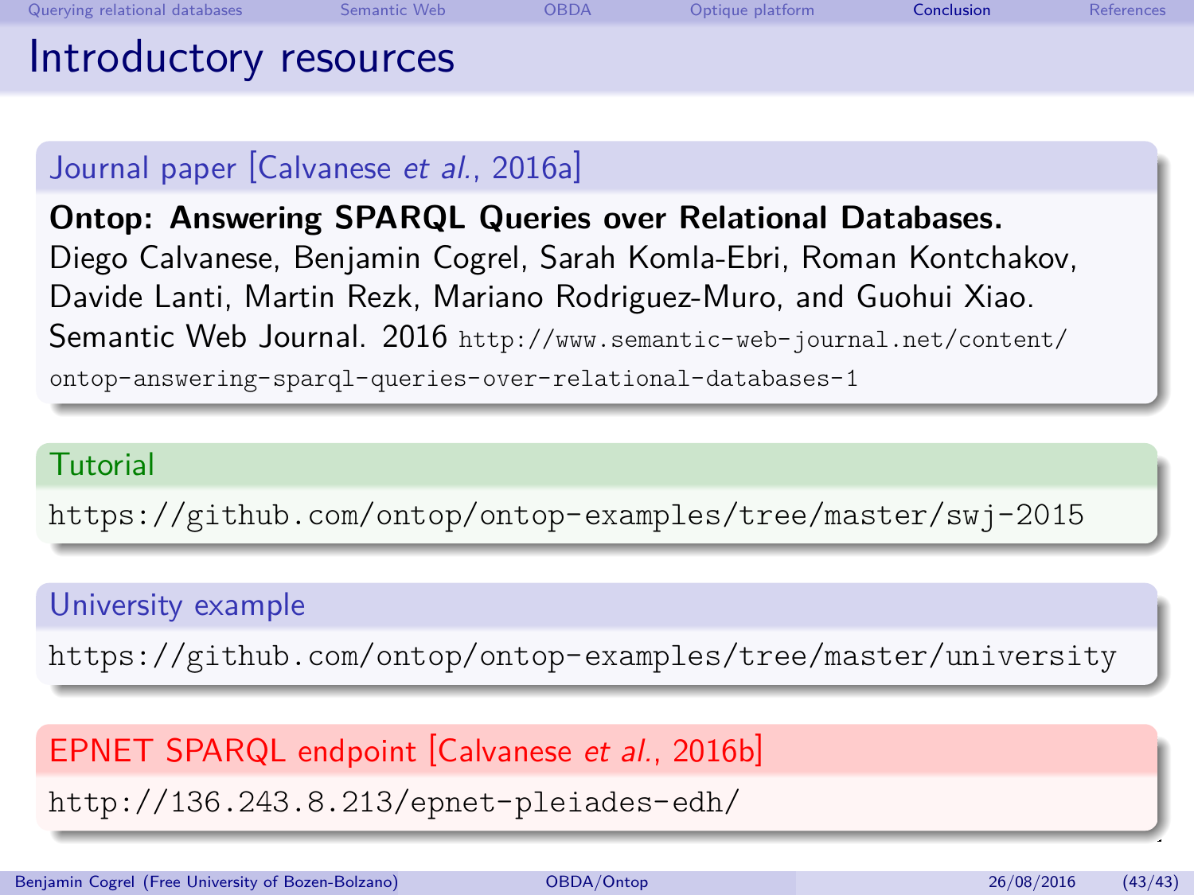# Introductory resources

## Journal paper [Calvanese *et al.*, 2016a]

**Ontop: Answering SPARQL Queries over Relational Databases.**
Diego Calvanese, Benjamin Cogrel, Sarah Komla-Ebri, Roman Kontchakov, Davide Lanti, Martin Rezk, Mariano Rodriguez-Muro, and Guohui Xiao.
Semantic Web Journal. 2016 `http://www.semantic-web-journal.net/content/ontop-answering-sparql-queries-over-relational-databases-1`

## Tutorial

`https://github.com/ontop/ontop-examples/tree/master/swj-2015`

## University example

`https://github.com/ontop/ontop-examples/tree/master/university`

## EPNET SPARQL endpoint [Calvanese *et al.*, 2016b]

`http://136.243.8.213/epnet-pleiades-edh/`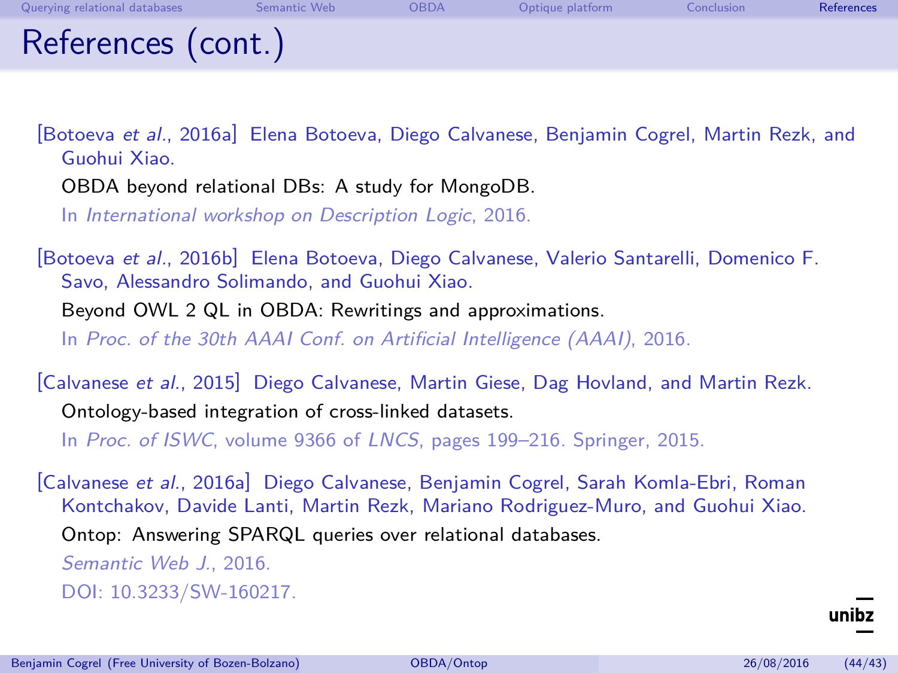# References (cont.)

[Botoeva *et al.*, 2016a] Elena Botoeva, Diego Calvanese, Benjamin Cogrel, Martin Rezk, and Guohui Xiao.
OBDA beyond relational DBs: A study for MongoDB.
In *International workshop on Description Logic*, 2016.

[Botoeva *et al.*, 2016b] Elena Botoeva, Diego Calvanese, Valerio Santarelli, Domenico F. Savo, Alessandro Solimando, and Guohui Xiao.
Beyond OWL 2 QL in OBDA: Rewritings and approximations.
In *Proc. of the 30th AAAI Conf. on Artificial Intelligence (AAAI)*, 2016.

[Calvanese *et al.*, 2015] Diego Calvanese, Martin Giese, Dag Hovland, and Martin Rezk.
Ontology-based integration of cross-linked datasets.
In *Proc. of ISWC*, volume 9366 of *LNCS*, pages 199–216. Springer, 2015.

[Calvanese *et al.*, 2016a] Diego Calvanese, Benjamin Cogrel, Sarah Komla-Ebri, Roman Kontchakov, Davide Lanti, Martin Rezk, Mariano Rodriguez-Muro, and Guohui Xiao.
Ontop: Answering SPARQL queries over relational databases.
*Semantic Web J.*, 2016.
DOI: 10.3233/SW-160217.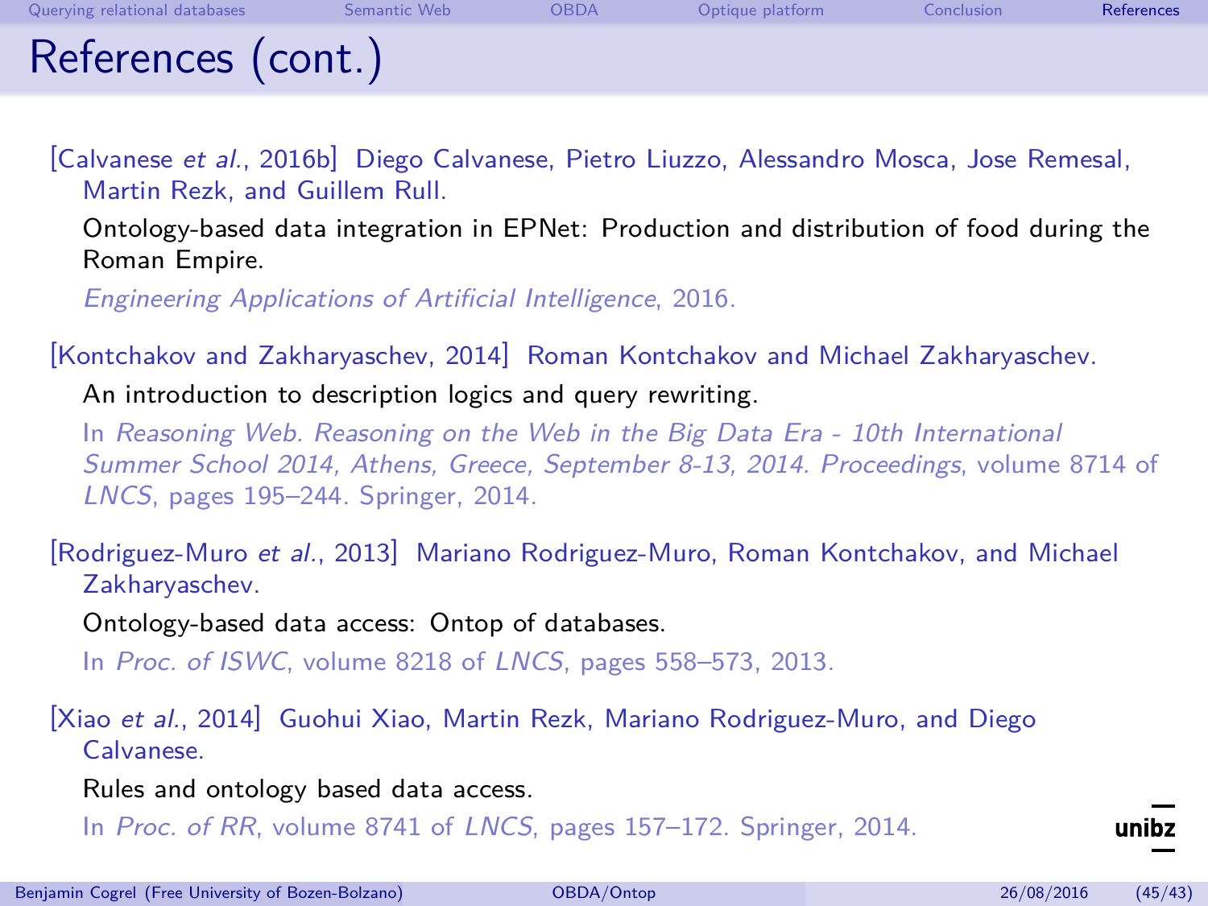# References (cont.)

[Calvanese *et al.*, 2016b] Diego Calvanese, Pietro Liuzzo, Alessandro Mosca, Jose Remesal, Martin Rezk, and Guillem Rull.

Ontology-based data integration in EPNet: Production and distribution of food during the Roman Empire.

*Engineering Applications of Artificial Intelligence*, 2016.

[Kontchakov and Zakharyaschev, 2014] Roman Kontchakov and Michael Zakharyaschev.

An introduction to description logics and query rewriting.

In *Reasoning Web. Reasoning on the Web in the Big Data Era - 10th International Summer School 2014, Athens, Greece, September 8-13, 2014. Proceedings*, volume 8714 of *LNCS*, pages 195–244. Springer, 2014.

[Rodriguez-Muro *et al.*, 2013] Mariano Rodriguez-Muro, Roman Kontchakov, and Michael Zakharyaschev.

Ontology-based data access: Ontop of databases.

In *Proc. of ISWC*, volume 8218 of *LNCS*, pages 558–573, 2013.

[Xiao *et al.*, 2014] Guohui Xiao, Martin Rezk, Mariano Rodriguez-Muro, and Diego Calvanese.

Rules and ontology based data access.

In *Proc. of RR*, volume 8741 of *LNCS*, pages 157–172. Springer, 2014.